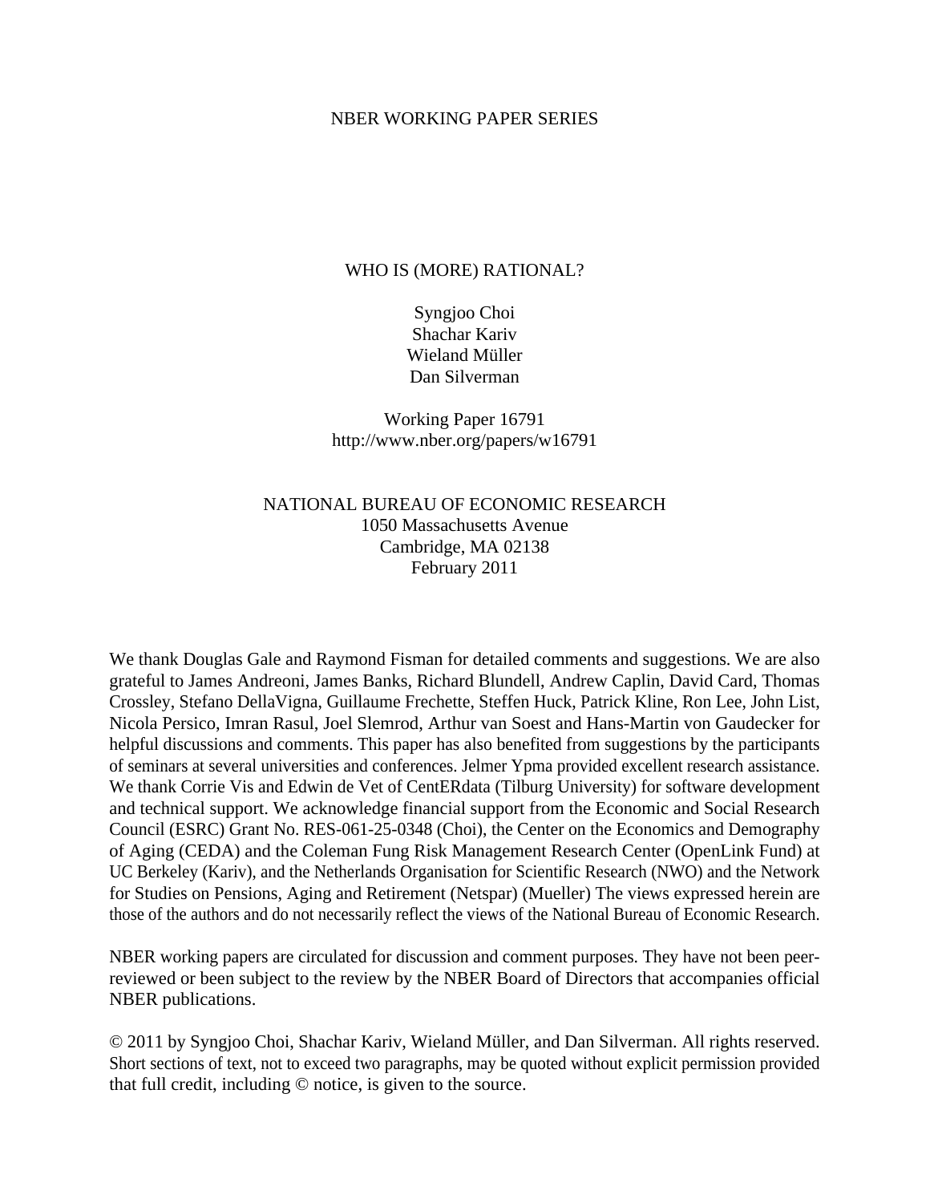NBER WORKING PAPER SERIES

# WHO IS (MORE) RATIONAL?

Syngjoo Choi
Shachar Kariv
Wieland Müller
Dan Silverman

Working Paper 16791
http://www.nber.org/papers/w16791

NATIONAL BUREAU OF ECONOMIC RESEARCH
1050 Massachusetts Avenue
Cambridge, MA 02138
February 2011

We thank Douglas Gale and Raymond Fisman for detailed comments and suggestions. We are also grateful to James Andreoni, James Banks, Richard Blundell, Andrew Caplin, David Card, Thomas Crossley, Stefano DellaVigna, Guillaume Frechette, Steffen Huck, Patrick Kline, Ron Lee, John List, Nicola Persico, Imran Rasul, Joel Slemrod, Arthur van Soest and Hans-Martin von Gaudecker for helpful discussions and comments. This paper has also benefited from suggestions by the participants of seminars at several universities and conferences. Jelmer Ypma provided excellent research assistance. We thank Corrie Vis and Edwin de Vet of CentERdata (Tilburg University) for software development and technical support. We acknowledge financial support from the Economic and Social Research Council (ESRC) Grant No. RES-061-25-0348 (Choi), the Center on the Economics and Demography of Aging (CEDA) and the Coleman Fung Risk Management Research Center (OpenLink Fund) at UC Berkeley (Kariv), and the Netherlands Organisation for Scientific Research (NWO) and the Network for Studies on Pensions, Aging and Retirement (Netspar) (Mueller) The views expressed herein are those of the authors and do not necessarily reflect the views of the National Bureau of Economic Research.

NBER working papers are circulated for discussion and comment purposes. They have not been peer-reviewed or been subject to the review by the NBER Board of Directors that accompanies official NBER publications.

© 2011 by Syngjoo Choi, Shachar Kariv, Wieland Müller, and Dan Silverman. All rights reserved. Short sections of text, not to exceed two paragraphs, may be quoted without explicit permission provided that full credit, including © notice, is given to the source.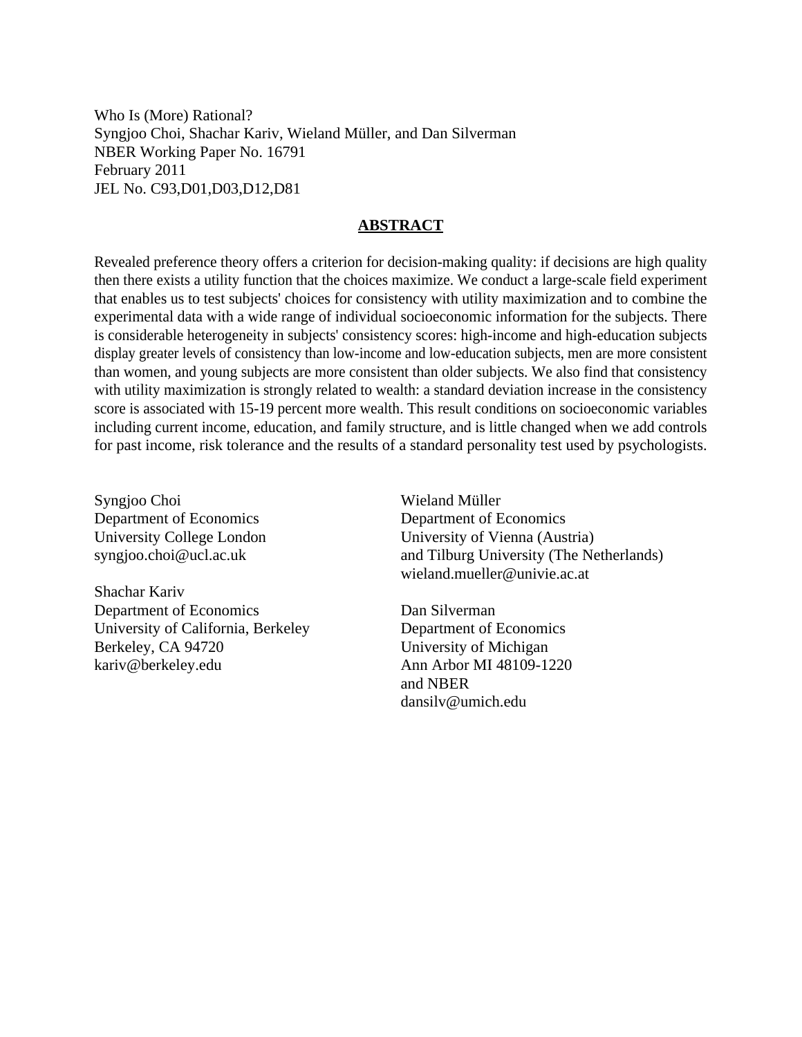Who Is (More) Rational?
Syngjoo Choi, Shachar Kariv, Wieland Müller, and Dan Silverman
NBER Working Paper No. 16791
February 2011
JEL No. C93,D01,D03,D12,D81

## ABSTRACT

Revealed preference theory offers a criterion for decision-making quality: if decisions are high quality then there exists a utility function that the choices maximize. We conduct a large-scale field experiment that enables us to test subjects' choices for consistency with utility maximization and to combine the experimental data with a wide range of individual socioeconomic information for the subjects. There is considerable heterogeneity in subjects' consistency scores: high-income and high-education subjects display greater levels of consistency than low-income and low-education subjects, men are more consistent than women, and young subjects are more consistent than older subjects. We also find that consistency with utility maximization is strongly related to wealth: a standard deviation increase in the consistency score is associated with 15-19 percent more wealth. This result conditions on socioeconomic variables including current income, education, and family structure, and is little changed when we add controls for past income, risk tolerance and the results of a standard personality test used by psychologists.

Syngjoo Choi
Department of Economics
University College London
syngjoo.choi@ucl.ac.uk

Shachar Kariv
Department of Economics
University of California, Berkeley
Berkeley, CA 94720
kariv@berkeley.edu

Wieland Müller
Department of Economics
University of Vienna (Austria)
and Tilburg University (The Netherlands)
wieland.mueller@univie.ac.at

Dan Silverman
Department of Economics
University of Michigan
Ann Arbor MI 48109-1220
and NBER
dansilv@umich.edu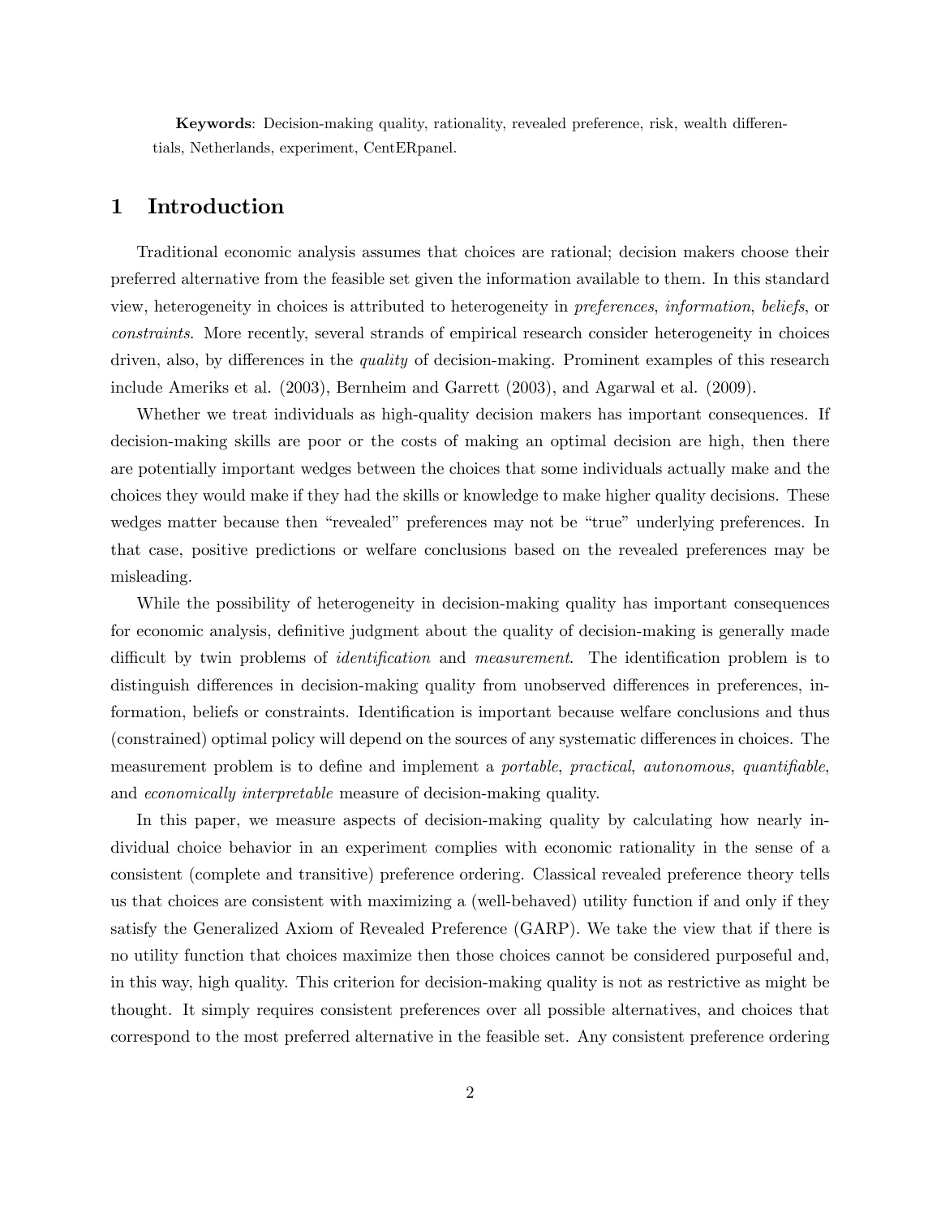**Keywords**: Decision-making quality, rationality, revealed preference, risk, wealth differentials, Netherlands, experiment, CentERpanel.

# 1 Introduction

Traditional economic analysis assumes that choices are rational; decision makers choose their preferred alternative from the feasible set given the information available to them. In this standard view, heterogeneity in choices is attributed to heterogeneity in *preferences*, *information*, *beliefs*, or *constraints*. More recently, several strands of empirical research consider heterogeneity in choices driven, also, by differences in the *quality* of decision-making. Prominent examples of this research include Ameriks et al. (2003), Bernheim and Garrett (2003), and Agarwal et al. (2009).

Whether we treat individuals as high-quality decision makers has important consequences. If decision-making skills are poor or the costs of making an optimal decision are high, then there are potentially important wedges between the choices that some individuals actually make and the choices they would make if they had the skills or knowledge to make higher quality decisions. These wedges matter because then "revealed" preferences may not be "true" underlying preferences. In that case, positive predictions or welfare conclusions based on the revealed preferences may be misleading.

While the possibility of heterogeneity in decision-making quality has important consequences for economic analysis, definitive judgment about the quality of decision-making is generally made difficult by twin problems of *identification* and *measurement*. The identification problem is to distinguish differences in decision-making quality from unobserved differences in preferences, information, beliefs or constraints. Identification is important because welfare conclusions and thus (constrained) optimal policy will depend on the sources of any systematic differences in choices. The measurement problem is to define and implement a *portable*, *practical*, *autonomous*, *quantifiable*, and *economically interpretable* measure of decision-making quality.

In this paper, we measure aspects of decision-making quality by calculating how nearly individual choice behavior in an experiment complies with economic rationality in the sense of a consistent (complete and transitive) preference ordering. Classical revealed preference theory tells us that choices are consistent with maximizing a (well-behaved) utility function if and only if they satisfy the Generalized Axiom of Revealed Preference (GARP). We take the view that if there is no utility function that choices maximize then those choices cannot be considered purposeful and, in this way, high quality. This criterion for decision-making quality is not as restrictive as might be thought. It simply requires consistent preferences over all possible alternatives, and choices that correspond to the most preferred alternative in the feasible set. Any consistent preference ordering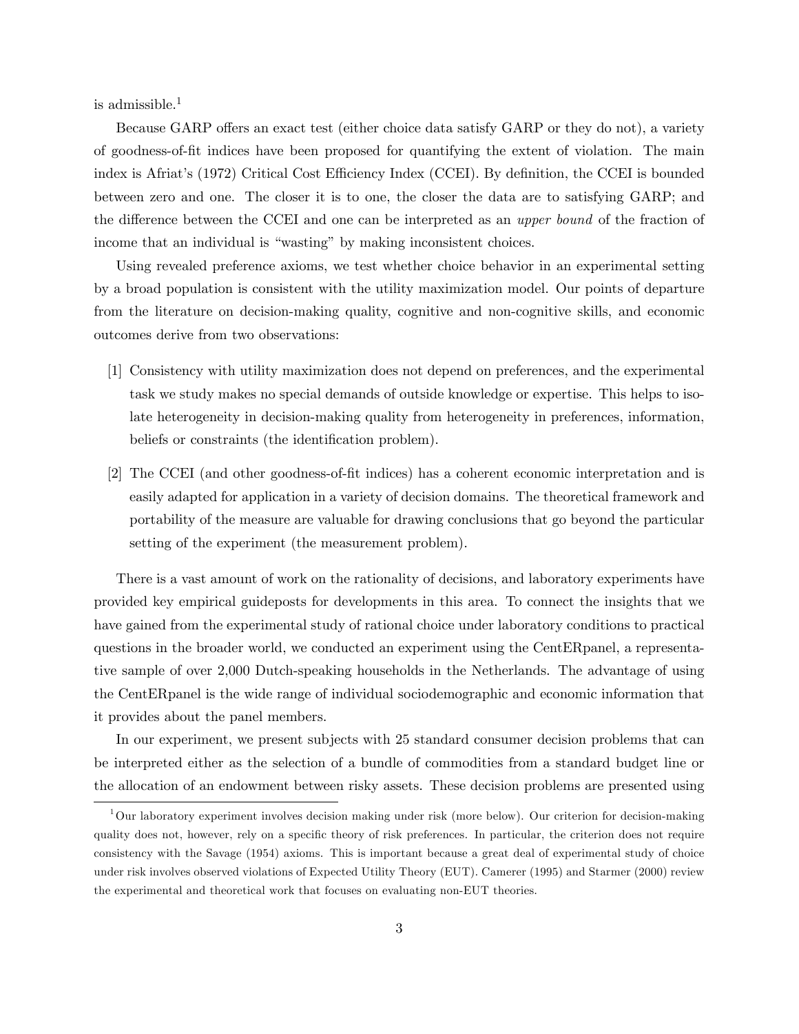is admissible.[1]

Because GARP offers an exact test (either choice data satisfy GARP or they do not), a variety of goodness-of-fit indices have been proposed for quantifying the extent of violation. The main index is Afriat's (1972) Critical Cost Efficiency Index (CCEI). By definition, the CCEI is bounded between zero and one. The closer it is to one, the closer the data are to satisfying GARP; and the difference between the CCEI and one can be interpreted as an *upper bound* of the fraction of income that an individual is "wasting" by making inconsistent choices.

Using revealed preference axioms, we test whether choice behavior in an experimental setting by a broad population is consistent with the utility maximization model. Our points of departure from the literature on decision-making quality, cognitive and non-cognitive skills, and economic outcomes derive from two observations:

[1] Consistency with utility maximization does not depend on preferences, and the experimental task we study makes no special demands of outside knowledge or expertise. This helps to isolate heterogeneity in decision-making quality from heterogeneity in preferences, information, beliefs or constraints (the identification problem).

[2] The CCEI (and other goodness-of-fit indices) has a coherent economic interpretation and is easily adapted for application in a variety of decision domains. The theoretical framework and portability of the measure are valuable for drawing conclusions that go beyond the particular setting of the experiment (the measurement problem).

There is a vast amount of work on the rationality of decisions, and laboratory experiments have provided key empirical guideposts for developments in this area. To connect the insights that we have gained from the experimental study of rational choice under laboratory conditions to practical questions in the broader world, we conducted an experiment using the CentERpanel, a representative sample of over 2,000 Dutch-speaking households in the Netherlands. The advantage of using the CentERpanel is the wide range of individual sociodemographic and economic information that it provides about the panel members.

In our experiment, we present subjects with 25 standard consumer decision problems that can be interpreted either as the selection of a bundle of commodities from a standard budget line or the allocation of an endowment between risky assets. These decision problems are presented using

[1] Our laboratory experiment involves decision making under risk (more below). Our criterion for decision-making quality does not, however, rely on a specific theory of risk preferences. In particular, the criterion does not require consistency with the Savage (1954) axioms. This is important because a great deal of experimental study of choice under risk involves observed violations of Expected Utility Theory (EUT). Camerer (1995) and Starmer (2000) review the experimental and theoretical work that focuses on evaluating non-EUT theories.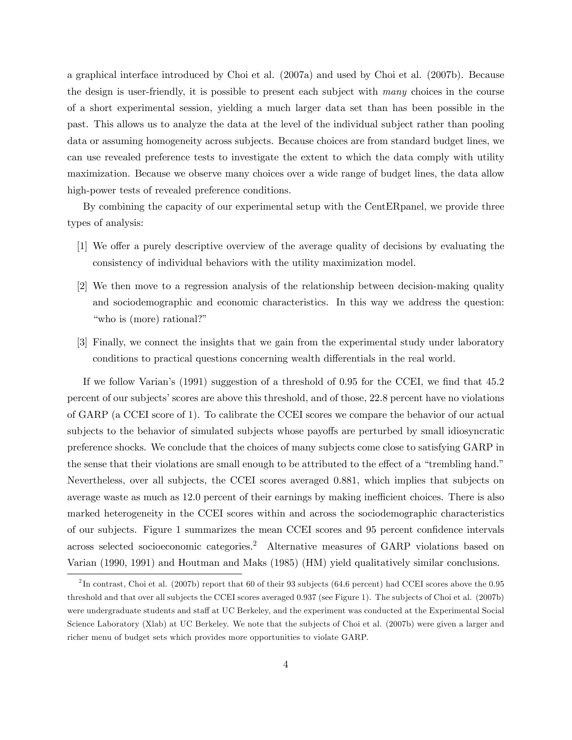a graphical interface introduced by Choi et al. (2007a) and used by Choi et al. (2007b). Because the design is user-friendly, it is possible to present each subject with *many* choices in the course of a short experimental session, yielding a much larger data set than has been possible in the past. This allows us to analyze the data at the level of the individual subject rather than pooling data or assuming homogeneity across subjects. Because choices are from standard budget lines, we can use revealed preference tests to investigate the extent to which the data comply with utility maximization. Because we observe many choices over a wide range of budget lines, the data allow high-power tests of revealed preference conditions.

By combining the capacity of our experimental setup with the CentERpanel, we provide three types of analysis:

[1] We offer a purely descriptive overview of the average quality of decisions by evaluating the consistency of individual behaviors with the utility maximization model.

[2] We then move to a regression analysis of the relationship between decision-making quality and sociodemographic and economic characteristics. In this way we address the question: "who is (more) rational?"

[3] Finally, we connect the insights that we gain from the experimental study under laboratory conditions to practical questions concerning wealth differentials in the real world.

If we follow Varian's (1991) suggestion of a threshold of 0.95 for the CCEI, we find that 45.2 percent of our subjects' scores are above this threshold, and of those, 22.8 percent have no violations of GARP (a CCEI score of 1). To calibrate the CCEI scores we compare the behavior of our actual subjects to the behavior of simulated subjects whose payoffs are perturbed by small idiosyncratic preference shocks. We conclude that the choices of many subjects come close to satisfying GARP in the sense that their violations are small enough to be attributed to the effect of a "trembling hand." Nevertheless, over all subjects, the CCEI scores averaged 0.881, which implies that subjects on average waste as much as 12.0 percent of their earnings by making inefficient choices. There is also marked heterogeneity in the CCEI scores within and across the sociodemographic characteristics of our subjects. Figure 1 summarizes the mean CCEI scores and 95 percent confidence intervals across selected socioeconomic categories.[2] Alternative measures of GARP violations based on Varian (1990, 1991) and Houtman and Maks (1985) (HM) yield qualitatively similar conclusions.

[2] In contrast, Choi et al. (2007b) report that 60 of their 93 subjects (64.6 percent) had CCEI scores above the 0.95 threshold and that over all subjects the CCEI scores averaged 0.937 (see Figure 1). The subjects of Choi et al. (2007b) were undergraduate students and staff at UC Berkeley, and the experiment was conducted at the Experimental Social Science Laboratory (Xlab) at UC Berkeley. We note that the subjects of Choi et al. (2007b) were given a larger and richer menu of budget sets which provides more opportunities to violate GARP.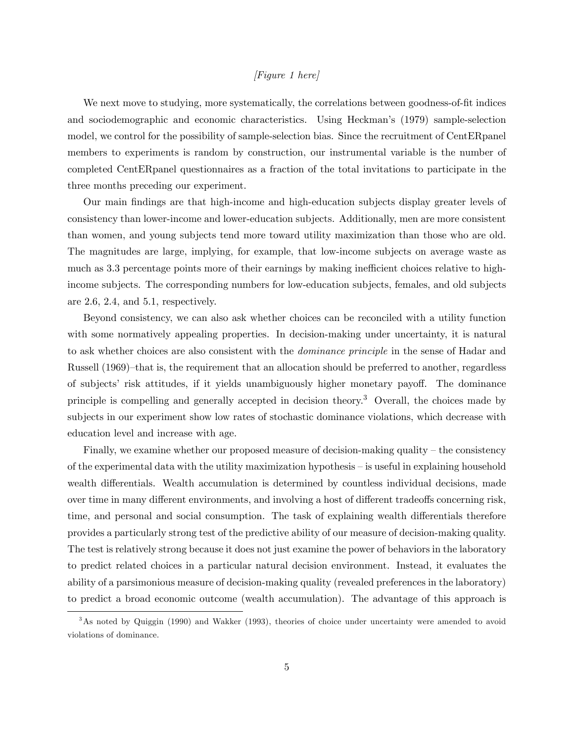*[Figure 1 here]*

We next move to studying, more systematically, the correlations between goodness-of-fit indices and sociodemographic and economic characteristics. Using Heckman's (1979) sample-selection model, we control for the possibility of sample-selection bias. Since the recruitment of CentERpanel members to experiments is random by construction, our instrumental variable is the number of completed CentERpanel questionnaires as a fraction of the total invitations to participate in the three months preceding our experiment.

Our main findings are that high-income and high-education subjects display greater levels of consistency than lower-income and lower-education subjects. Additionally, men are more consistent than women, and young subjects tend more toward utility maximization than those who are old. The magnitudes are large, implying, for example, that low-income subjects on average waste as much as 3.3 percentage points more of their earnings by making inefficient choices relative to high-income subjects. The corresponding numbers for low-education subjects, females, and old subjects are 2.6, 2.4, and 5.1, respectively.

Beyond consistency, we can also ask whether choices can be reconciled with a utility function with some normatively appealing properties. In decision-making under uncertainty, it is natural to ask whether choices are also consistent with the *dominance principle* in the sense of Hadar and Russell (1969)–that is, the requirement that an allocation should be preferred to another, regardless of subjects' risk attitudes, if it yields unambiguously higher monetary payoff. The dominance principle is compelling and generally accepted in decision theory.[3] Overall, the choices made by subjects in our experiment show low rates of stochastic dominance violations, which decrease with education level and increase with age.

Finally, we examine whether our proposed measure of decision-making quality – the consistency of the experimental data with the utility maximization hypothesis – is useful in explaining household wealth differentials. Wealth accumulation is determined by countless individual decisions, made over time in many different environments, and involving a host of different tradeoffs concerning risk, time, and personal and social consumption. The task of explaining wealth differentials therefore provides a particularly strong test of the predictive ability of our measure of decision-making quality. The test is relatively strong because it does not just examine the power of behaviors in the laboratory to predict related choices in a particular natural decision environment. Instead, it evaluates the ability of a parsimonious measure of decision-making quality (revealed preferences in the laboratory) to predict a broad economic outcome (wealth accumulation). The advantage of this approach is

[3] As noted by Quiggin (1990) and Wakker (1993), theories of choice under uncertainty were amended to avoid violations of dominance.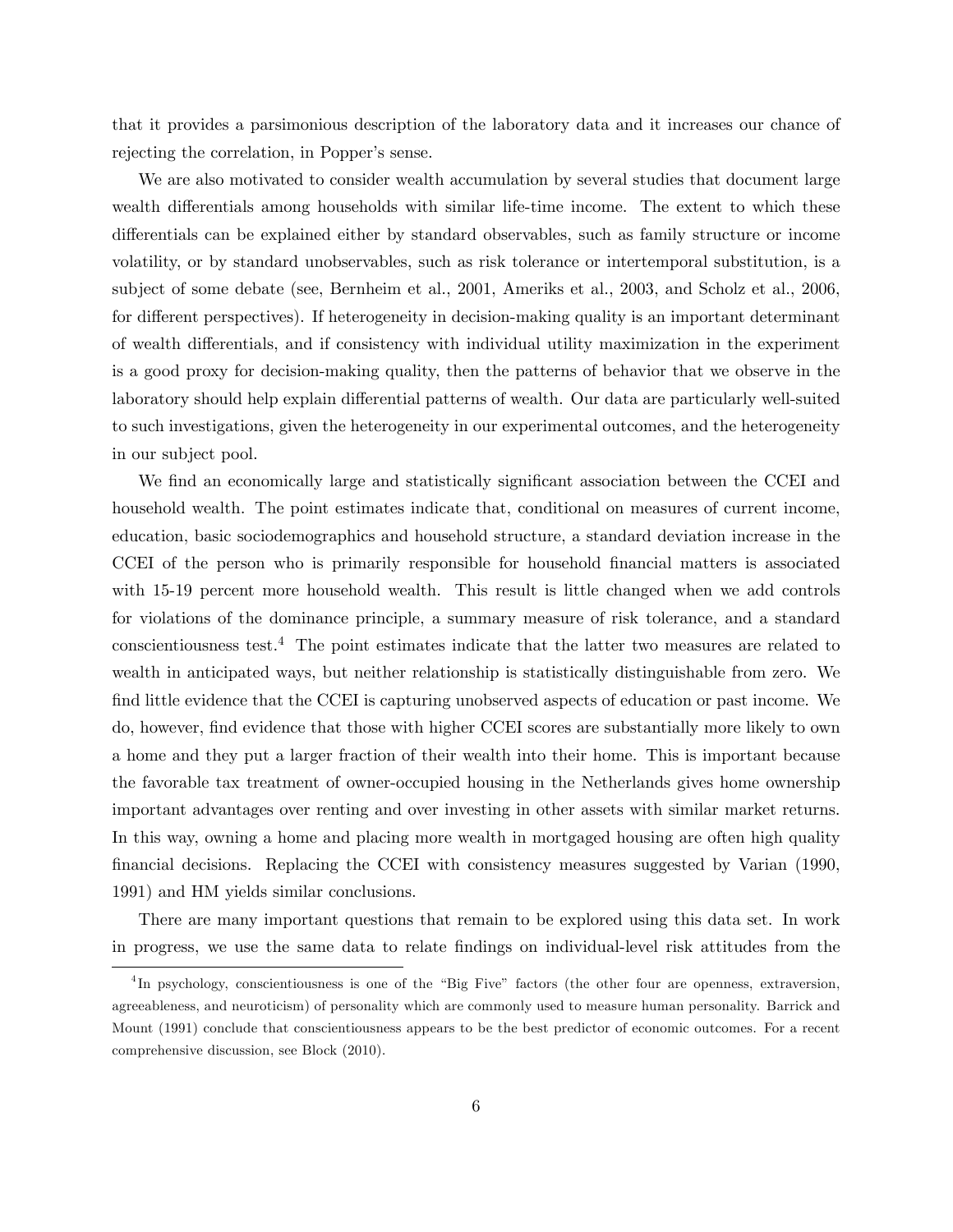that it provides a parsimonious description of the laboratory data and it increases our chance of rejecting the correlation, in Popper's sense.

We are also motivated to consider wealth accumulation by several studies that document large wealth differentials among households with similar life-time income. The extent to which these differentials can be explained either by standard observables, such as family structure or income volatility, or by standard unobservables, such as risk tolerance or intertemporal substitution, is a subject of some debate (see, Bernheim et al., 2001, Ameriks et al., 2003, and Scholz et al., 2006, for different perspectives). If heterogeneity in decision-making quality is an important determinant of wealth differentials, and if consistency with individual utility maximization in the experiment is a good proxy for decision-making quality, then the patterns of behavior that we observe in the laboratory should help explain differential patterns of wealth. Our data are particularly well-suited to such investigations, given the heterogeneity in our experimental outcomes, and the heterogeneity in our subject pool.

We find an economically large and statistically significant association between the CCEI and household wealth. The point estimates indicate that, conditional on measures of current income, education, basic sociodemographics and household structure, a standard deviation increase in the CCEI of the person who is primarily responsible for household financial matters is associated with 15-19 percent more household wealth. This result is little changed when we add controls for violations of the dominance principle, a summary measure of risk tolerance, and a standard conscientiousness test.[4] The point estimates indicate that the latter two measures are related to wealth in anticipated ways, but neither relationship is statistically distinguishable from zero. We find little evidence that the CCEI is capturing unobserved aspects of education or past income. We do, however, find evidence that those with higher CCEI scores are substantially more likely to own a home and they put a larger fraction of their wealth into their home. This is important because the favorable tax treatment of owner-occupied housing in the Netherlands gives home ownership important advantages over renting and over investing in other assets with similar market returns. In this way, owning a home and placing more wealth in mortgaged housing are often high quality financial decisions. Replacing the CCEI with consistency measures suggested by Varian (1990, 1991) and HM yields similar conclusions.

There are many important questions that remain to be explored using this data set. In work in progress, we use the same data to relate findings on individual-level risk attitudes from the

---

[4] In psychology, conscientiousness is one of the "Big Five" factors (the other four are openness, extraversion, agreeableness, and neuroticism) of personality which are commonly used to measure human personality. Barrick and Mount (1991) conclude that conscientiousness appears to be the best predictor of economic outcomes. For a recent comprehensive discussion, see Block (2010).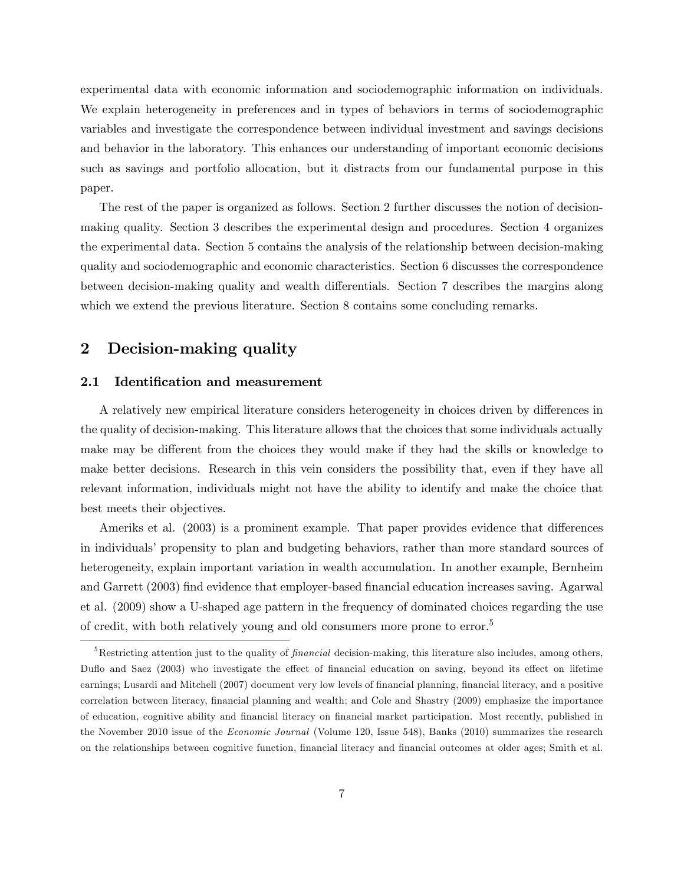experimental data with economic information and sociodemographic information on individuals. We explain heterogeneity in preferences and in types of behaviors in terms of sociodemographic variables and investigate the correspondence between individual investment and savings decisions and behavior in the laboratory. This enhances our understanding of important economic decisions such as savings and portfolio allocation, but it distracts from our fundamental purpose in this paper.

The rest of the paper is organized as follows. Section 2 further discusses the notion of decision-making quality. Section 3 describes the experimental design and procedures. Section 4 organizes the experimental data. Section 5 contains the analysis of the relationship between decision-making quality and sociodemographic and economic characteristics. Section 6 discusses the correspondence between decision-making quality and wealth differentials. Section 7 describes the margins along which we extend the previous literature. Section 8 contains some concluding remarks.

## 2 Decision-making quality

### 2.1 Identification and measurement

A relatively new empirical literature considers heterogeneity in choices driven by differences in the quality of decision-making. This literature allows that the choices that some individuals actually make may be different from the choices they would make if they had the skills or knowledge to make better decisions. Research in this vein considers the possibility that, even if they have all relevant information, individuals might not have the ability to identify and make the choice that best meets their objectives.

Ameriks et al. (2003) is a prominent example. That paper provides evidence that differences in individuals' propensity to plan and budgeting behaviors, rather than more standard sources of heterogeneity, explain important variation in wealth accumulation. In another example, Bernheim and Garrett (2003) find evidence that employer-based financial education increases saving. Agarwal et al. (2009) show a U-shaped age pattern in the frequency of dominated choices regarding the use of credit, with both relatively young and old consumers more prone to error.[5]

[5] Restricting attention just to the quality of *financial* decision-making, this literature also includes, among others, Duflo and Saez (2003) who investigate the effect of financial education on saving, beyond its effect on lifetime earnings; Lusardi and Mitchell (2007) document very low levels of financial planning, financial literacy, and a positive correlation between literacy, financial planning and wealth; and Cole and Shastry (2009) emphasize the importance of education, cognitive ability and financial literacy on financial market participation. Most recently, published in the November 2010 issue of the *Economic Journal* (Volume 120, Issue 548), Banks (2010) summarizes the research on the relationships between cognitive function, financial literacy and financial outcomes at older ages; Smith et al.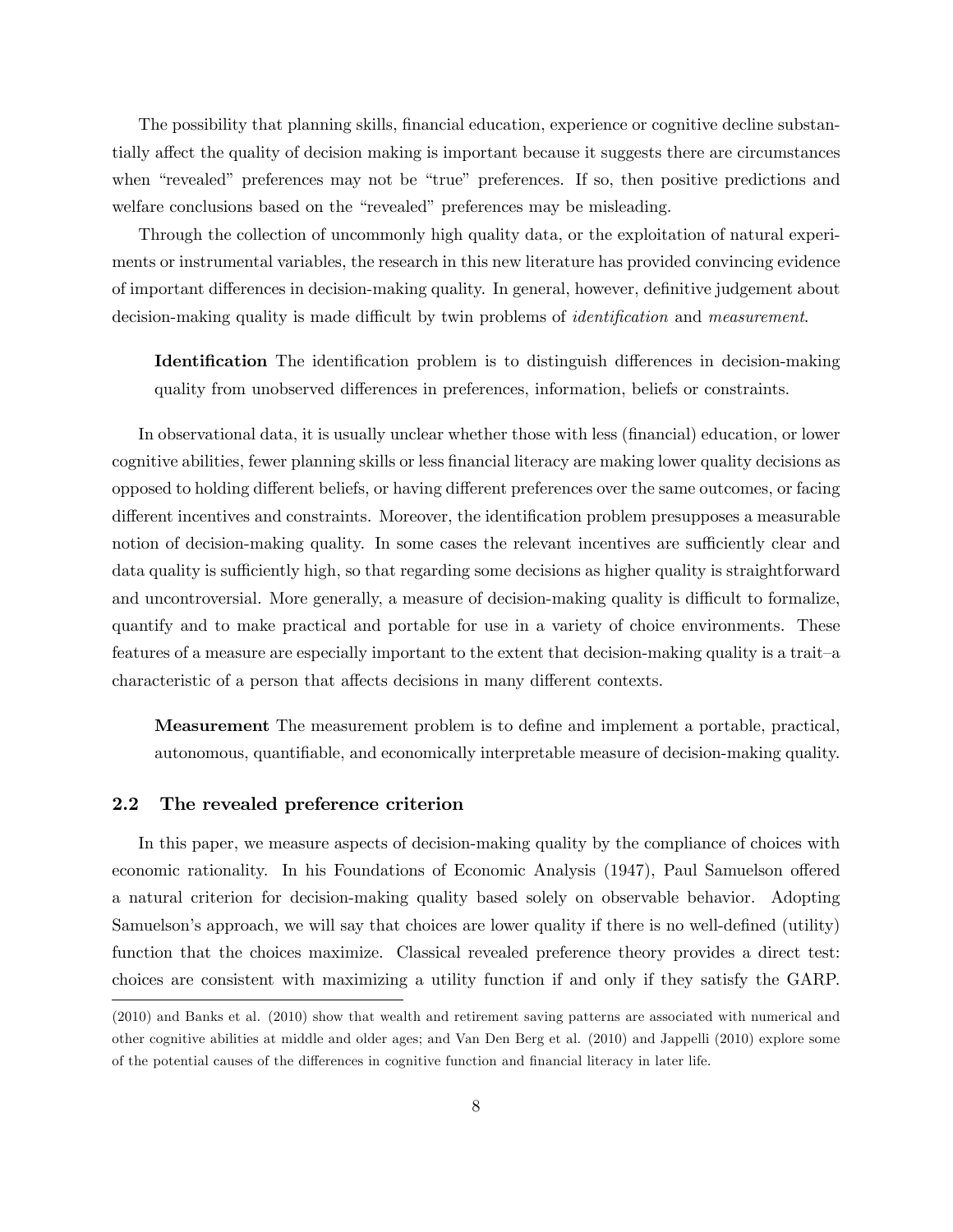The possibility that planning skills, financial education, experience or cognitive decline substantially affect the quality of decision making is important because it suggests there are circumstances when "revealed" preferences may not be "true" preferences. If so, then positive predictions and welfare conclusions based on the "revealed" preferences may be misleading.

Through the collection of uncommonly high quality data, or the exploitation of natural experiments or instrumental variables, the research in this new literature has provided convincing evidence of important differences in decision-making quality. In general, however, definitive judgement about decision-making quality is made difficult by twin problems of *identification* and *measurement*.

> **Identification** The identification problem is to distinguish differences in decision-making quality from unobserved differences in preferences, information, beliefs or constraints.

In observational data, it is usually unclear whether those with less (financial) education, or lower cognitive abilities, fewer planning skills or less financial literacy are making lower quality decisions as opposed to holding different beliefs, or having different preferences over the same outcomes, or facing different incentives and constraints. Moreover, the identification problem presupposes a measurable notion of decision-making quality. In some cases the relevant incentives are sufficiently clear and data quality is sufficiently high, so that regarding some decisions as higher quality is straightforward and uncontroversial. More generally, a measure of decision-making quality is difficult to formalize, quantify and to make practical and portable for use in a variety of choice environments. These features of a measure are especially important to the extent that decision-making quality is a trait–a characteristic of a person that affects decisions in many different contexts.

> **Measurement** The measurement problem is to define and implement a portable, practical, autonomous, quantifiable, and economically interpretable measure of decision-making quality.

### 2.2 The revealed preference criterion

In this paper, we measure aspects of decision-making quality by the compliance of choices with economic rationality. In his Foundations of Economic Analysis (1947), Paul Samuelson offered a natural criterion for decision-making quality based solely on observable behavior. Adopting Samuelson's approach, we will say that choices are lower quality if there is no well-defined (utility) function that the choices maximize. Classical revealed preference theory provides a direct test: choices are consistent with maximizing a utility function if and only if they satisfy the GARP.

(2010) and Banks et al. (2010) show that wealth and retirement saving patterns are associated with numerical and other cognitive abilities at middle and older ages; and Van Den Berg et al. (2010) and Jappelli (2010) explore some of the potential causes of the differences in cognitive function and financial literacy in later life.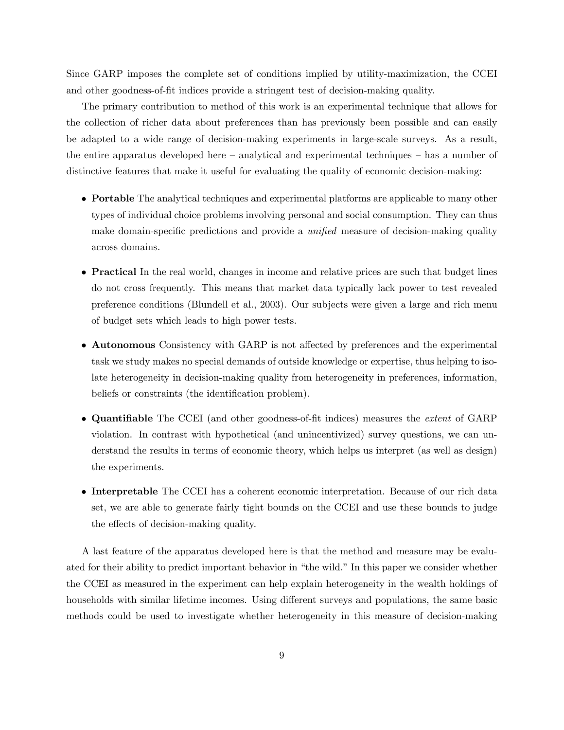Since GARP imposes the complete set of conditions implied by utility-maximization, the CCEI and other goodness-of-fit indices provide a stringent test of decision-making quality.

The primary contribution to method of this work is an experimental technique that allows for the collection of richer data about preferences than has previously been possible and can easily be adapted to a wide range of decision-making experiments in large-scale surveys. As a result, the entire apparatus developed here – analytical and experimental techniques – has a number of distinctive features that make it useful for evaluating the quality of economic decision-making:

- **Portable** The analytical techniques and experimental platforms are applicable to many other types of individual choice problems involving personal and social consumption. They can thus make domain-specific predictions and provide a *unified* measure of decision-making quality across domains.

- **Practical** In the real world, changes in income and relative prices are such that budget lines do not cross frequently. This means that market data typically lack power to test revealed preference conditions (Blundell et al., 2003). Our subjects were given a large and rich menu of budget sets which leads to high power tests.

- **Autonomous** Consistency with GARP is not affected by preferences and the experimental task we study makes no special demands of outside knowledge or expertise, thus helping to isolate heterogeneity in decision-making quality from heterogeneity in preferences, information, beliefs or constraints (the identification problem).

- **Quantifiable** The CCEI (and other goodness-of-fit indices) measures the *extent* of GARP violation. In contrast with hypothetical (and unincentivized) survey questions, we can understand the results in terms of economic theory, which helps us interpret (as well as design) the experiments.

- **Interpretable** The CCEI has a coherent economic interpretation. Because of our rich data set, we are able to generate fairly tight bounds on the CCEI and use these bounds to judge the effects of decision-making quality.

A last feature of the apparatus developed here is that the method and measure may be evaluated for their ability to predict important behavior in "the wild." In this paper we consider whether the CCEI as measured in the experiment can help explain heterogeneity in the wealth holdings of households with similar lifetime incomes. Using different surveys and populations, the same basic methods could be used to investigate whether heterogeneity in this measure of decision-making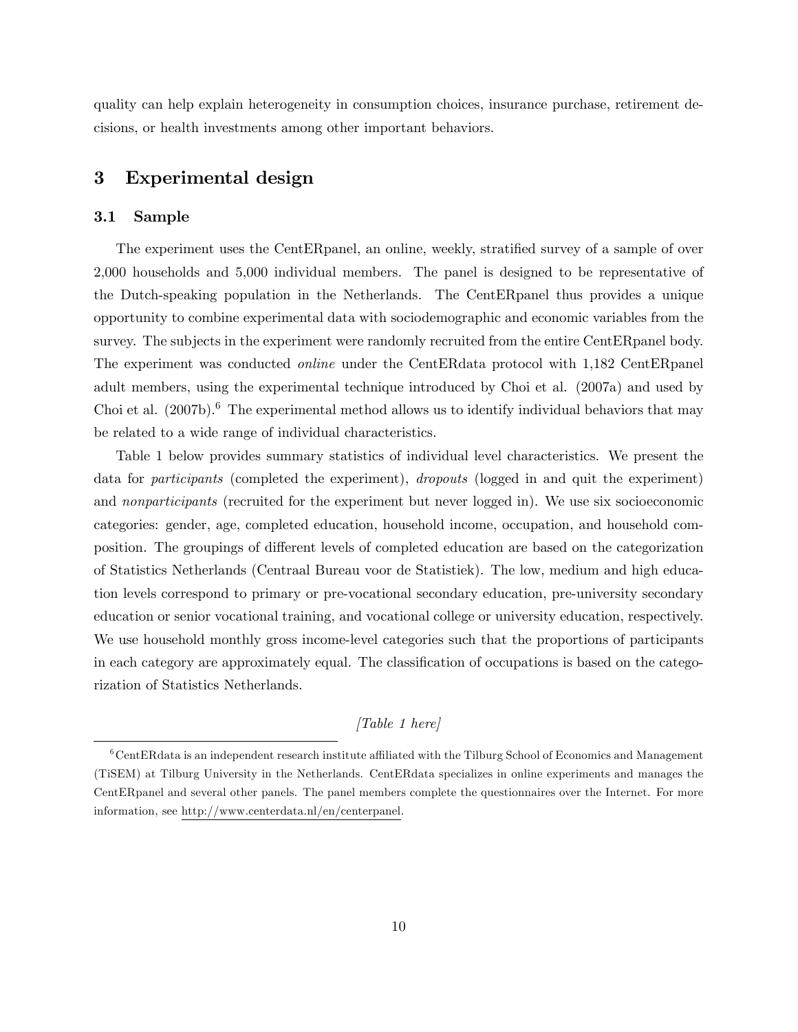quality can help explain heterogeneity in consumption choices, insurance purchase, retirement decisions, or health investments among other important behaviors.

## 3 Experimental design

### 3.1 Sample

The experiment uses the CentERpanel, an online, weekly, stratified survey of a sample of over 2,000 households and 5,000 individual members. The panel is designed to be representative of the Dutch-speaking population in the Netherlands. The CentERpanel thus provides a unique opportunity to combine experimental data with sociodemographic and economic variables from the survey. The subjects in the experiment were randomly recruited from the entire CentERpanel body. The experiment was conducted *online* under the CentERdata protocol with 1,182 CentERpanel adult members, using the experimental technique introduced by Choi et al. (2007a) and used by Choi et al. (2007b).[6] The experimental method allows us to identify individual behaviors that may be related to a wide range of individual characteristics.

Table 1 below provides summary statistics of individual level characteristics. We present the data for *participants* (completed the experiment), *dropouts* (logged in and quit the experiment) and *nonparticipants* (recruited for the experiment but never logged in). We use six socioeconomic categories: gender, age, completed education, household income, occupation, and household composition. The groupings of different levels of completed education are based on the categorization of Statistics Netherlands (Centraal Bureau voor de Statistiek). The low, medium and high education levels correspond to primary or pre-vocational secondary education, pre-university secondary education or senior vocational training, and vocational college or university education, respectively. We use household monthly gross income-level categories such that the proportions of participants in each category are approximately equal. The classification of occupations is based on the categorization of Statistics Netherlands.

*[Table 1 here]*

[6] CentERdata is an independent research institute affiliated with the Tilburg School of Economics and Management (TiSEM) at Tilburg University in the Netherlands. CentERdata specializes in online experiments and manages the CentERpanel and several other panels. The panel members complete the questionnaires over the Internet. For more information, see http://www.centerdata.nl/en/centerpanel.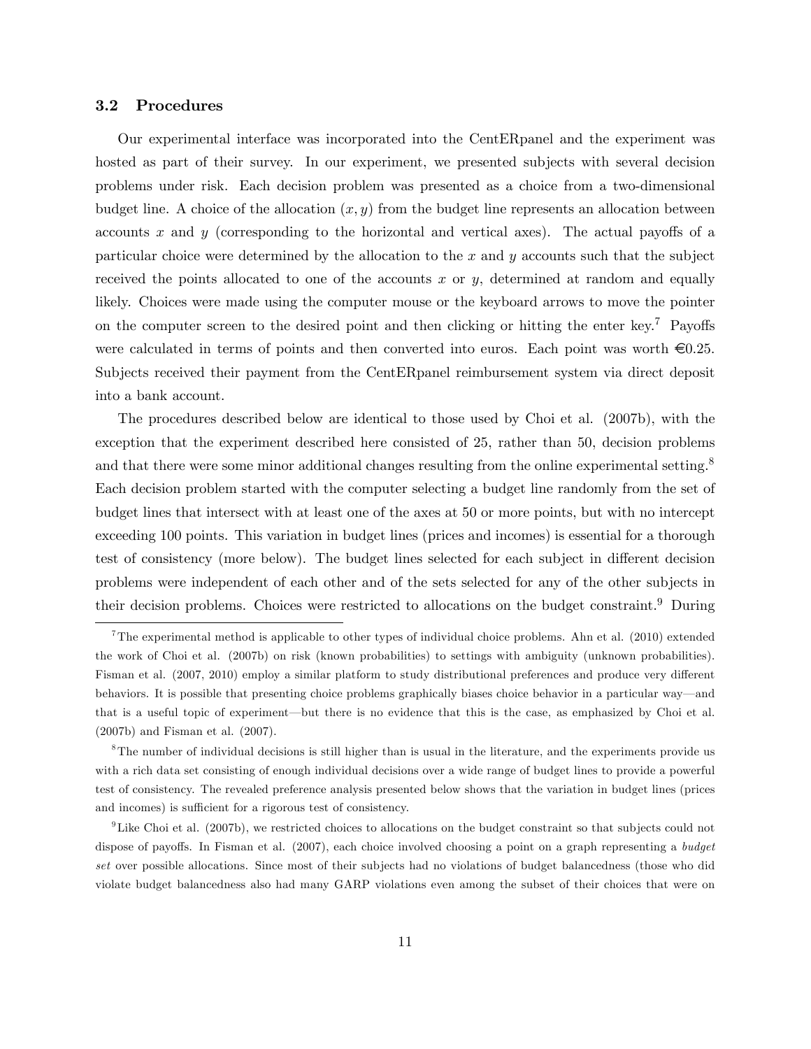### 3.2 Procedures

Our experimental interface was incorporated into the CentERpanel and the experiment was hosted as part of their survey. In our experiment, we presented subjects with several decision problems under risk. Each decision problem was presented as a choice from a two-dimensional budget line. A choice of the allocation $(x, y)$ from the budget line represents an allocation between accounts $x$ and $y$ (corresponding to the horizontal and vertical axes). The actual payoffs of a particular choice were determined by the allocation to the $x$ and $y$ accounts such that the subject received the points allocated to one of the accounts $x$ or $y$, determined at random and equally likely. Choices were made using the computer mouse or the keyboard arrows to move the pointer on the computer screen to the desired point and then clicking or hitting the enter key.[7] Payoffs were calculated in terms of points and then converted into euros. Each point was worth €0.25. Subjects received their payment from the CentERpanel reimbursement system via direct deposit into a bank account.

The procedures described below are identical to those used by Choi et al. (2007b), with the exception that the experiment described here consisted of 25, rather than 50, decision problems and that there were some minor additional changes resulting from the online experimental setting.[8] Each decision problem started with the computer selecting a budget line randomly from the set of budget lines that intersect with at least one of the axes at 50 or more points, but with no intercept exceeding 100 points. This variation in budget lines (prices and incomes) is essential for a thorough test of consistency (more below). The budget lines selected for each subject in different decision problems were independent of each other and of the sets selected for any of the other subjects in their decision problems. Choices were restricted to allocations on the budget constraint.[9] During

---

[7] The experimental method is applicable to other types of individual choice problems. Ahn et al. (2010) extended the work of Choi et al. (2007b) on risk (known probabilities) to settings with ambiguity (unknown probabilities). Fisman et al. (2007, 2010) employ a similar platform to study distributional preferences and produce very different behaviors. It is possible that presenting choice problems graphically biases choice behavior in a particular way—and that is a useful topic of experiment—but there is no evidence that this is the case, as emphasized by Choi et al. (2007b) and Fisman et al. (2007).

[8] The number of individual decisions is still higher than is usual in the literature, and the experiments provide us with a rich data set consisting of enough individual decisions over a wide range of budget lines to provide a powerful test of consistency. The revealed preference analysis presented below shows that the variation in budget lines (prices and incomes) is sufficient for a rigorous test of consistency.

[9] Like Choi et al. (2007b), we restricted choices to allocations on the budget constraint so that subjects could not dispose of payoffs. In Fisman et al. (2007), each choice involved choosing a point on a graph representing a *budget set* over possible allocations. Since most of their subjects had no violations of budget balancedness (those who did violate budget balancedness also had many GARP violations even among the subset of their choices that were on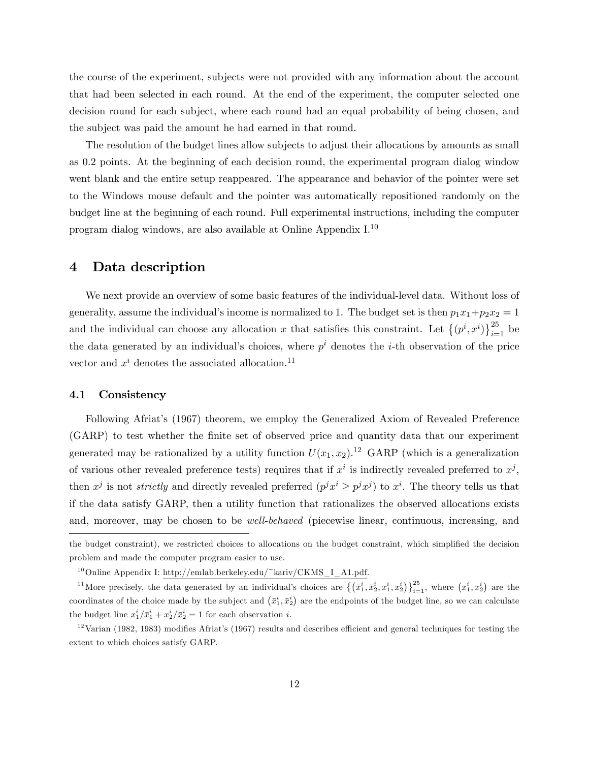the course of the experiment, subjects were not provided with any information about the account that had been selected in each round. At the end of the experiment, the computer selected one decision round for each subject, where each round had an equal probability of being chosen, and the subject was paid the amount he had earned in that round.

The resolution of the budget lines allow subjects to adjust their allocations by amounts as small as 0.2 points. At the beginning of each decision round, the experimental program dialog window went blank and the entire setup reappeared. The appearance and behavior of the pointer were set to the Windows mouse default and the pointer was automatically repositioned randomly on the budget line at the beginning of each round. Full experimental instructions, including the computer program dialog windows, are also available at Online Appendix I.[10]

# 4 Data description

We next provide an overview of some basic features of the individual-level data. Without loss of generality, assume the individual's income is normalized to 1. The budget set is then $p_1x_1+p_2x_2 = 1$ and the individual can choose any allocation $x$ that satisfies this constraint. Let $\left\{(p^i, x^i)\right\}_{i=1}^{25}$ be the data generated by an individual's choices, where $p^i$ denotes the $i$-th observation of the price vector and $x^i$ denotes the associated allocation.[11]

## 4.1 Consistency

Following Afriat's (1967) theorem, we employ the Generalized Axiom of Revealed Preference (GARP) to test whether the finite set of observed price and quantity data that our experiment generated may be rationalized by a utility function $U(x_1, x_2)$.[12] GARP (which is a generalization of various other revealed preference tests) requires that if $x^i$ is indirectly revealed preferred to $x^j$, then $x^j$ is not *strictly* and directly revealed preferred ($p^jx^i \geq p^jx^j$) to $x^i$. The theory tells us that if the data satisfy GARP, then a utility function that rationalizes the observed allocations exists and, moreover, may be chosen to be *well-behaved* (piecewise linear, continuous, increasing, and

---

the budget constraint), we restricted choices to allocations on the budget constraint, which simplified the decision problem and made the computer program easier to use.

[10] Online Appendix I: http://emlab.berkeley.edu/~kariv/CKMS_I_A1.pdf.

[11] More precisely, the data generated by an individual's choices are $\left\{\left(\bar{x}_1^i, \bar{x}_2^i, x_1^i, x_2^i\right)\right\}_{i=1}^{25}$, where $\left(x_1^i, x_2^i\right)$ are the coordinates of the choice made by the subject and $\left(\bar{x}_1^i, \bar{x}_2^i\right)$ are the endpoints of the budget line, so we can calculate the budget line $x_1^i/\bar{x}_1^i + x_2^i/\bar{x}_2^i = 1$ for each observation $i$.

[12] Varian (1982, 1983) modifies Afriat's (1967) results and describes efficient and general techniques for testing the extent to which choices satisfy GARP.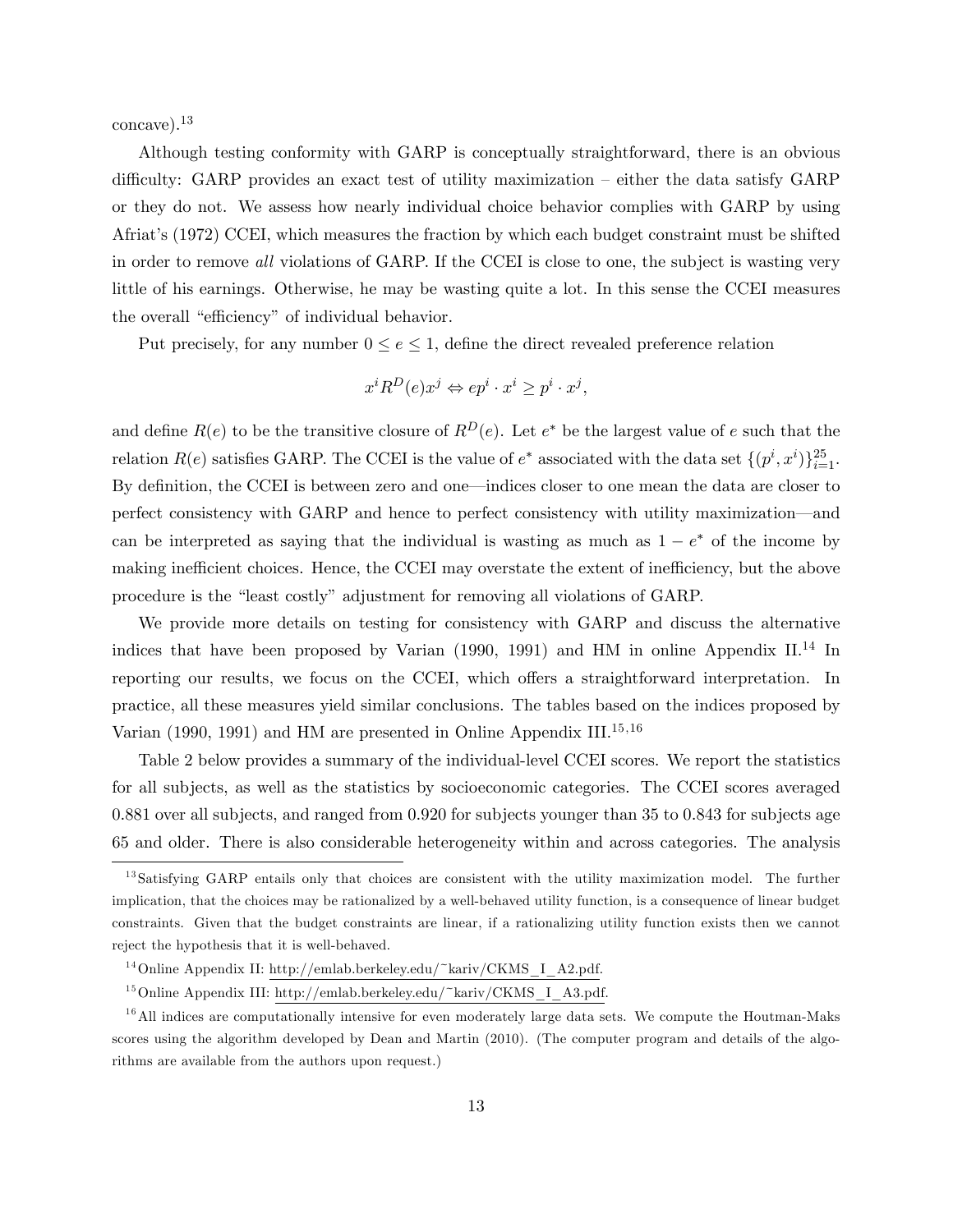concave).[13]

Although testing conformity with GARP is conceptually straightforward, there is an obvious difficulty: GARP provides an exact test of utility maximization – either the data satisfy GARP or they do not. We assess how nearly individual choice behavior complies with GARP by using Afriat's (1972) CCEI, which measures the fraction by which each budget constraint must be shifted in order to remove *all* violations of GARP. If the CCEI is close to one, the subject is wasting very little of his earnings. Otherwise, he may be wasting quite a lot. In this sense the CCEI measures the overall "efficiency" of individual behavior.

Put precisely, for any number $0 \leq e \leq 1$, define the direct revealed preference relation

$$x^i R^D(e) x^j \Leftrightarrow e p^i \cdot x^i \geq p^i \cdot x^j,$$

and define $R(e)$ to be the transitive closure of $R^D(e)$. Let $e^*$ be the largest value of $e$ such that the relation $R(e)$ satisfies GARP. The CCEI is the value of $e^*$ associated with the data set $\{(p^i, x^i)\}_{i=1}^{25}$. By definition, the CCEI is between zero and one—indices closer to one mean the data are closer to perfect consistency with GARP and hence to perfect consistency with utility maximization—and can be interpreted as saying that the individual is wasting as much as $1 - e^*$ of the income by making inefficient choices. Hence, the CCEI may overstate the extent of inefficiency, but the above procedure is the "least costly" adjustment for removing all violations of GARP.

We provide more details on testing for consistency with GARP and discuss the alternative indices that have been proposed by Varian (1990, 1991) and HM in online Appendix II.[14] In reporting our results, we focus on the CCEI, which offers a straightforward interpretation. In practice, all these measures yield similar conclusions. The tables based on the indices proposed by Varian (1990, 1991) and HM are presented in Online Appendix III.[15,16]

Table 2 below provides a summary of the individual-level CCEI scores. We report the statistics for all subjects, as well as the statistics by socioeconomic categories. The CCEI scores averaged 0.881 over all subjects, and ranged from 0.920 for subjects younger than 35 to 0.843 for subjects age 65 and older. There is also considerable heterogeneity within and across categories. The analysis

---

[13] Satisfying GARP entails only that choices are consistent with the utility maximization model. The further implication, that the choices may be rationalized by a well-behaved utility function, is a consequence of linear budget constraints. Given that the budget constraints are linear, if a rationalizing utility function exists then we cannot reject the hypothesis that it is well-behaved.

[14] Online Appendix II: http://emlab.berkeley.edu/~kariv/CKMS_I_A2.pdf.

[15] Online Appendix III: http://emlab.berkeley.edu/~kariv/CKMS_I_A3.pdf.

[16] All indices are computationally intensive for even moderately large data sets. We compute the Houtman-Maks scores using the algorithm developed by Dean and Martin (2010). (The computer program and details of the algorithms are available from the authors upon request.)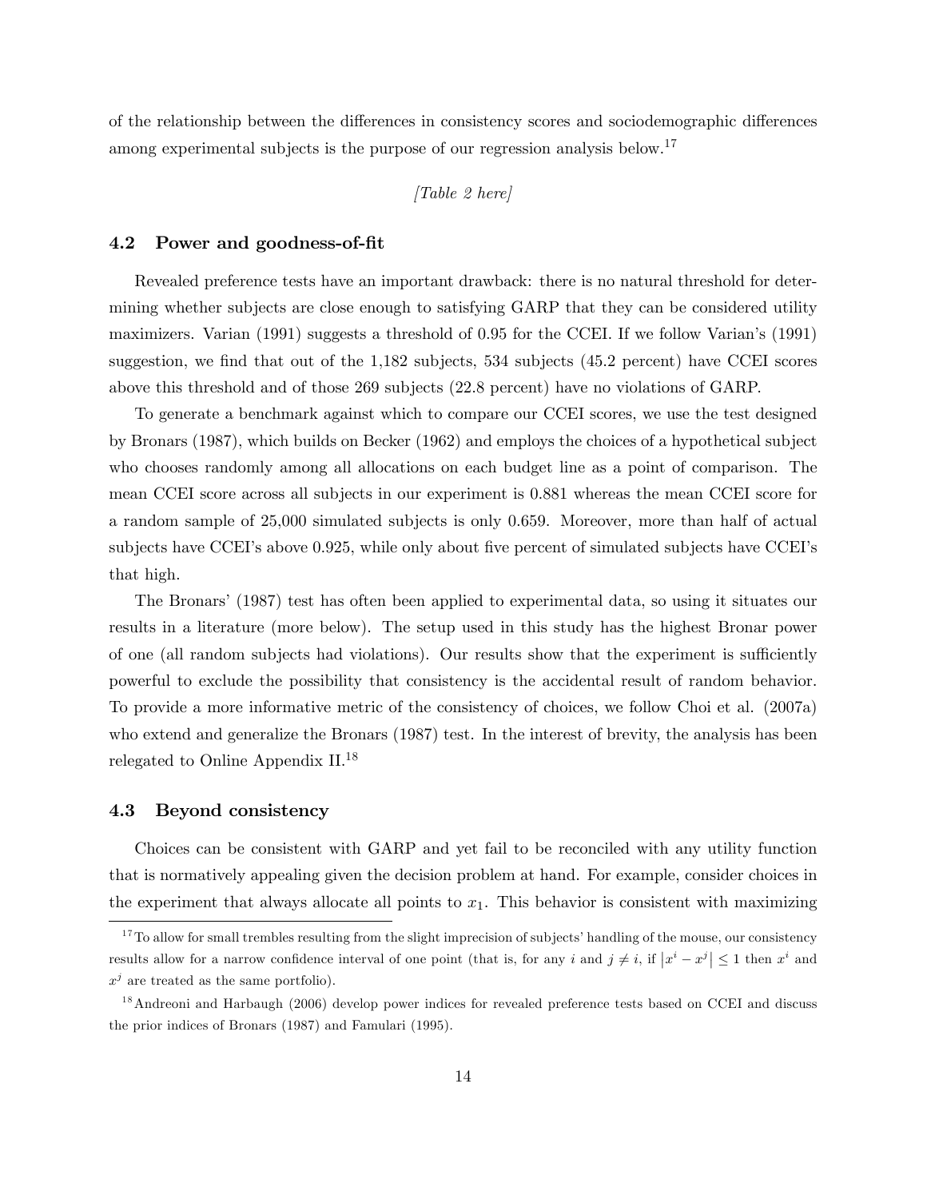of the relationship between the differences in consistency scores and sociodemographic differences among experimental subjects is the purpose of our regression analysis below.[17]

*[Table 2 here]*

### 4.2 Power and goodness-of-fit

Revealed preference tests have an important drawback: there is no natural threshold for determining whether subjects are close enough to satisfying GARP that they can be considered utility maximizers. Varian (1991) suggests a threshold of 0.95 for the CCEI. If we follow Varian's (1991) suggestion, we find that out of the 1,182 subjects, 534 subjects (45.2 percent) have CCEI scores above this threshold and of those 269 subjects (22.8 percent) have no violations of GARP.

To generate a benchmark against which to compare our CCEI scores, we use the test designed by Bronars (1987), which builds on Becker (1962) and employs the choices of a hypothetical subject who chooses randomly among all allocations on each budget line as a point of comparison. The mean CCEI score across all subjects in our experiment is 0.881 whereas the mean CCEI score for a random sample of 25,000 simulated subjects is only 0.659. Moreover, more than half of actual subjects have CCEI's above 0.925, while only about five percent of simulated subjects have CCEI's that high.

The Bronars' (1987) test has often been applied to experimental data, so using it situates our results in a literature (more below). The setup used in this study has the highest Bronar power of one (all random subjects had violations). Our results show that the experiment is sufficiently powerful to exclude the possibility that consistency is the accidental result of random behavior. To provide a more informative metric of the consistency of choices, we follow Choi et al. (2007a) who extend and generalize the Bronars (1987) test. In the interest of brevity, the analysis has been relegated to Online Appendix II.[18]

### 4.3 Beyond consistency

Choices can be consistent with GARP and yet fail to be reconciled with any utility function that is normatively appealing given the decision problem at hand. For example, consider choices in the experiment that always allocate all points to $x_1$. This behavior is consistent with maximizing

[17] To allow for small trembles resulting from the slight imprecision of subjects' handling of the mouse, our consistency results allow for a narrow confidence interval of one point (that is, for any $i$ and $j \neq i$, if $\left|x^i - x^j\right| \leq 1$ then $x^i$ and $x^j$ are treated as the same portfolio).

[18] Andreoni and Harbaugh (2006) develop power indices for revealed preference tests based on CCEI and discuss the prior indices of Bronars (1987) and Famulari (1995).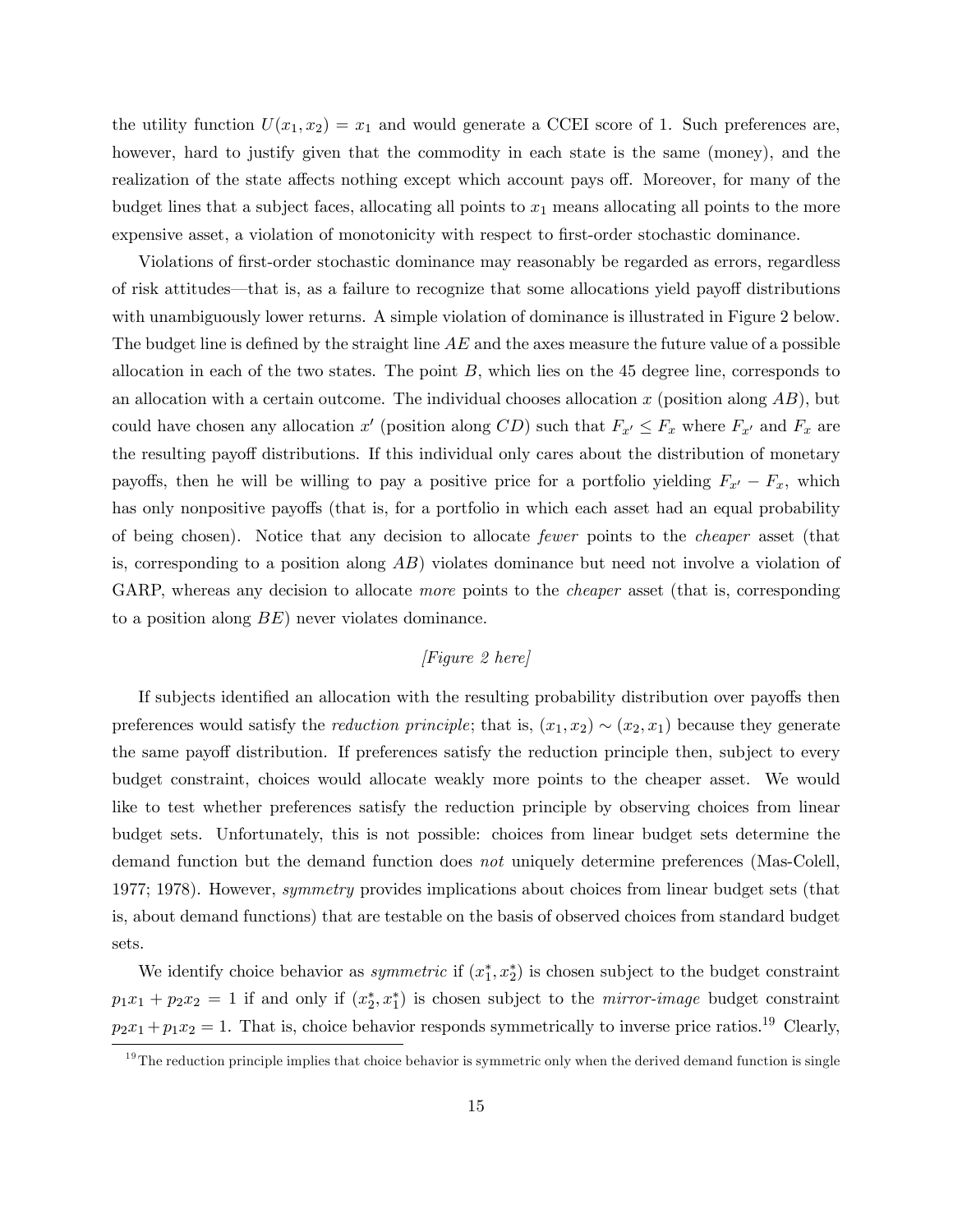the utility function $U(x_1, x_2) = x_1$ and would generate a CCEI score of 1. Such preferences are, however, hard to justify given that the commodity in each state is the same (money), and the realization of the state affects nothing except which account pays off. Moreover, for many of the budget lines that a subject faces, allocating all points to $x_1$ means allocating all points to the more expensive asset, a violation of monotonicity with respect to first-order stochastic dominance.

Violations of first-order stochastic dominance may reasonably be regarded as errors, regardless of risk attitudes—that is, as a failure to recognize that some allocations yield payoff distributions with unambiguously lower returns. A simple violation of dominance is illustrated in Figure 2 below. The budget line is defined by the straight line $AE$ and the axes measure the future value of a possible allocation in each of the two states. The point $B$, which lies on the 45 degree line, corresponds to an allocation with a certain outcome. The individual chooses allocation $x$ (position along $AB$), but could have chosen any allocation $x'$ (position along $CD$) such that $F_{x'} \leq F_x$ where $F_{x'}$ and $F_x$ are the resulting payoff distributions. If this individual only cares about the distribution of monetary payoffs, then he will be willing to pay a positive price for a portfolio yielding $F_{x'} - F_x$, which has only nonpositive payoffs (that is, for a portfolio in which each asset had an equal probability of being chosen). Notice that any decision to allocate *fewer* points to the *cheaper* asset (that is, corresponding to a position along $AB$) violates dominance but need not involve a violation of GARP, whereas any decision to allocate *more* points to the *cheaper* asset (that is, corresponding to a position along $BE$) never violates dominance.

*[Figure 2 here]*

If subjects identified an allocation with the resulting probability distribution over payoffs then preferences would satisfy the *reduction principle*; that is, $(x_1, x_2) \sim (x_2, x_1)$ because they generate the same payoff distribution. If preferences satisfy the reduction principle then, subject to every budget constraint, choices would allocate weakly more points to the cheaper asset. We would like to test whether preferences satisfy the reduction principle by observing choices from linear budget sets. Unfortunately, this is not possible: choices from linear budget sets determine the demand function but the demand function does *not* uniquely determine preferences (Mas-Colell, 1977; 1978). However, *symmetry* provides implications about choices from linear budget sets (that is, about demand functions) that are testable on the basis of observed choices from standard budget sets.

We identify choice behavior as *symmetric* if $(x_1^*, x_2^*)$ is chosen subject to the budget constraint $p_1x_1 + p_2x_2 = 1$ if and only if $(x_2^*, x_1^*)$ is chosen subject to the *mirror-image* budget constraint $p_2x_1 + p_1x_2 = 1$. That is, choice behavior responds symmetrically to inverse price ratios.[19] Clearly,

[19] The reduction principle implies that choice behavior is symmetric only when the derived demand function is single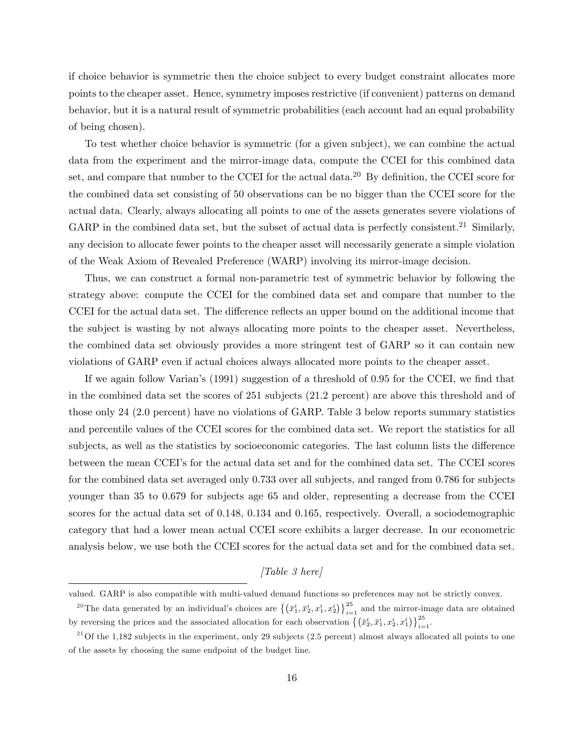if choice behavior is symmetric then the choice subject to every budget constraint allocates more points to the cheaper asset. Hence, symmetry imposes restrictive (if convenient) patterns on demand behavior, but it is a natural result of symmetric probabilities (each account had an equal probability of being chosen).

To test whether choice behavior is symmetric (for a given subject), we can combine the actual data from the experiment and the mirror-image data, compute the CCEI for this combined data set, and compare that number to the CCEI for the actual data.[20] By definition, the CCEI score for the combined data set consisting of 50 observations can be no bigger than the CCEI score for the actual data. Clearly, always allocating all points to one of the assets generates severe violations of GARP in the combined data set, but the subset of actual data is perfectly consistent.[21] Similarly, any decision to allocate fewer points to the cheaper asset will necessarily generate a simple violation of the Weak Axiom of Revealed Preference (WARP) involving its mirror-image decision.

Thus, we can construct a formal non-parametric test of symmetric behavior by following the strategy above: compute the CCEI for the combined data set and compare that number to the CCEI for the actual data set. The difference reflects an upper bound on the additional income that the subject is wasting by not always allocating more points to the cheaper asset. Nevertheless, the combined data set obviously provides a more stringent test of GARP so it can contain new violations of GARP even if actual choices always allocated more points to the cheaper asset.

If we again follow Varian's (1991) suggestion of a threshold of 0.95 for the CCEI, we find that in the combined data set the scores of 251 subjects (21.2 percent) are above this threshold and of those only 24 (2.0 percent) have no violations of GARP. Table 3 below reports summary statistics and percentile values of the CCEI scores for the combined data set. We report the statistics for all subjects, as well as the statistics by socioeconomic categories. The last column lists the difference between the mean CCEI's for the actual data set and for the combined data set. The CCEI scores for the combined data set averaged only 0.733 over all subjects, and ranged from 0.786 for subjects younger than 35 to 0.679 for subjects age 65 and older, representing a decrease from the CCEI scores for the actual data set of 0.148, 0.134 and 0.165, respectively. Overall, a sociodemographic category that had a lower mean actual CCEI score exhibits a larger decrease. In our econometric analysis below, we use both the CCEI scores for the actual data set and for the combined data set.

*[Table 3 here]*

---

valued. GARP is also compatible with multi-valued demand functions so preferences may not be strictly convex.

[20] The data generated by an individual's choices are $\left\{\left(\bar{x}_1^i, \bar{x}_2^i, x_1^i, x_2^i\right)\right\}_{i=1}^{25}$ and the mirror-image data are obtained by reversing the prices and the associated allocation for each observation $\left\{\left(\bar{x}_2^i, \bar{x}_1^i, x_2^i, x_1^i\right)\right\}_{i=1}^{25}$.

[21] Of the 1,182 subjects in the experiment, only 29 subjects (2.5 percent) almost always allocated all points to one of the assets by choosing the same endpoint of the budget line.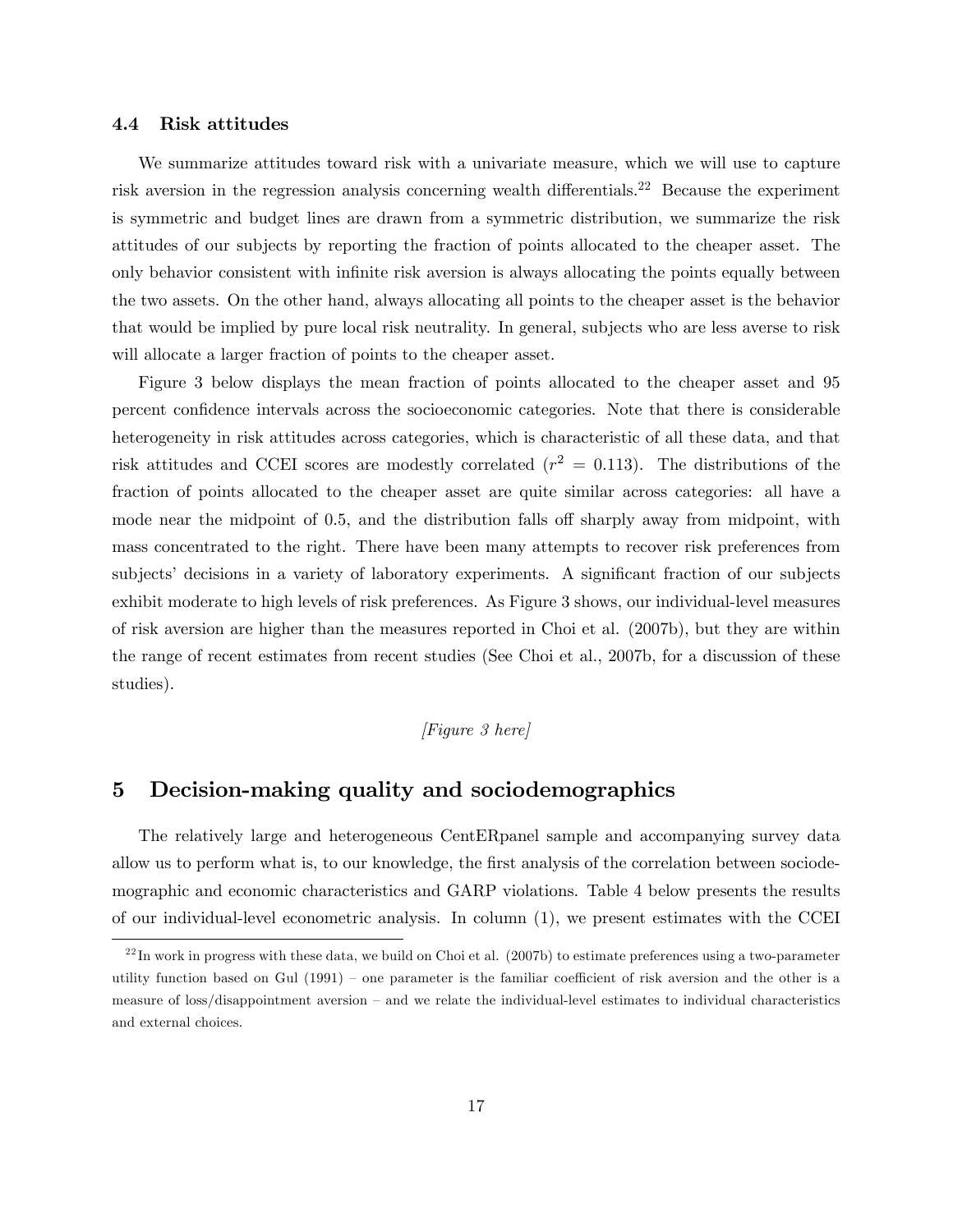### 4.4 Risk attitudes

We summarize attitudes toward risk with a univariate measure, which we will use to capture risk aversion in the regression analysis concerning wealth differentials.[22] Because the experiment is symmetric and budget lines are drawn from a symmetric distribution, we summarize the risk attitudes of our subjects by reporting the fraction of points allocated to the cheaper asset. The only behavior consistent with infinite risk aversion is always allocating the points equally between the two assets. On the other hand, always allocating all points to the cheaper asset is the behavior that would be implied by pure local risk neutrality. In general, subjects who are less averse to risk will allocate a larger fraction of points to the cheaper asset.

Figure 3 below displays the mean fraction of points allocated to the cheaper asset and 95 percent confidence intervals across the socioeconomic categories. Note that there is considerable heterogeneity in risk attitudes across categories, which is characteristic of all these data, and that risk attitudes and CCEI scores are modestly correlated ($r^2 = 0.113$). The distributions of the fraction of points allocated to the cheaper asset are quite similar across categories: all have a mode near the midpoint of 0.5, and the distribution falls off sharply away from midpoint, with mass concentrated to the right. There have been many attempts to recover risk preferences from subjects' decisions in a variety of laboratory experiments. A significant fraction of our subjects exhibit moderate to high levels of risk preferences. As Figure 3 shows, our individual-level measures of risk aversion are higher than the measures reported in Choi et al. (2007b), but they are within the range of recent estimates from recent studies (See Choi et al., 2007b, for a discussion of these studies).

*[Figure 3 here]*

## 5 Decision-making quality and sociodemographics

The relatively large and heterogeneous CentERpanel sample and accompanying survey data allow us to perform what is, to our knowledge, the first analysis of the correlation between sociodemographic and economic characteristics and GARP violations. Table 4 below presents the results of our individual-level econometric analysis. In column (1), we present estimates with the CCEI

[22] In work in progress with these data, we build on Choi et al. (2007b) to estimate preferences using a two-parameter utility function based on Gul (1991) – one parameter is the familiar coefficient of risk aversion and the other is a measure of loss/disappointment aversion – and we relate the individual-level estimates to individual characteristics and external choices.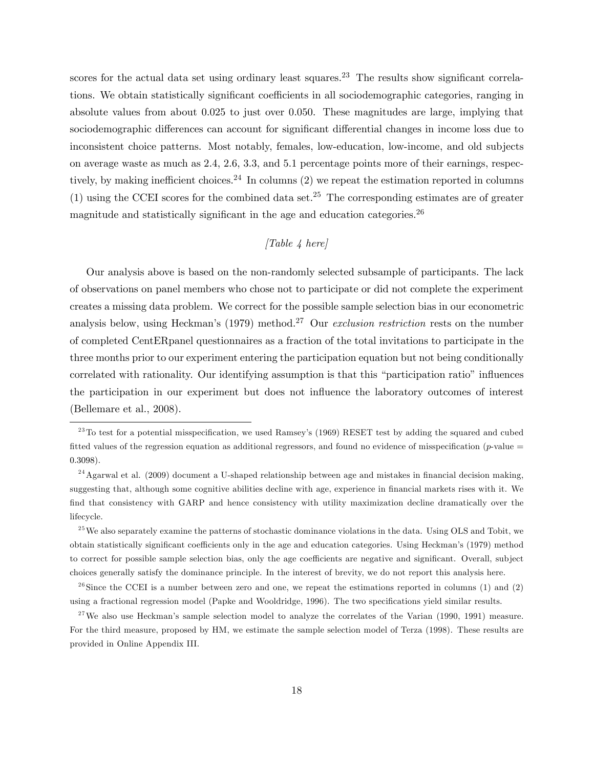scores for the actual data set using ordinary least squares.[23] The results show significant correlations. We obtain statistically significant coefficients in all sociodemographic categories, ranging in absolute values from about 0.025 to just over 0.050. These magnitudes are large, implying that sociodemographic differences can account for significant differential changes in income loss due to inconsistent choice patterns. Most notably, females, low-education, low-income, and old subjects on average waste as much as 2.4, 2.6, 3.3, and 5.1 percentage points more of their earnings, respectively, by making inefficient choices.[24] In columns (2) we repeat the estimation reported in columns (1) using the CCEI scores for the combined data set.[25] The corresponding estimates are of greater magnitude and statistically significant in the age and education categories.[26]

*[Table 4 here]*

Our analysis above is based on the non-randomly selected subsample of participants. The lack of observations on panel members who chose not to participate or did not complete the experiment creates a missing data problem. We correct for the possible sample selection bias in our econometric analysis below, using Heckman's (1979) method.[27] Our *exclusion restriction* rests on the number of completed CentERpanel questionnaires as a fraction of the total invitations to participate in the three months prior to our experiment entering the participation equation but not being conditionally correlated with rationality. Our identifying assumption is that this "participation ratio" influences the participation in our experiment but does not influence the laboratory outcomes of interest (Bellemare et al., 2008).

[23] To test for a potential misspecification, we used Ramsey's (1969) RESET test by adding the squared and cubed fitted values of the regression equation as additional regressors, and found no evidence of misspecification ($p$-value = 0.3098).

[24] Agarwal et al. (2009) document a U-shaped relationship between age and mistakes in financial decision making, suggesting that, although some cognitive abilities decline with age, experience in financial markets rises with it. We find that consistency with GARP and hence consistency with utility maximization decline dramatically over the lifecycle.

[25] We also separately examine the patterns of stochastic dominance violations in the data. Using OLS and Tobit, we obtain statistically significant coefficients only in the age and education categories. Using Heckman's (1979) method to correct for possible sample selection bias, only the age coefficients are negative and significant. Overall, subject choices generally satisfy the dominance principle. In the interest of brevity, we do not report this analysis here.

[26] Since the CCEI is a number between zero and one, we repeat the estimations reported in columns (1) and (2) using a fractional regression model (Papke and Wooldridge, 1996). The two specifications yield similar results.

[27] We also use Heckman's sample selection model to analyze the correlates of the Varian (1990, 1991) measure. For the third measure, proposed by HM, we estimate the sample selection model of Terza (1998). These results are provided in Online Appendix III.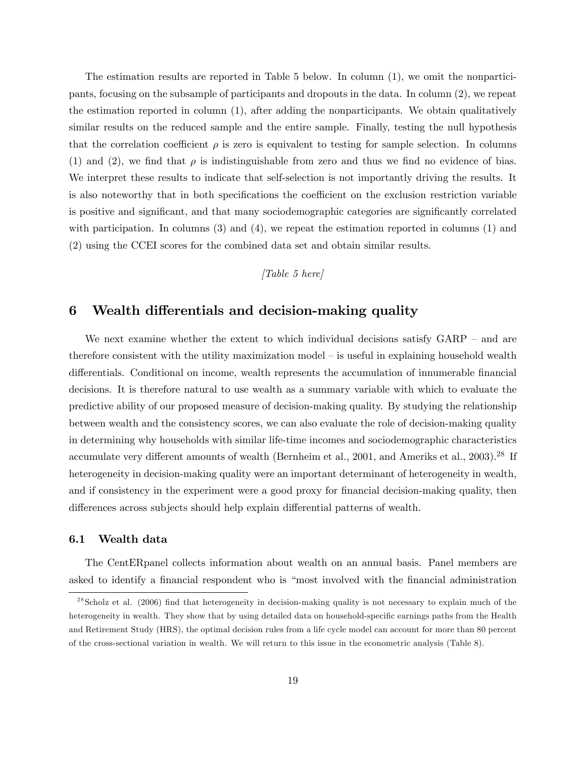The estimation results are reported in Table 5 below. In column (1), we omit the nonparticipants, focusing on the subsample of participants and dropouts in the data. In column (2), we repeat the estimation reported in column (1), after adding the nonparticipants. We obtain qualitatively similar results on the reduced sample and the entire sample. Finally, testing the null hypothesis that the correlation coefficient $\rho$ is zero is equivalent to testing for sample selection. In columns (1) and (2), we find that $\rho$ is indistinguishable from zero and thus we find no evidence of bias. We interpret these results to indicate that self-selection is not importantly driving the results. It is also noteworthy that in both specifications the coefficient on the exclusion restriction variable is positive and significant, and that many sociodemographic categories are significantly correlated with participation. In columns (3) and (4), we repeat the estimation reported in columns (1) and (2) using the CCEI scores for the combined data set and obtain similar results.

*[Table 5 here]*

## 6 Wealth differentials and decision-making quality

We next examine whether the extent to which individual decisions satisfy GARP – and are therefore consistent with the utility maximization model – is useful in explaining household wealth differentials. Conditional on income, wealth represents the accumulation of innumerable financial decisions. It is therefore natural to use wealth as a summary variable with which to evaluate the predictive ability of our proposed measure of decision-making quality. By studying the relationship between wealth and the consistency scores, we can also evaluate the role of decision-making quality in determining why households with similar life-time incomes and sociodemographic characteristics accumulate very different amounts of wealth (Bernheim et al., 2001, and Ameriks et al., 2003).[28] If heterogeneity in decision-making quality were an important determinant of heterogeneity in wealth, and if consistency in the experiment were a good proxy for financial decision-making quality, then differences across subjects should help explain differential patterns of wealth.

### 6.1 Wealth data

The CentERpanel collects information about wealth on an annual basis. Panel members are asked to identify a financial respondent who is "most involved with the financial administration

[28] Scholz et al. (2006) find that heterogeneity in decision-making quality is not necessary to explain much of the heterogeneity in wealth. They show that by using detailed data on household-specific earnings paths from the Health and Retirement Study (HRS), the optimal decision rules from a life cycle model can account for more than 80 percent of the cross-sectional variation in wealth. We will return to this issue in the econometric analysis (Table 8).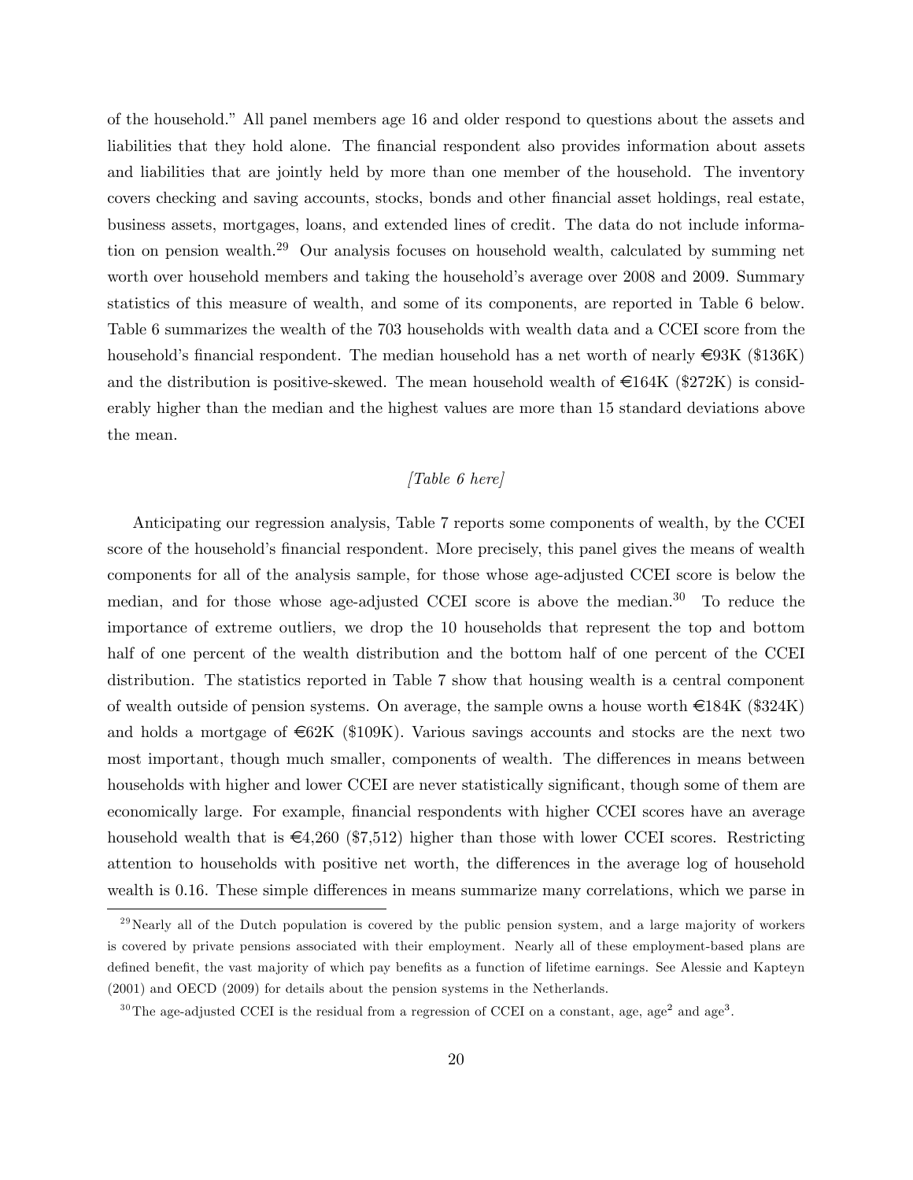of the household." All panel members age 16 and older respond to questions about the assets and liabilities that they hold alone. The financial respondent also provides information about assets and liabilities that are jointly held by more than one member of the household. The inventory covers checking and saving accounts, stocks, bonds and other financial asset holdings, real estate, business assets, mortgages, loans, and extended lines of credit. The data do not include information on pension wealth.[29] Our analysis focuses on household wealth, calculated by summing net worth over household members and taking the household's average over 2008 and 2009. Summary statistics of this measure of wealth, and some of its components, are reported in Table 6 below. Table 6 summarizes the wealth of the 703 households with wealth data and a CCEI score from the household's financial respondent. The median household has a net worth of nearly €93K ($136K) and the distribution is positive-skewed. The mean household wealth of €164K ($272K) is considerably higher than the median and the highest values are more than 15 standard deviations above the mean.

*[Table 6 here]*

Anticipating our regression analysis, Table 7 reports some components of wealth, by the CCEI score of the household's financial respondent. More precisely, this panel gives the means of wealth components for all of the analysis sample, for those whose age-adjusted CCEI score is below the median, and for those whose age-adjusted CCEI score is above the median.[30] To reduce the importance of extreme outliers, we drop the 10 households that represent the top and bottom half of one percent of the wealth distribution and the bottom half of one percent of the CCEI distribution. The statistics reported in Table 7 show that housing wealth is a central component of wealth outside of pension systems. On average, the sample owns a house worth €184K ($324K) and holds a mortgage of €62K ($109K). Various savings accounts and stocks are the next two most important, though much smaller, components of wealth. The differences in means between households with higher and lower CCEI are never statistically significant, though some of them are economically large. For example, financial respondents with higher CCEI scores have an average household wealth that is €4,260 ($7,512) higher than those with lower CCEI scores. Restricting attention to households with positive net worth, the differences in the average log of household wealth is 0.16. These simple differences in means summarize many correlations, which we parse in

[29] Nearly all of the Dutch population is covered by the public pension system, and a large majority of workers is covered by private pensions associated with their employment. Nearly all of these employment-based plans are defined benefit, the vast majority of which pay benefits as a function of lifetime earnings. See Alessie and Kapteyn (2001) and OECD (2009) for details about the pension systems in the Netherlands.

[30] The age-adjusted CCEI is the residual from a regression of CCEI on a constant, age, age$^2$ and age$^3$.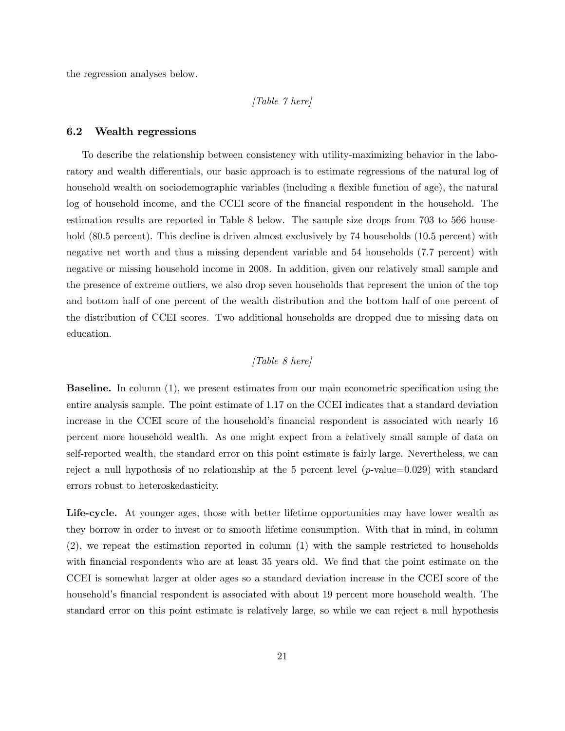the regression analyses below.

*[Table 7 here]*

### 6.2 Wealth regressions

To describe the relationship between consistency with utility-maximizing behavior in the laboratory and wealth differentials, our basic approach is to estimate regressions of the natural log of household wealth on sociodemographic variables (including a flexible function of age), the natural log of household income, and the CCEI score of the financial respondent in the household. The estimation results are reported in Table 8 below. The sample size drops from 703 to 566 household (80.5 percent). This decline is driven almost exclusively by 74 households (10.5 percent) with negative net worth and thus a missing dependent variable and 54 households (7.7 percent) with negative or missing household income in 2008. In addition, given our relatively small sample and the presence of extreme outliers, we also drop seven households that represent the union of the top and bottom half of one percent of the wealth distribution and the bottom half of one percent of the distribution of CCEI scores. Two additional households are dropped due to missing data on education.

*[Table 8 here]*

**Baseline.** In column (1), we present estimates from our main econometric specification using the entire analysis sample. The point estimate of 1.17 on the CCEI indicates that a standard deviation increase in the CCEI score of the household's financial respondent is associated with nearly 16 percent more household wealth. As one might expect from a relatively small sample of data on self-reported wealth, the standard error on this point estimate is fairly large. Nevertheless, we can reject a null hypothesis of no relationship at the 5 percent level ($p$-value=0.029) with standard errors robust to heteroskedasticity.

**Life-cycle.** At younger ages, those with better lifetime opportunities may have lower wealth as they borrow in order to invest or to smooth lifetime consumption. With that in mind, in column (2), we repeat the estimation reported in column (1) with the sample restricted to households with financial respondents who are at least 35 years old. We find that the point estimate on the CCEI is somewhat larger at older ages so a standard deviation increase in the CCEI score of the household's financial respondent is associated with about 19 percent more household wealth. The standard error on this point estimate is relatively large, so while we can reject a null hypothesis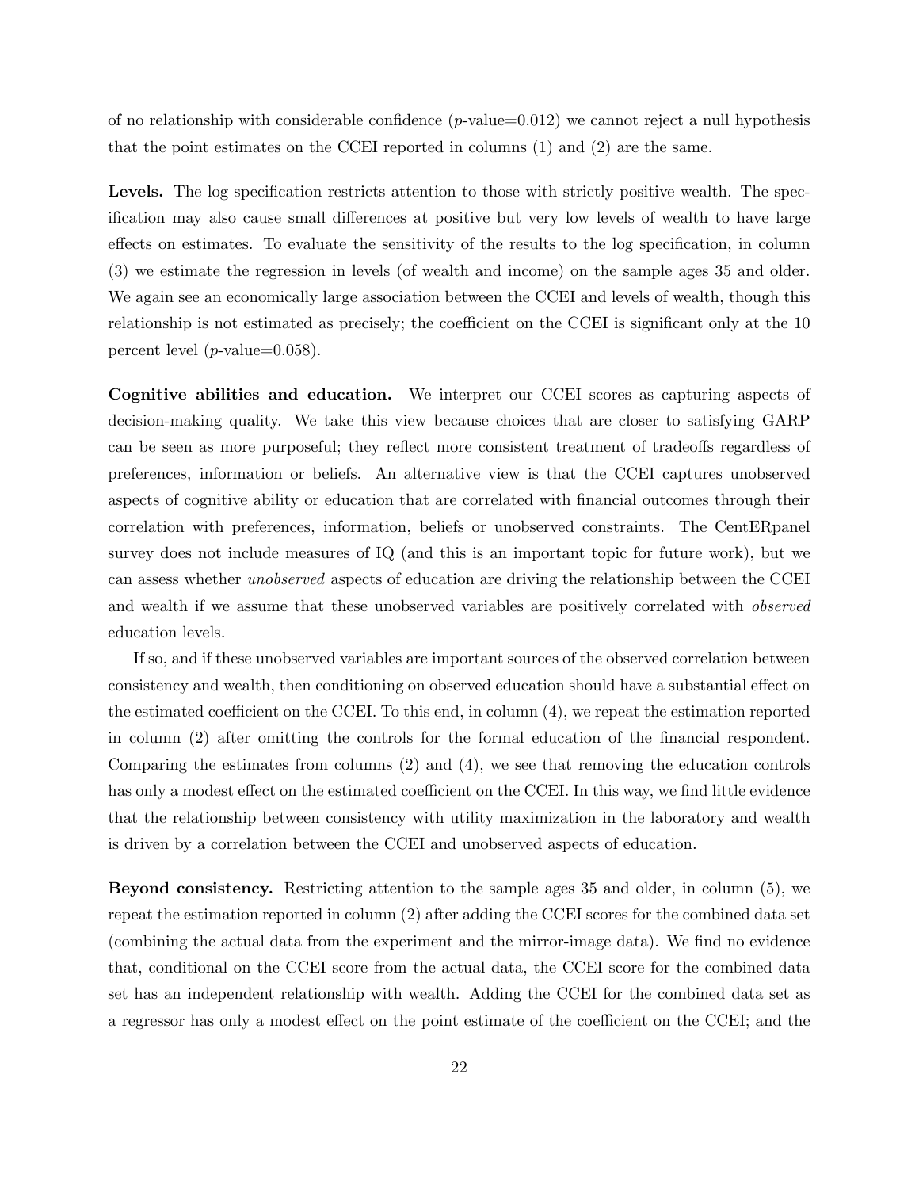of no relationship with considerable confidence ($p$-value=0.012) we cannot reject a null hypothesis that the point estimates on the CCEI reported in columns (1) and (2) are the same.

**Levels.** The log specification restricts attention to those with strictly positive wealth. The specification may also cause small differences at positive but very low levels of wealth to have large effects on estimates. To evaluate the sensitivity of the results to the log specification, in column (3) we estimate the regression in levels (of wealth and income) on the sample ages 35 and older. We again see an economically large association between the CCEI and levels of wealth, though this relationship is not estimated as precisely; the coefficient on the CCEI is significant only at the 10 percent level ($p$-value=0.058).

**Cognitive abilities and education.** We interpret our CCEI scores as capturing aspects of decision-making quality. We take this view because choices that are closer to satisfying GARP can be seen as more purposeful; they reflect more consistent treatment of tradeoffs regardless of preferences, information or beliefs. An alternative view is that the CCEI captures unobserved aspects of cognitive ability or education that are correlated with financial outcomes through their correlation with preferences, information, beliefs or unobserved constraints. The CentERpanel survey does not include measures of IQ (and this is an important topic for future work), but we can assess whether *unobserved* aspects of education are driving the relationship between the CCEI and wealth if we assume that these unobserved variables are positively correlated with *observed* education levels.

If so, and if these unobserved variables are important sources of the observed correlation between consistency and wealth, then conditioning on observed education should have a substantial effect on the estimated coefficient on the CCEI. To this end, in column (4), we repeat the estimation reported in column (2) after omitting the controls for the formal education of the financial respondent. Comparing the estimates from columns (2) and (4), we see that removing the education controls has only a modest effect on the estimated coefficient on the CCEI. In this way, we find little evidence that the relationship between consistency with utility maximization in the laboratory and wealth is driven by a correlation between the CCEI and unobserved aspects of education.

**Beyond consistency.** Restricting attention to the sample ages 35 and older, in column (5), we repeat the estimation reported in column (2) after adding the CCEI scores for the combined data set (combining the actual data from the experiment and the mirror-image data). We find no evidence that, conditional on the CCEI score from the actual data, the CCEI score for the combined data set has an independent relationship with wealth. Adding the CCEI for the combined data set as a regressor has only a modest effect on the point estimate of the coefficient on the CCEI; and the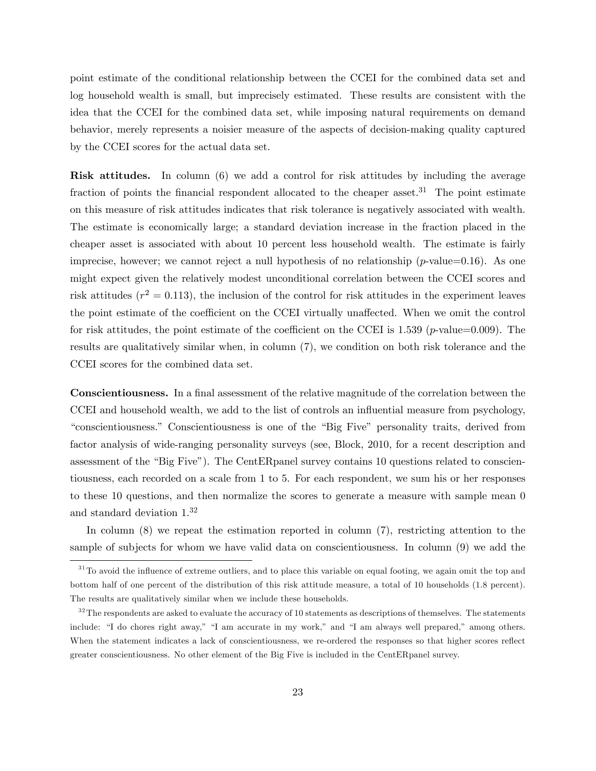point estimate of the conditional relationship between the CCEI for the combined data set and log household wealth is small, but imprecisely estimated. These results are consistent with the idea that the CCEI for the combined data set, while imposing natural requirements on demand behavior, merely represents a noisier measure of the aspects of decision-making quality captured by the CCEI scores for the actual data set.

**Risk attitudes.** In column (6) we add a control for risk attitudes by including the average fraction of points the financial respondent allocated to the cheaper asset.[31] The point estimate on this measure of risk attitudes indicates that risk tolerance is negatively associated with wealth. The estimate is economically large; a standard deviation increase in the fraction placed in the cheaper asset is associated with about 10 percent less household wealth. The estimate is fairly imprecise, however; we cannot reject a null hypothesis of no relationship ($p$-value=0.16). As one might expect given the relatively modest unconditional correlation between the CCEI scores and risk attitudes ($r^2 = 0.113$), the inclusion of the control for risk attitudes in the experiment leaves the point estimate of the coefficient on the CCEI virtually unaffected. When we omit the control for risk attitudes, the point estimate of the coefficient on the CCEI is 1.539 ($p$-value=0.009). The results are qualitatively similar when, in column (7), we condition on both risk tolerance and the CCEI scores for the combined data set.

**Conscientiousness.** In a final assessment of the relative magnitude of the correlation between the CCEI and household wealth, we add to the list of controls an influential measure from psychology, "conscientiousness." Conscientiousness is one of the "Big Five" personality traits, derived from factor analysis of wide-ranging personality surveys (see, Block, 2010, for a recent description and assessment of the "Big Five"). The CentERpanel survey contains 10 questions related to conscientiousness, each recorded on a scale from 1 to 5. For each respondent, we sum his or her responses to these 10 questions, and then normalize the scores to generate a measure with sample mean 0 and standard deviation 1.[32]

In column (8) we repeat the estimation reported in column (7), restricting attention to the sample of subjects for whom we have valid data on conscientiousness. In column (9) we add the

[31] To avoid the influence of extreme outliers, and to place this variable on equal footing, we again omit the top and bottom half of one percent of the distribution of this risk attitude measure, a total of 10 households (1.8 percent). The results are qualitatively similar when we include these households.

[32] The respondents are asked to evaluate the accuracy of 10 statements as descriptions of themselves. The statements include: "I do chores right away," "I am accurate in my work," and "I am always well prepared," among others. When the statement indicates a lack of conscientiousness, we re-ordered the responses so that higher scores reflect greater conscientiousness. No other element of the Big Five is included in the CentERpanel survey.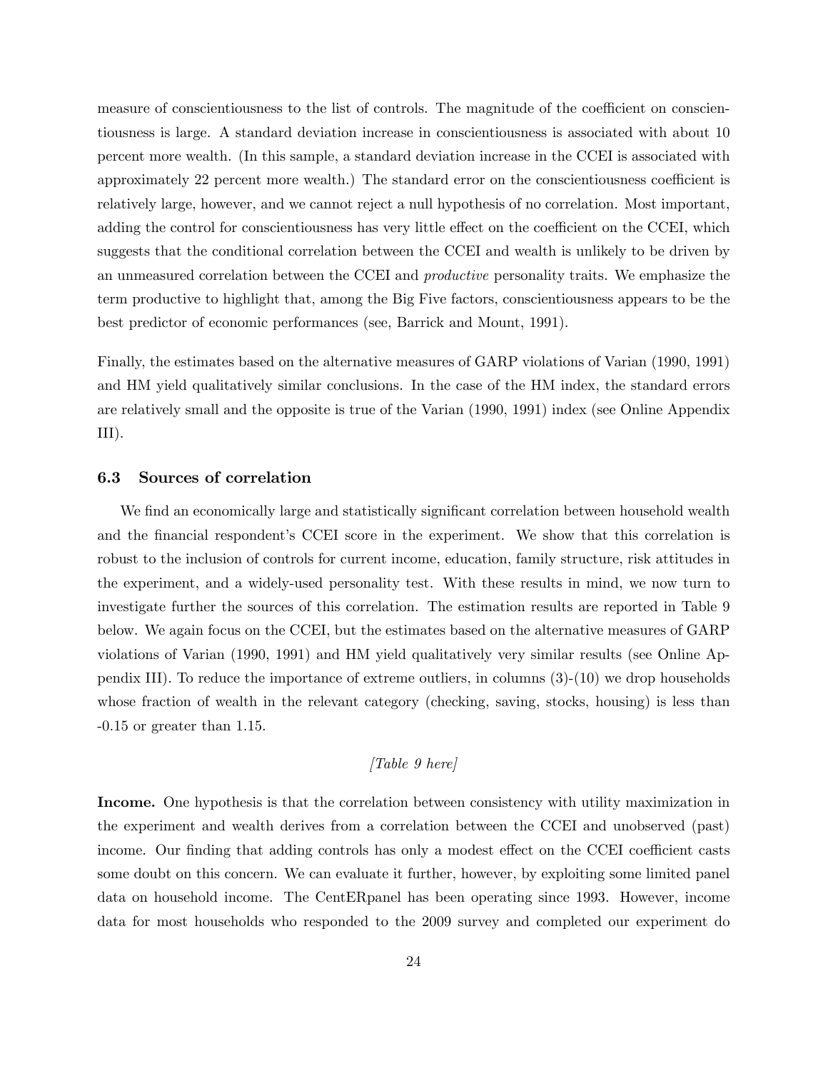measure of conscientiousness to the list of controls. The magnitude of the coefficient on conscientiousness is large. A standard deviation increase in conscientiousness is associated with about 10 percent more wealth. (In this sample, a standard deviation increase in the CCEI is associated with approximately 22 percent more wealth.) The standard error on the conscientiousness coefficient is relatively large, however, and we cannot reject a null hypothesis of no correlation. Most important, adding the control for conscientiousness has very little effect on the coefficient on the CCEI, which suggests that the conditional correlation between the CCEI and wealth is unlikely to be driven by an unmeasured correlation between the CCEI and *productive* personality traits. We emphasize the term productive to highlight that, among the Big Five factors, conscientiousness appears to be the best predictor of economic performances (see, Barrick and Mount, 1991).

Finally, the estimates based on the alternative measures of GARP violations of Varian (1990, 1991) and HM yield qualitatively similar conclusions. In the case of the HM index, the standard errors are relatively small and the opposite is true of the Varian (1990, 1991) index (see Online Appendix III).

### 6.3 Sources of correlation

We find an economically large and statistically significant correlation between household wealth and the financial respondent's CCEI score in the experiment. We show that this correlation is robust to the inclusion of controls for current income, education, family structure, risk attitudes in the experiment, and a widely-used personality test. With these results in mind, we now turn to investigate further the sources of this correlation. The estimation results are reported in Table 9 below. We again focus on the CCEI, but the estimates based on the alternative measures of GARP violations of Varian (1990, 1991) and HM yield qualitatively very similar results (see Online Appendix III). To reduce the importance of extreme outliers, in columns (3)-(10) we drop households whose fraction of wealth in the relevant category (checking, saving, stocks, housing) is less than -0.15 or greater than 1.15.

*[Table 9 here]*

**Income.** One hypothesis is that the correlation between consistency with utility maximization in the experiment and wealth derives from a correlation between the CCEI and unobserved (past) income. Our finding that adding controls has only a modest effect on the CCEI coefficient casts some doubt on this concern. We can evaluate it further, however, by exploiting some limited panel data on household income. The CentERpanel has been operating since 1993. However, income data for most households who responded to the 2009 survey and completed our experiment do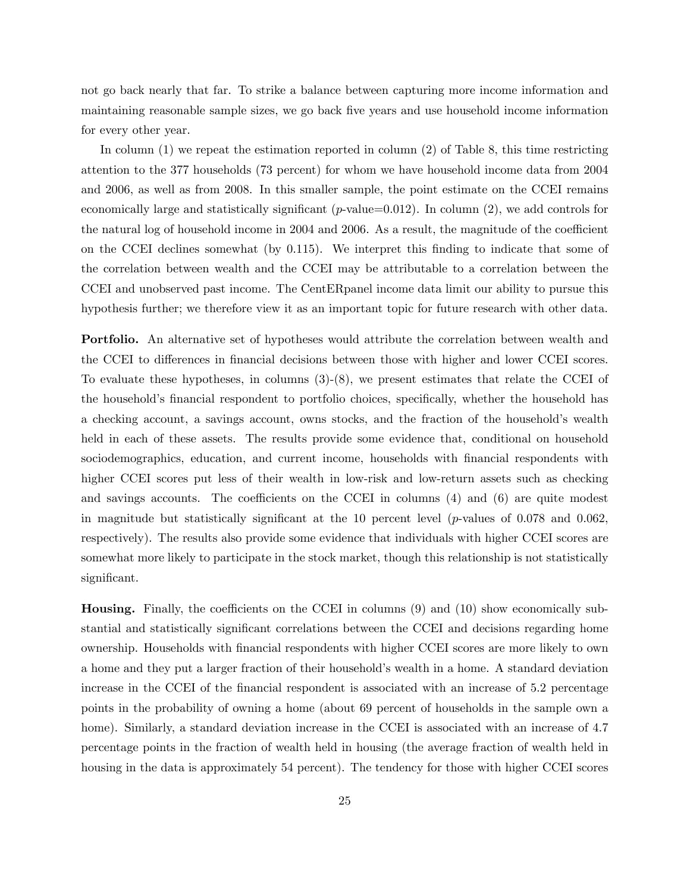not go back nearly that far. To strike a balance between capturing more income information and maintaining reasonable sample sizes, we go back five years and use household income information for every other year.

In column (1) we repeat the estimation reported in column (2) of Table 8, this time restricting attention to the 377 households (73 percent) for whom we have household income data from 2004 and 2006, as well as from 2008. In this smaller sample, the point estimate on the CCEI remains economically large and statistically significant ($p$-value=0.012). In column (2), we add controls for the natural log of household income in 2004 and 2006. As a result, the magnitude of the coefficient on the CCEI declines somewhat (by 0.115). We interpret this finding to indicate that some of the correlation between wealth and the CCEI may be attributable to a correlation between the CCEI and unobserved past income. The CentERpanel income data limit our ability to pursue this hypothesis further; we therefore view it as an important topic for future research with other data.

**Portfolio.** An alternative set of hypotheses would attribute the correlation between wealth and the CCEI to differences in financial decisions between those with higher and lower CCEI scores. To evaluate these hypotheses, in columns (3)-(8), we present estimates that relate the CCEI of the household's financial respondent to portfolio choices, specifically, whether the household has a checking account, a savings account, owns stocks, and the fraction of the household's wealth held in each of these assets. The results provide some evidence that, conditional on household sociodemographics, education, and current income, households with financial respondents with higher CCEI scores put less of their wealth in low-risk and low-return assets such as checking and savings accounts. The coefficients on the CCEI in columns (4) and (6) are quite modest in magnitude but statistically significant at the 10 percent level ($p$-values of 0.078 and 0.062, respectively). The results also provide some evidence that individuals with higher CCEI scores are somewhat more likely to participate in the stock market, though this relationship is not statistically significant.

**Housing.** Finally, the coefficients on the CCEI in columns (9) and (10) show economically substantial and statistically significant correlations between the CCEI and decisions regarding home ownership. Households with financial respondents with higher CCEI scores are more likely to own a home and they put a larger fraction of their household's wealth in a home. A standard deviation increase in the CCEI of the financial respondent is associated with an increase of 5.2 percentage points in the probability of owning a home (about 69 percent of households in the sample own a home). Similarly, a standard deviation increase in the CCEI is associated with an increase of 4.7 percentage points in the fraction of wealth held in housing (the average fraction of wealth held in housing in the data is approximately 54 percent). The tendency for those with higher CCEI scores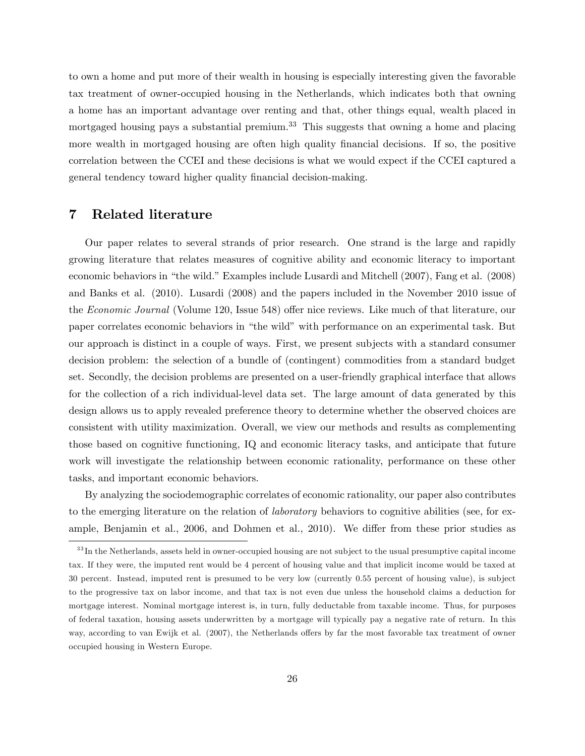to own a home and put more of their wealth in housing is especially interesting given the favorable tax treatment of owner-occupied housing in the Netherlands, which indicates both that owning a home has an important advantage over renting and that, other things equal, wealth placed in mortgaged housing pays a substantial premium.[33] This suggests that owning a home and placing more wealth in mortgaged housing are often high quality financial decisions. If so, the positive correlation between the CCEI and these decisions is what we would expect if the CCEI captured a general tendency toward higher quality financial decision-making.

## 7 Related literature

Our paper relates to several strands of prior research. One strand is the large and rapidly growing literature that relates measures of cognitive ability and economic literacy to important economic behaviors in "the wild." Examples include Lusardi and Mitchell (2007), Fang et al. (2008) and Banks et al. (2010). Lusardi (2008) and the papers included in the November 2010 issue of the *Economic Journal* (Volume 120, Issue 548) offer nice reviews. Like much of that literature, our paper correlates economic behaviors in "the wild" with performance on an experimental task. But our approach is distinct in a couple of ways. First, we present subjects with a standard consumer decision problem: the selection of a bundle of (contingent) commodities from a standard budget set. Secondly, the decision problems are presented on a user-friendly graphical interface that allows for the collection of a rich individual-level data set. The large amount of data generated by this design allows us to apply revealed preference theory to determine whether the observed choices are consistent with utility maximization. Overall, we view our methods and results as complementing those based on cognitive functioning, IQ and economic literacy tasks, and anticipate that future work will investigate the relationship between economic rationality, performance on these other tasks, and important economic behaviors.

By analyzing the sociodemographic correlates of economic rationality, our paper also contributes to the emerging literature on the relation of *laboratory* behaviors to cognitive abilities (see, for example, Benjamin et al., 2006, and Dohmen et al., 2010). We differ from these prior studies as

[33] In the Netherlands, assets held in owner-occupied housing are not subject to the usual presumptive capital income tax. If they were, the imputed rent would be 4 percent of housing value and that implicit income would be taxed at 30 percent. Instead, imputed rent is presumed to be very low (currently 0.55 percent of housing value), is subject to the progressive tax on labor income, and that tax is not even due unless the household claims a deduction for mortgage interest. Nominal mortgage interest is, in turn, fully deductable from taxable income. Thus, for purposes of federal taxation, housing assets underwritten by a mortgage will typically pay a negative rate of return. In this way, according to van Ewijk et al. (2007), the Netherlands offers by far the most favorable tax treatment of owner occupied housing in Western Europe.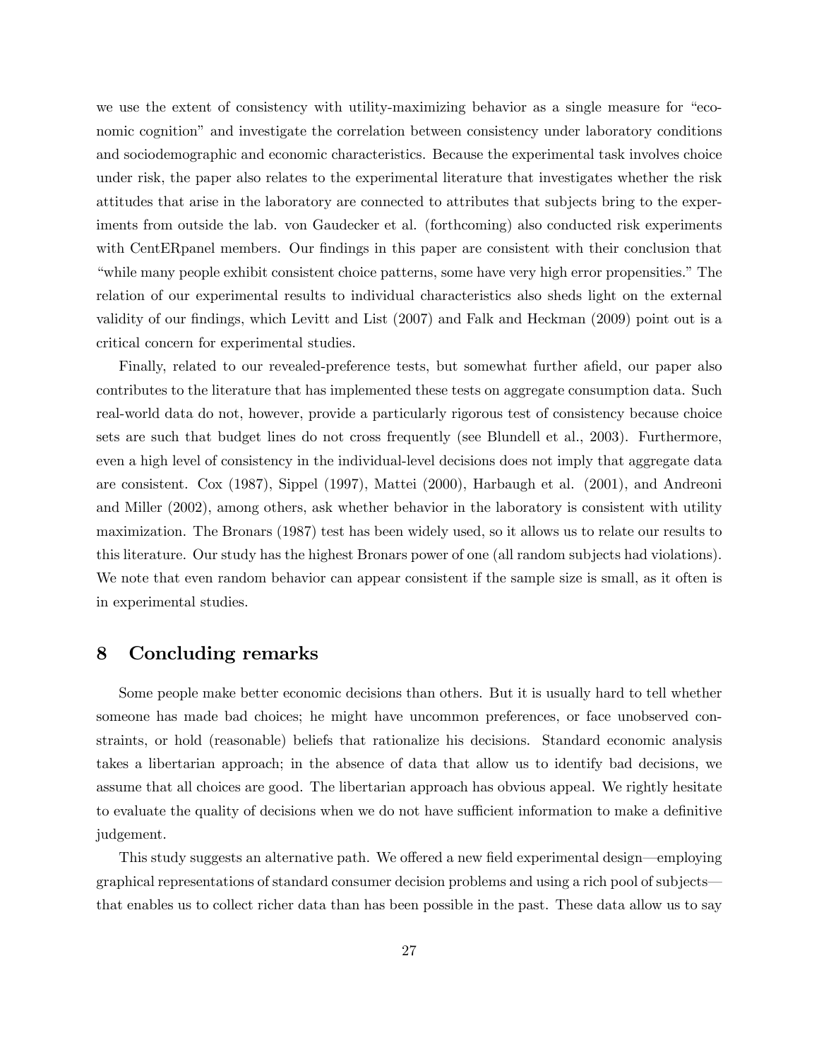we use the extent of consistency with utility-maximizing behavior as a single measure for "economic cognition" and investigate the correlation between consistency under laboratory conditions and sociodemographic and economic characteristics. Because the experimental task involves choice under risk, the paper also relates to the experimental literature that investigates whether the risk attitudes that arise in the laboratory are connected to attributes that subjects bring to the experiments from outside the lab. von Gaudecker et al. (forthcoming) also conducted risk experiments with CentERpanel members. Our findings in this paper are consistent with their conclusion that "while many people exhibit consistent choice patterns, some have very high error propensities." The relation of our experimental results to individual characteristics also sheds light on the external validity of our findings, which Levitt and List (2007) and Falk and Heckman (2009) point out is a critical concern for experimental studies.

Finally, related to our revealed-preference tests, but somewhat further afield, our paper also contributes to the literature that has implemented these tests on aggregate consumption data. Such real-world data do not, however, provide a particularly rigorous test of consistency because choice sets are such that budget lines do not cross frequently (see Blundell et al., 2003). Furthermore, even a high level of consistency in the individual-level decisions does not imply that aggregate data are consistent. Cox (1987), Sippel (1997), Mattei (2000), Harbaugh et al. (2001), and Andreoni and Miller (2002), among others, ask whether behavior in the laboratory is consistent with utility maximization. The Bronars (1987) test has been widely used, so it allows us to relate our results to this literature. Our study has the highest Bronars power of one (all random subjects had violations). We note that even random behavior can appear consistent if the sample size is small, as it often is in experimental studies.

# 8 Concluding remarks

Some people make better economic decisions than others. But it is usually hard to tell whether someone has made bad choices; he might have uncommon preferences, or face unobserved constraints, or hold (reasonable) beliefs that rationalize his decisions. Standard economic analysis takes a libertarian approach; in the absence of data that allow us to identify bad decisions, we assume that all choices are good. The libertarian approach has obvious appeal. We rightly hesitate to evaluate the quality of decisions when we do not have sufficient information to make a definitive judgement.

This study suggests an alternative path. We offered a new field experimental design—employing graphical representations of standard consumer decision problems and using a rich pool of subjects—that enables us to collect richer data than has been possible in the past. These data allow us to say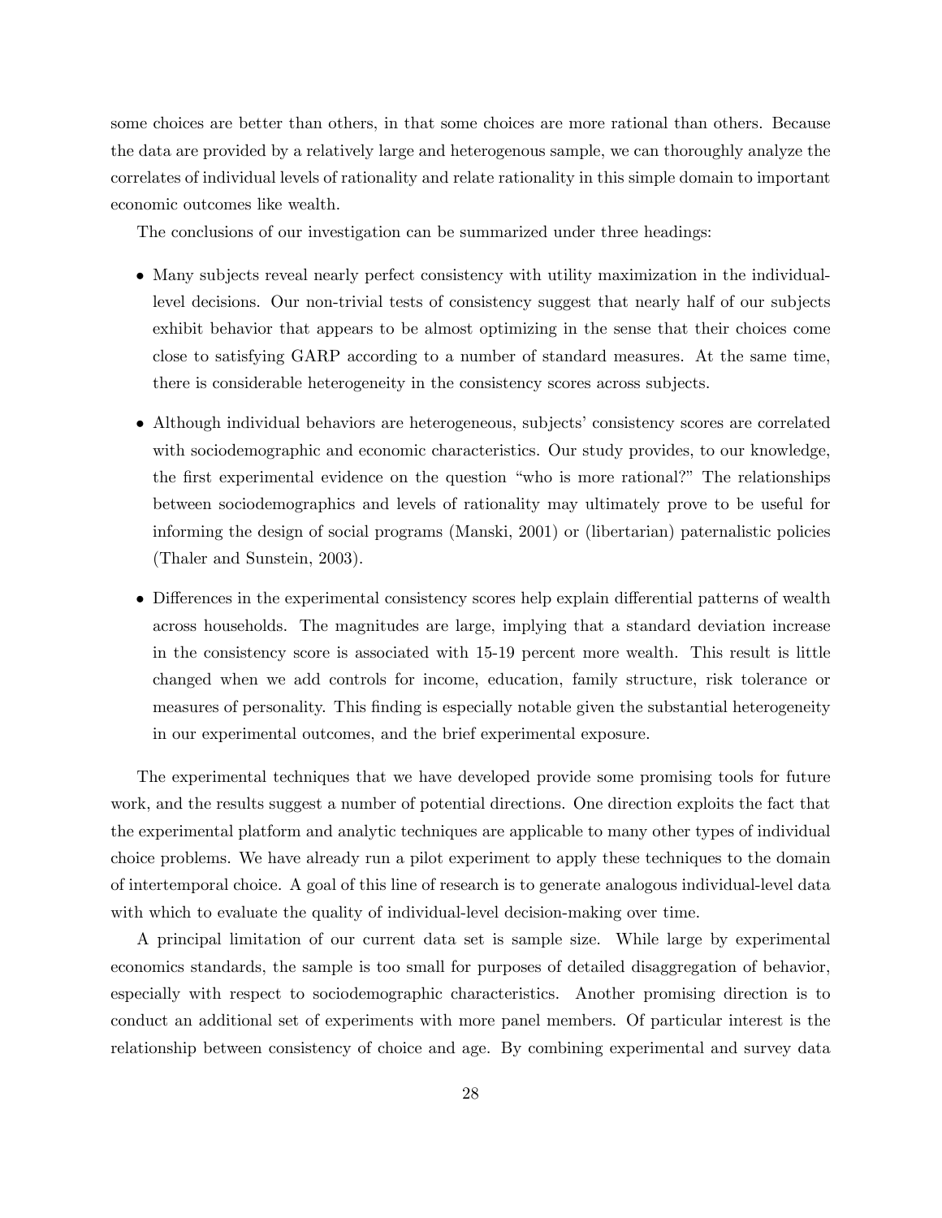some choices are better than others, in that some choices are more rational than others. Because the data are provided by a relatively large and heterogenous sample, we can thoroughly analyze the correlates of individual levels of rationality and relate rationality in this simple domain to important economic outcomes like wealth.

The conclusions of our investigation can be summarized under three headings:

- Many subjects reveal nearly perfect consistency with utility maximization in the individual-level decisions. Our non-trivial tests of consistency suggest that nearly half of our subjects exhibit behavior that appears to be almost optimizing in the sense that their choices come close to satisfying GARP according to a number of standard measures. At the same time, there is considerable heterogeneity in the consistency scores across subjects.

- Although individual behaviors are heterogeneous, subjects' consistency scores are correlated with sociodemographic and economic characteristics. Our study provides, to our knowledge, the first experimental evidence on the question "who is more rational?" The relationships between sociodemographics and levels of rationality may ultimately prove to be useful for informing the design of social programs (Manski, 2001) or (libertarian) paternalistic policies (Thaler and Sunstein, 2003).

- Differences in the experimental consistency scores help explain differential patterns of wealth across households. The magnitudes are large, implying that a standard deviation increase in the consistency score is associated with 15-19 percent more wealth. This result is little changed when we add controls for income, education, family structure, risk tolerance or measures of personality. This finding is especially notable given the substantial heterogeneity in our experimental outcomes, and the brief experimental exposure.

The experimental techniques that we have developed provide some promising tools for future work, and the results suggest a number of potential directions. One direction exploits the fact that the experimental platform and analytic techniques are applicable to many other types of individual choice problems. We have already run a pilot experiment to apply these techniques to the domain of intertemporal choice. A goal of this line of research is to generate analogous individual-level data with which to evaluate the quality of individual-level decision-making over time.

A principal limitation of our current data set is sample size. While large by experimental economics standards, the sample is too small for purposes of detailed disaggregation of behavior, especially with respect to sociodemographic characteristics. Another promising direction is to conduct an additional set of experiments with more panel members. Of particular interest is the relationship between consistency of choice and age. By combining experimental and survey data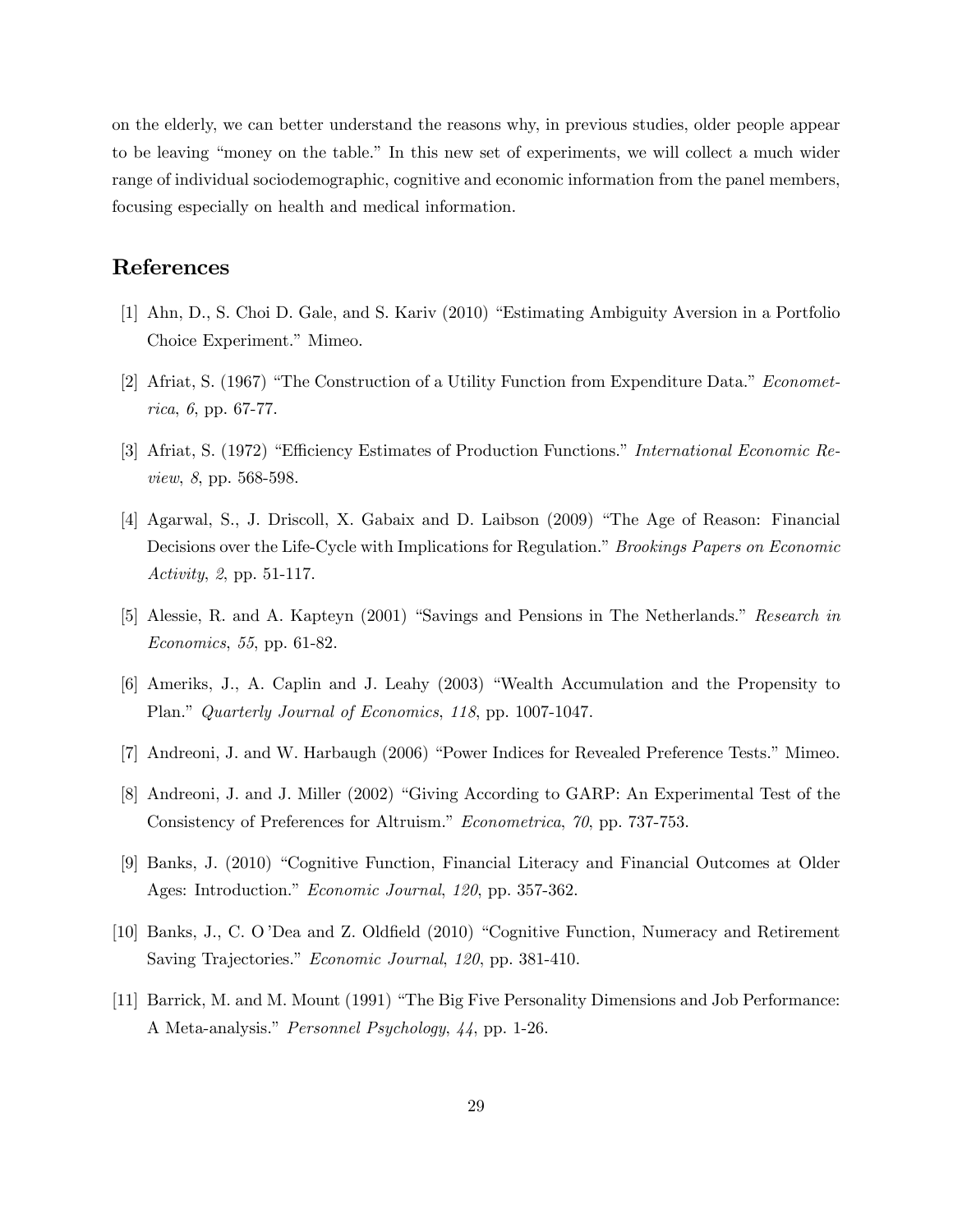on the elderly, we can better understand the reasons why, in previous studies, older people appear to be leaving "money on the table." In this new set of experiments, we will collect a much wider range of individual sociodemographic, cognitive and economic information from the panel members, focusing especially on health and medical information.

## References

[1] Ahn, D., S. Choi D. Gale, and S. Kariv (2010) "Estimating Ambiguity Aversion in a Portfolio Choice Experiment." Mimeo.

[2] Afriat, S. (1967) "The Construction of a Utility Function from Expenditure Data." *Econometrica*, *6*, pp. 67-77.

[3] Afriat, S. (1972) "Efficiency Estimates of Production Functions." *International Economic Review*, *8*, pp. 568-598.

[4] Agarwal, S., J. Driscoll, X. Gabaix and D. Laibson (2009) "The Age of Reason: Financial Decisions over the Life-Cycle with Implications for Regulation." *Brookings Papers on Economic Activity*, *2*, pp. 51-117.

[5] Alessie, R. and A. Kapteyn (2001) "Savings and Pensions in The Netherlands." *Research in Economics*, *55*, pp. 61-82.

[6] Ameriks, J., A. Caplin and J. Leahy (2003) "Wealth Accumulation and the Propensity to Plan." *Quarterly Journal of Economics*, *118*, pp. 1007-1047.

[7] Andreoni, J. and W. Harbaugh (2006) "Power Indices for Revealed Preference Tests." Mimeo.

[8] Andreoni, J. and J. Miller (2002) "Giving According to GARP: An Experimental Test of the Consistency of Preferences for Altruism." *Econometrica*, *70*, pp. 737-753.

[9] Banks, J. (2010) "Cognitive Function, Financial Literacy and Financial Outcomes at Older Ages: Introduction." *Economic Journal*, *120*, pp. 357-362.

[10] Banks, J., C. O'Dea and Z. Oldfield (2010) "Cognitive Function, Numeracy and Retirement Saving Trajectories." *Economic Journal*, *120*, pp. 381-410.

[11] Barrick, M. and M. Mount (1991) "The Big Five Personality Dimensions and Job Performance: A Meta-analysis." *Personnel Psychology*, *44*, pp. 1-26.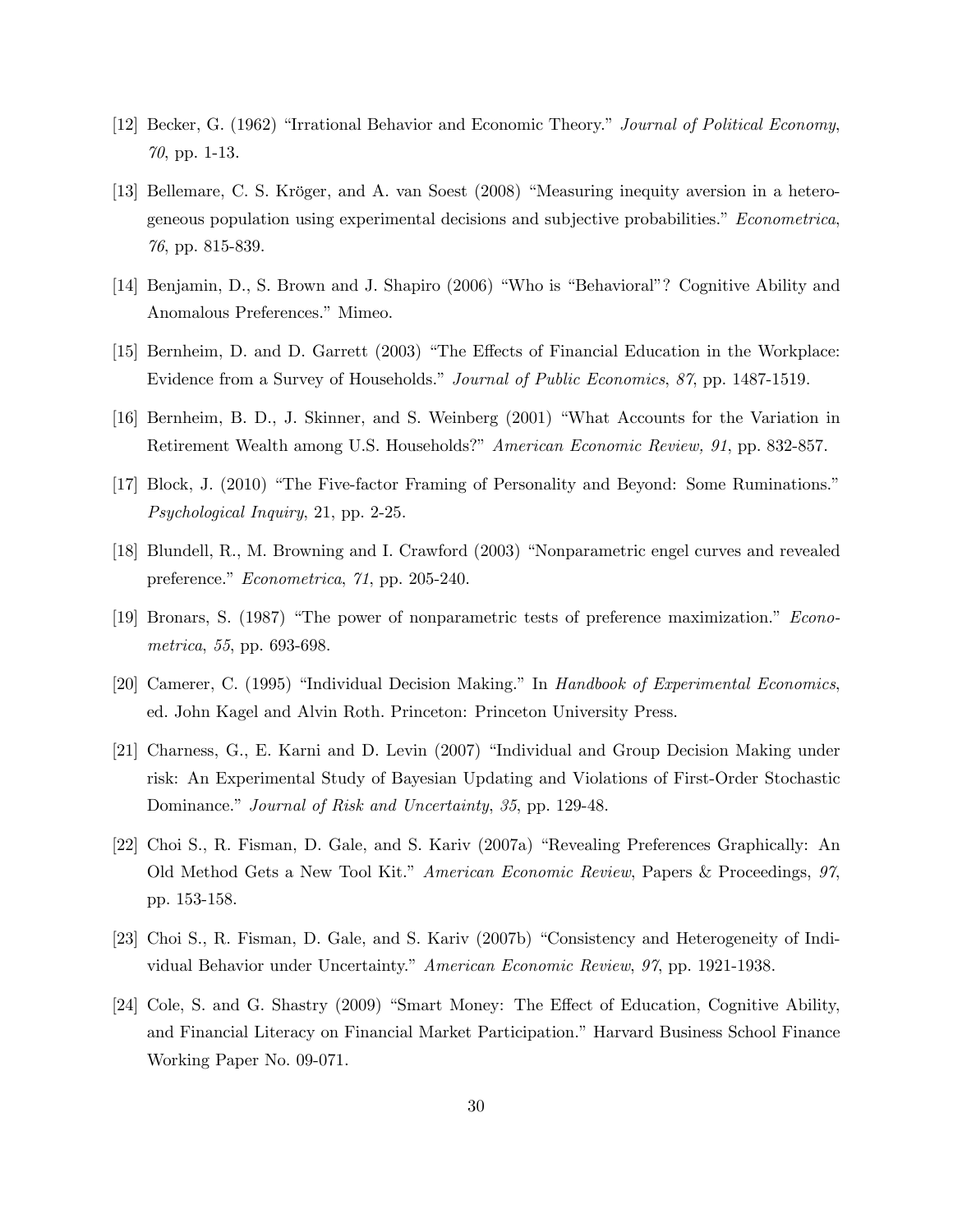[12] Becker, G. (1962) "Irrational Behavior and Economic Theory." *Journal of Political Economy*, *70*, pp. 1-13.

[13] Bellemare, C. S. Kröger, and A. van Soest (2008) "Measuring inequity aversion in a heterogeneous population using experimental decisions and subjective probabilities." *Econometrica*, *76*, pp. 815-839.

[14] Benjamin, D., S. Brown and J. Shapiro (2006) "Who is "Behavioral"? Cognitive Ability and Anomalous Preferences." Mimeo.

[15] Bernheim, D. and D. Garrett (2003) "The Effects of Financial Education in the Workplace: Evidence from a Survey of Households." *Journal of Public Economics*, *87*, pp. 1487-1519.

[16] Bernheim, B. D., J. Skinner, and S. Weinberg (2001) "What Accounts for the Variation in Retirement Wealth among U.S. Households?" *American Economic Review, 91*, pp. 832-857.

[17] Block, J. (2010) "The Five-factor Framing of Personality and Beyond: Some Ruminations." *Psychological Inquiry*, 21, pp. 2-25.

[18] Blundell, R., M. Browning and I. Crawford (2003) "Nonparametric engel curves and revealed preference." *Econometrica*, *71*, pp. 205-240.

[19] Bronars, S. (1987) "The power of nonparametric tests of preference maximization." *Econometrica*, *55*, pp. 693-698.

[20] Camerer, C. (1995) "Individual Decision Making." In *Handbook of Experimental Economics*, ed. John Kagel and Alvin Roth. Princeton: Princeton University Press.

[21] Charness, G., E. Karni and D. Levin (2007) "Individual and Group Decision Making under risk: An Experimental Study of Bayesian Updating and Violations of First-Order Stochastic Dominance." *Journal of Risk and Uncertainty*, *35*, pp. 129-48.

[22] Choi S., R. Fisman, D. Gale, and S. Kariv (2007a) "Revealing Preferences Graphically: An Old Method Gets a New Tool Kit." *American Economic Review*, Papers & Proceedings, *97*, pp. 153-158.

[23] Choi S., R. Fisman, D. Gale, and S. Kariv (2007b) "Consistency and Heterogeneity of Individual Behavior under Uncertainty." *American Economic Review*, *97*, pp. 1921-1938.

[24] Cole, S. and G. Shastry (2009) "Smart Money: The Effect of Education, Cognitive Ability, and Financial Literacy on Financial Market Participation." Harvard Business School Finance Working Paper No. 09-071.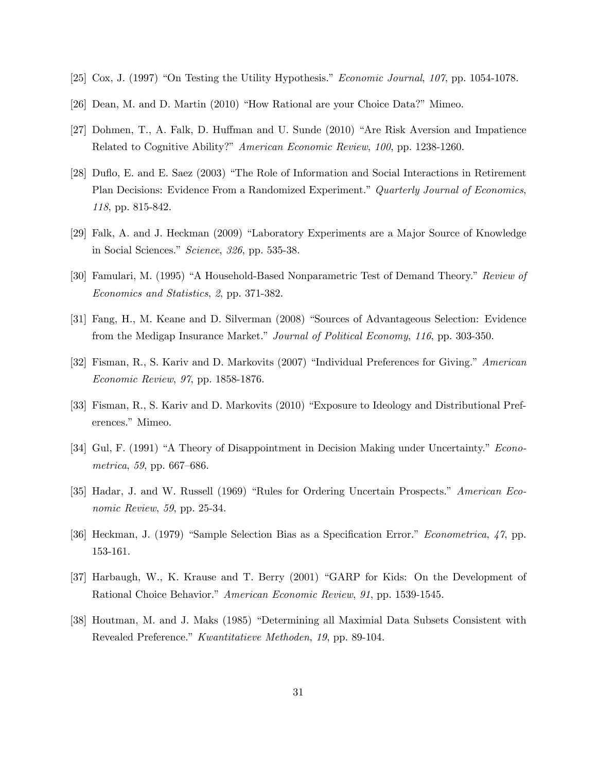[25] Cox, J. (1997) "On Testing the Utility Hypothesis." *Economic Journal*, *107*, pp. 1054-1078.

[26] Dean, M. and D. Martin (2010) "How Rational are your Choice Data?" Mimeo.

[27] Dohmen, T., A. Falk, D. Huffman and U. Sunde (2010) "Are Risk Aversion and Impatience Related to Cognitive Ability?" *American Economic Review*, *100*, pp. 1238-1260.

[28] Duflo, E. and E. Saez (2003) "The Role of Information and Social Interactions in Retirement Plan Decisions: Evidence From a Randomized Experiment." *Quarterly Journal of Economics*, *118*, pp. 815-842.

[29] Falk, A. and J. Heckman (2009) "Laboratory Experiments are a Major Source of Knowledge in Social Sciences." *Science*, *326*, pp. 535-38.

[30] Famulari, M. (1995) "A Household-Based Nonparametric Test of Demand Theory." *Review of Economics and Statistics*, *2*, pp. 371-382.

[31] Fang, H., M. Keane and D. Silverman (2008) "Sources of Advantageous Selection: Evidence from the Medigap Insurance Market." *Journal of Political Economy*, *116*, pp. 303-350.

[32] Fisman, R., S. Kariv and D. Markovits (2007) "Individual Preferences for Giving." *American Economic Review*, *97*, pp. 1858-1876.

[33] Fisman, R., S. Kariv and D. Markovits (2010) "Exposure to Ideology and Distributional Preferences." Mimeo.

[34] Gul, F. (1991) "A Theory of Disappointment in Decision Making under Uncertainty." *Econometrica*, *59*, pp. 667–686.

[35] Hadar, J. and W. Russell (1969) "Rules for Ordering Uncertain Prospects." *American Economic Review*, *59*, pp. 25-34.

[36] Heckman, J. (1979) "Sample Selection Bias as a Specification Error." *Econometrica*, *47*, pp. 153-161.

[37] Harbaugh, W., K. Krause and T. Berry (2001) "GARP for Kids: On the Development of Rational Choice Behavior." *American Economic Review*, *91*, pp. 1539-1545.

[38] Houtman, M. and J. Maks (1985) "Determining all Maximial Data Subsets Consistent with Revealed Preference." *Kwantitatieve Methoden*, *19*, pp. 89-104.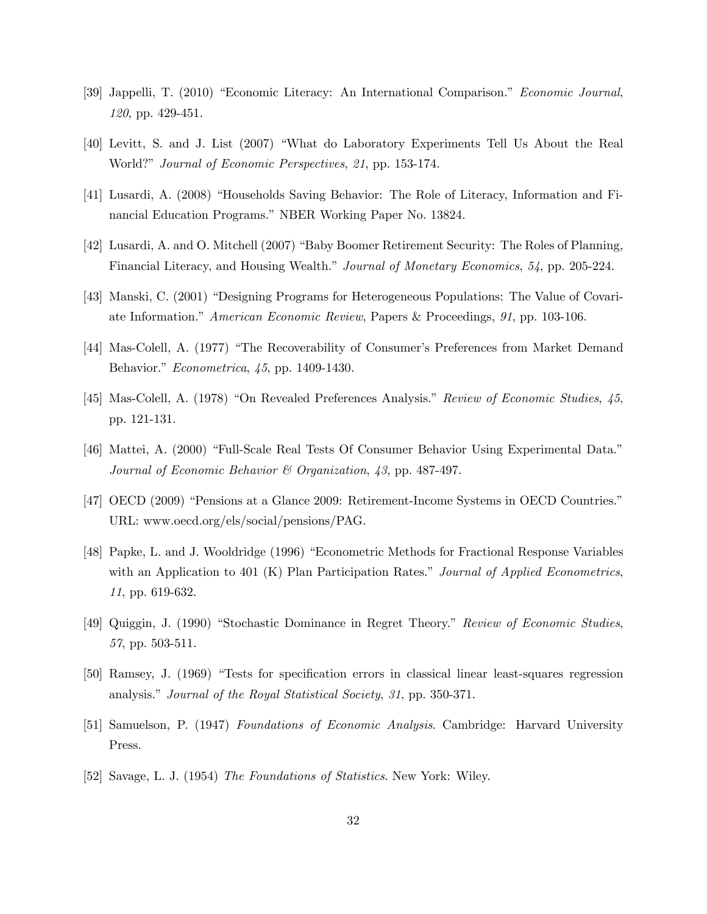[39] Jappelli, T. (2010) "Economic Literacy: An International Comparison." *Economic Journal*, *120*, pp. 429-451.

[40] Levitt, S. and J. List (2007) "What do Laboratory Experiments Tell Us About the Real World?" *Journal of Economic Perspectives*, *21*, pp. 153-174.

[41] Lusardi, A. (2008) "Households Saving Behavior: The Role of Literacy, Information and Financial Education Programs." NBER Working Paper No. 13824.

[42] Lusardi, A. and O. Mitchell (2007) "Baby Boomer Retirement Security: The Roles of Planning, Financial Literacy, and Housing Wealth." *Journal of Monetary Economics*, *54*, pp. 205-224.

[43] Manski, C. (2001) "Designing Programs for Heterogeneous Populations: The Value of Covariate Information." *American Economic Review*, Papers & Proceedings, *91*, pp. 103-106.

[44] Mas-Colell, A. (1977) "The Recoverability of Consumer's Preferences from Market Demand Behavior." *Econometrica*, *45*, pp. 1409-1430.

[45] Mas-Colell, A. (1978) "On Revealed Preferences Analysis." *Review of Economic Studies*, *45*, pp. 121-131.

[46] Mattei, A. (2000) "Full-Scale Real Tests Of Consumer Behavior Using Experimental Data." *Journal of Economic Behavior & Organization*, *43*, pp. 487-497.

[47] OECD (2009) "Pensions at a Glance 2009: Retirement-Income Systems in OECD Countries." URL: www.oecd.org/els/social/pensions/PAG.

[48] Papke, L. and J. Wooldridge (1996) "Econometric Methods for Fractional Response Variables with an Application to 401 (K) Plan Participation Rates." *Journal of Applied Econometrics*, *11*, pp. 619-632.

[49] Quiggin, J. (1990) "Stochastic Dominance in Regret Theory." *Review of Economic Studies*, *57*, pp. 503-511.

[50] Ramsey, J. (1969) "Tests for specification errors in classical linear least-squares regression analysis." *Journal of the Royal Statistical Society*, *31*, pp. 350-371.

[51] Samuelson, P. (1947) *Foundations of Economic Analysis*. Cambridge: Harvard University Press.

[52] Savage, L. J. (1954) *The Foundations of Statistics*. New York: Wiley.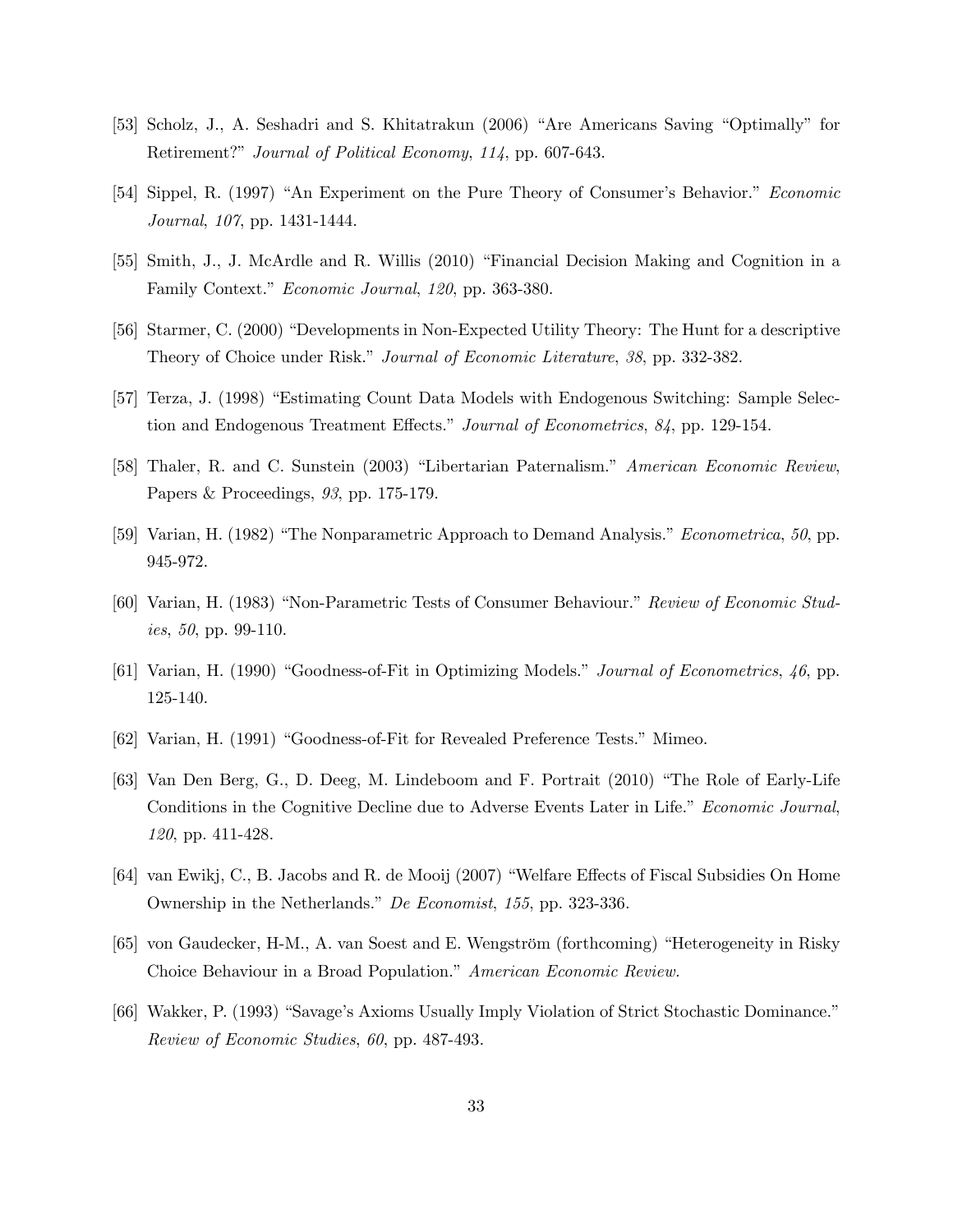[53] Scholz, J., A. Seshadri and S. Khitatrakun (2006) "Are Americans Saving "Optimally" for Retirement?" *Journal of Political Economy*, *114*, pp. 607-643.

[54] Sippel, R. (1997) "An Experiment on the Pure Theory of Consumer's Behavior." *Economic Journal*, *107*, pp. 1431-1444.

[55] Smith, J., J. McArdle and R. Willis (2010) "Financial Decision Making and Cognition in a Family Context." *Economic Journal*, *120*, pp. 363-380.

[56] Starmer, C. (2000) "Developments in Non-Expected Utility Theory: The Hunt for a descriptive Theory of Choice under Risk." *Journal of Economic Literature*, *38*, pp. 332-382.

[57] Terza, J. (1998) "Estimating Count Data Models with Endogenous Switching: Sample Selection and Endogenous Treatment Effects." *Journal of Econometrics*, *84*, pp. 129-154.

[58] Thaler, R. and C. Sunstein (2003) "Libertarian Paternalism." *American Economic Review*, Papers & Proceedings, *93*, pp. 175-179.

[59] Varian, H. (1982) "The Nonparametric Approach to Demand Analysis." *Econometrica*, *50*, pp. 945-972.

[60] Varian, H. (1983) "Non-Parametric Tests of Consumer Behaviour." *Review of Economic Studies*, *50*, pp. 99-110.

[61] Varian, H. (1990) "Goodness-of-Fit in Optimizing Models." *Journal of Econometrics*, *46*, pp. 125-140.

[62] Varian, H. (1991) "Goodness-of-Fit for Revealed Preference Tests." Mimeo.

[63] Van Den Berg, G., D. Deeg, M. Lindeboom and F. Portrait (2010) "The Role of Early-Life Conditions in the Cognitive Decline due to Adverse Events Later in Life." *Economic Journal*, *120*, pp. 411-428.

[64] van Ewikj, C., B. Jacobs and R. de Mooij (2007) "Welfare Effects of Fiscal Subsidies On Home Ownership in the Netherlands." *De Economist*, *155*, pp. 323-336.

[65] von Gaudecker, H-M., A. van Soest and E. Wengström (forthcoming) "Heterogeneity in Risky Choice Behaviour in a Broad Population." *American Economic Review.*

[66] Wakker, P. (1993) "Savage's Axioms Usually Imply Violation of Strict Stochastic Dominance." *Review of Economic Studies*, *60*, pp. 487-493.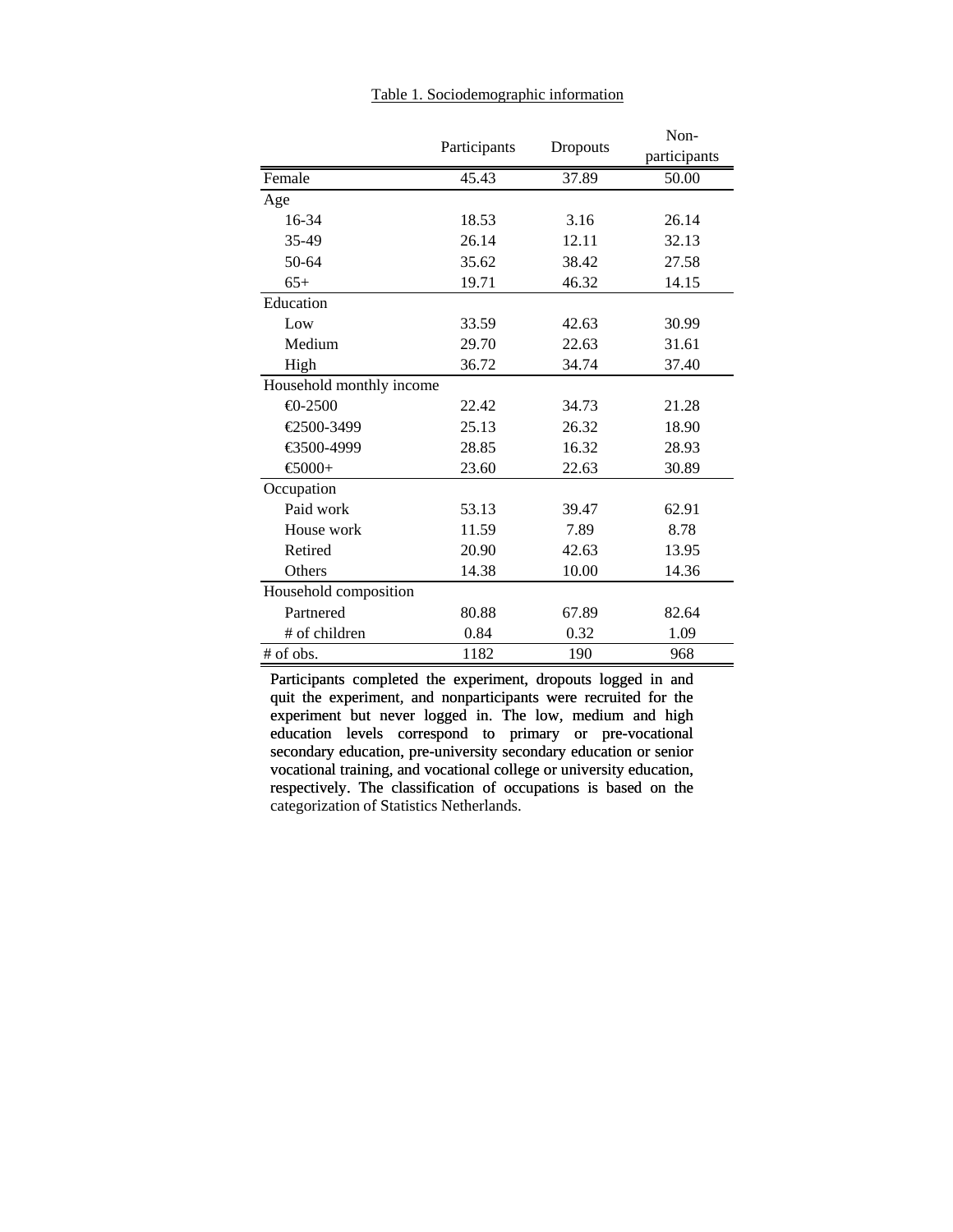Table 1. Sociodemographic information

| | Participants | Dropouts | Non-participants |
|---|---|---|---|
| Female | 45.43 | 37.89 | 50.00 |
| Age | | | |
| 16-34 | 18.53 | 3.16 | 26.14 |
| 35-49 | 26.14 | 12.11 | 32.13 |
| 50-64 | 35.62 | 38.42 | 27.58 |
| 65+ | 19.71 | 46.32 | 14.15 |
| Education | | | |
| Low | 33.59 | 42.63 | 30.99 |
| Medium | 29.70 | 22.63 | 31.61 |
| High | 36.72 | 34.74 | 37.40 |
| Household monthly income | | | |
| €0-2500 | 22.42 | 34.73 | 21.28 |
| €2500-3499 | 25.13 | 26.32 | 18.90 |
| €3500-4999 | 28.85 | 16.32 | 28.93 |
| €5000+ | 23.60 | 22.63 | 30.89 |
| Occupation | | | |
| Paid work | 53.13 | 39.47 | 62.91 |
| House work | 11.59 | 7.89 | 8.78 |
| Retired | 20.90 | 42.63 | 13.95 |
| Others | 14.38 | 10.00 | 14.36 |
| Household composition | | | |
| Partnered | 80.88 | 67.89 | 82.64 |
| # of children | 0.84 | 0.32 | 1.09 |
| # of obs. | 1182 | 190 | 968 |

Participants completed the experiment, dropouts logged in and quit the experiment, and nonparticipants were recruited for the experiment but never logged in. The low, medium and high education levels correspond to primary or pre-vocational secondary education, pre-university secondary education or senior vocational training, and vocational college or university education, respectively. The classification of occupations is based on the categorization of Statistics Netherlands.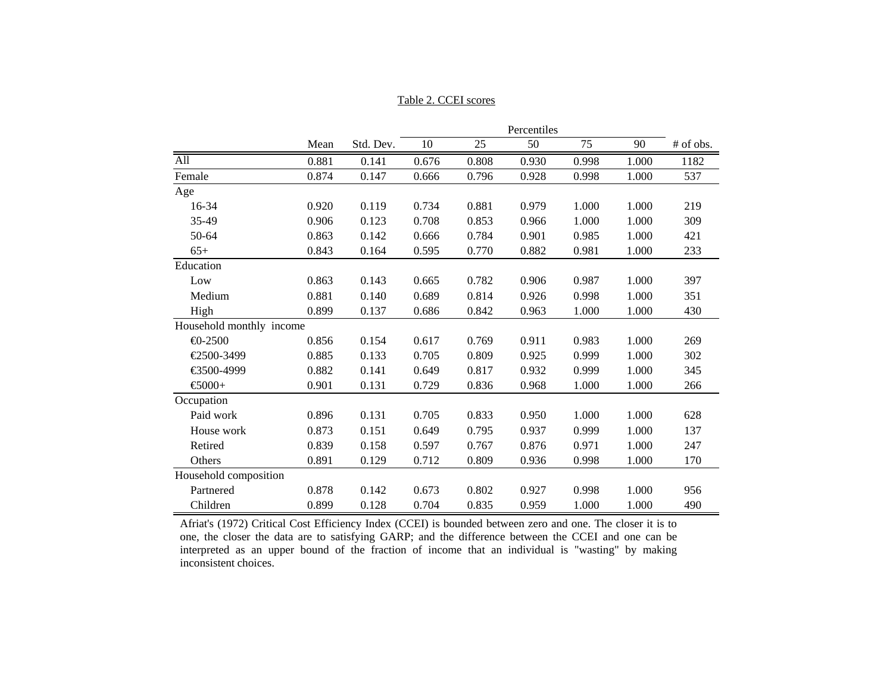Table 2. CCEI scores

| | Mean | Std. Dev. | Percentiles | | | | | # of obs. |
|---|---|---|---|---|---|---|---|---|
| | | | 10 | 25 | 50 | 75 | 90 | |
| All | 0.881 | 0.141 | 0.676 | 0.808 | 0.930 | 0.998 | 1.000 | 1182 |
| Female | 0.874 | 0.147 | 0.666 | 0.796 | 0.928 | 0.998 | 1.000 | 537 |
| Age | | | | | | | | |
| 16-34 | 0.920 | 0.119 | 0.734 | 0.881 | 0.979 | 1.000 | 1.000 | 219 |
| 35-49 | 0.906 | 0.123 | 0.708 | 0.853 | 0.966 | 1.000 | 1.000 | 309 |
| 50-64 | 0.863 | 0.142 | 0.666 | 0.784 | 0.901 | 0.985 | 1.000 | 421 |
| 65+ | 0.843 | 0.164 | 0.595 | 0.770 | 0.882 | 0.981 | 1.000 | 233 |
| Education | | | | | | | | |
| Low | 0.863 | 0.143 | 0.665 | 0.782 | 0.906 | 0.987 | 1.000 | 397 |
| Medium | 0.881 | 0.140 | 0.689 | 0.814 | 0.926 | 0.998 | 1.000 | 351 |
| High | 0.899 | 0.137 | 0.686 | 0.842 | 0.963 | 1.000 | 1.000 | 430 |
| Household monthly income | | | | | | | | |
| €0-2500 | 0.856 | 0.154 | 0.617 | 0.769 | 0.911 | 0.983 | 1.000 | 269 |
| €2500-3499 | 0.885 | 0.133 | 0.705 | 0.809 | 0.925 | 0.999 | 1.000 | 302 |
| €3500-4999 | 0.882 | 0.141 | 0.649 | 0.817 | 0.932 | 0.999 | 1.000 | 345 |
| €5000+ | 0.901 | 0.131 | 0.729 | 0.836 | 0.968 | 1.000 | 1.000 | 266 |
| Occupation | | | | | | | | |
| Paid work | 0.896 | 0.131 | 0.705 | 0.833 | 0.950 | 1.000 | 1.000 | 628 |
| House work | 0.873 | 0.151 | 0.649 | 0.795 | 0.937 | 0.999 | 1.000 | 137 |
| Retired | 0.839 | 0.158 | 0.597 | 0.767 | 0.876 | 0.971 | 1.000 | 247 |
| Others | 0.891 | 0.129 | 0.712 | 0.809 | 0.936 | 0.998 | 1.000 | 170 |
| Household composition | | | | | | | | |
| Partnered | 0.878 | 0.142 | 0.673 | 0.802 | 0.927 | 0.998 | 1.000 | 956 |
| Children | 0.899 | 0.128 | 0.704 | 0.835 | 0.959 | 1.000 | 1.000 | 490 |

Afriat's (1972) Critical Cost Efficiency Index (CCEI) is bounded between zero and one. The closer it is to one, the closer the data are to satisfying GARP; and the difference between the CCEI and one can be interpreted as an upper bound of the fraction of income that an individual is "wasting" by making inconsistent choices.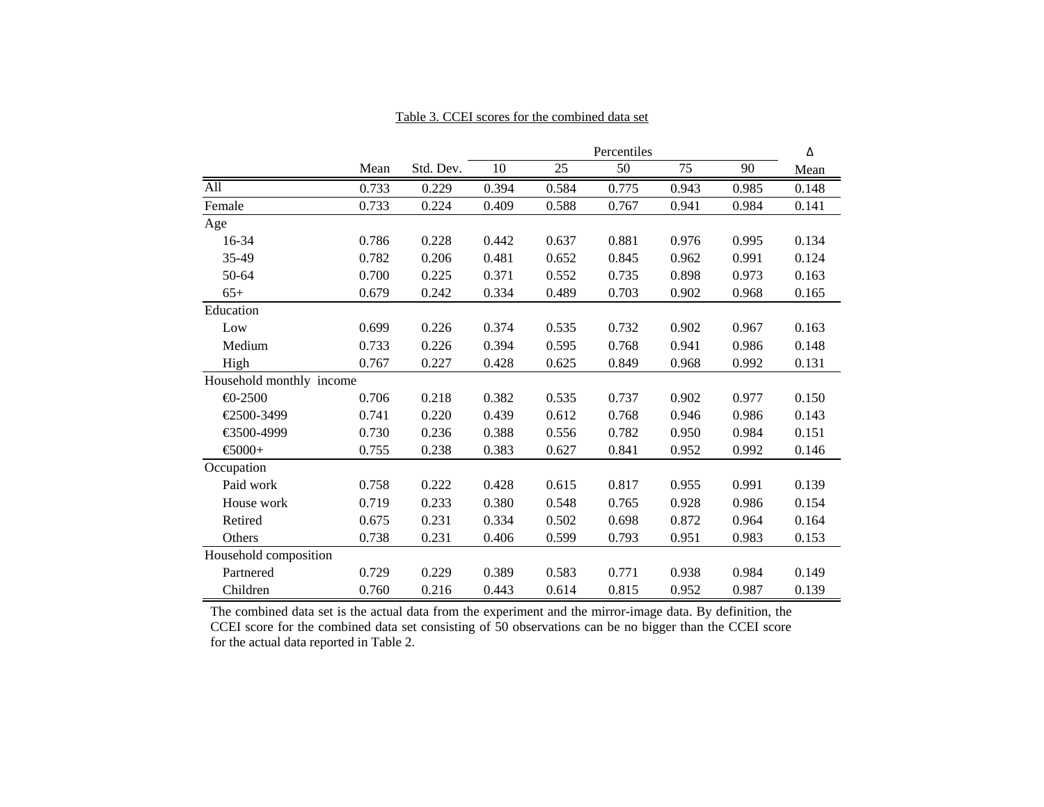Table 3. CCEI scores for the combined data set

| | Mean | Std. Dev. | Percentiles | | | | | Δ |
|---|---|---|---|---|---|---|---|---|
| | | | 10 | 25 | 50 | 75 | 90 | Mean |
| All | 0.733 | 0.229 | 0.394 | 0.584 | 0.775 | 0.943 | 0.985 | 0.148 |
| Female | 0.733 | 0.224 | 0.409 | 0.588 | 0.767 | 0.941 | 0.984 | 0.141 |
| Age | | | | | | | | |
| 16-34 | 0.786 | 0.228 | 0.442 | 0.637 | 0.881 | 0.976 | 0.995 | 0.134 |
| 35-49 | 0.782 | 0.206 | 0.481 | 0.652 | 0.845 | 0.962 | 0.991 | 0.124 |
| 50-64 | 0.700 | 0.225 | 0.371 | 0.552 | 0.735 | 0.898 | 0.973 | 0.163 |
| 65+ | 0.679 | 0.242 | 0.334 | 0.489 | 0.703 | 0.902 | 0.968 | 0.165 |
| Education | | | | | | | | |
| Low | 0.699 | 0.226 | 0.374 | 0.535 | 0.732 | 0.902 | 0.967 | 0.163 |
| Medium | 0.733 | 0.226 | 0.394 | 0.595 | 0.768 | 0.941 | 0.986 | 0.148 |
| High | 0.767 | 0.227 | 0.428 | 0.625 | 0.849 | 0.968 | 0.992 | 0.131 |
| Household monthly income | | | | | | | | |
| €0-2500 | 0.706 | 0.218 | 0.382 | 0.535 | 0.737 | 0.902 | 0.977 | 0.150 |
| €2500-3499 | 0.741 | 0.220 | 0.439 | 0.612 | 0.768 | 0.946 | 0.986 | 0.143 |
| €3500-4999 | 0.730 | 0.236 | 0.388 | 0.556 | 0.782 | 0.950 | 0.984 | 0.151 |
| €5000+ | 0.755 | 0.238 | 0.383 | 0.627 | 0.841 | 0.952 | 0.992 | 0.146 |
| Occupation | | | | | | | | |
| Paid work | 0.758 | 0.222 | 0.428 | 0.615 | 0.817 | 0.955 | 0.991 | 0.139 |
| House work | 0.719 | 0.233 | 0.380 | 0.548 | 0.765 | 0.928 | 0.986 | 0.154 |
| Retired | 0.675 | 0.231 | 0.334 | 0.502 | 0.698 | 0.872 | 0.964 | 0.164 |
| Others | 0.738 | 0.231 | 0.406 | 0.599 | 0.793 | 0.951 | 0.983 | 0.153 |
| Household composition | | | | | | | | |
| Partnered | 0.729 | 0.229 | 0.389 | 0.583 | 0.771 | 0.938 | 0.984 | 0.149 |
| Children | 0.760 | 0.216 | 0.443 | 0.614 | 0.815 | 0.952 | 0.987 | 0.139 |

The combined data set is the actual data from the experiment and the mirror-image data. By definition, the CCEI score for the combined data set consisting of 50 observations can be no bigger than the CCEI score for the actual data reported in Table 2.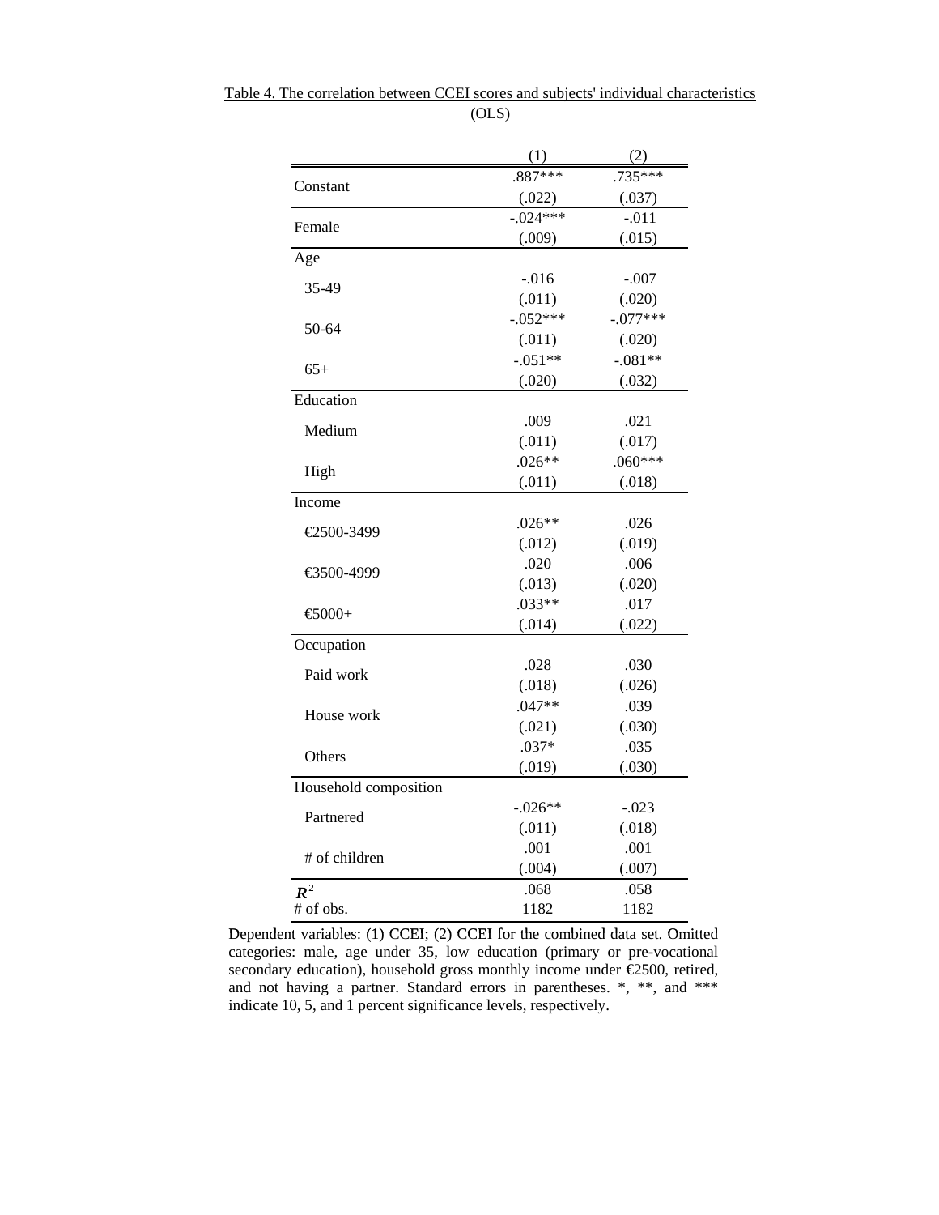Table 4. The correlation between CCEI scores and subjects' individual characteristics (OLS)

| | (1) | (2) |
|---|---|---|
| Constant | .887*** | .735*** |
| | (.022) | (.037) |
| Female | -.024*** | -.011 |
| | (.009) | (.015) |
| Age | | |
| 35-49 | -.016 | -.007 |
| | (.011) | (.020) |
| 50-64 | -.052*** | -.077*** |
| | (.011) | (.020) |
| 65+ | -.051** | -.081** |
| | (.020) | (.032) |
| Education | | |
| Medium | .009 | .021 |
| | (.011) | (.017) |
| High | .026** | .060*** |
| | (.011) | (.018) |
| Income | | |
| €2500-3499 | .026** | .026 |
| | (.012) | (.019) |
| €3500-4999 | .020 | .006 |
| | (.013) | (.020) |
| €5000+ | .033** | .017 |
| | (.014) | (.022) |
| Occupation | | |
| Paid work | .028 | .030 |
| | (.018) | (.026) |
| House work | .047** | .039 |
| | (.021) | (.030) |
| Others | .037* | .035 |
| | (.019) | (.030) |
| Household composition | | |
| Partnered | -.026** | -.023 |
| | (.011) | (.018) |
| # of children | .001 | .001 |
| | (.004) | (.007) |
| $R^2$ | .068 | .058 |
| # of obs. | 1182 | 1182 |

Dependent variables: (1) CCEI; (2) CCEI for the combined data set. Omitted categories: male, age under 35, low education (primary or pre-vocational secondary education), household gross monthly income under €2500, retired, and not having a partner. Standard errors in parentheses. *, **, and *** indicate 10, 5, and 1 percent significance levels, respectively.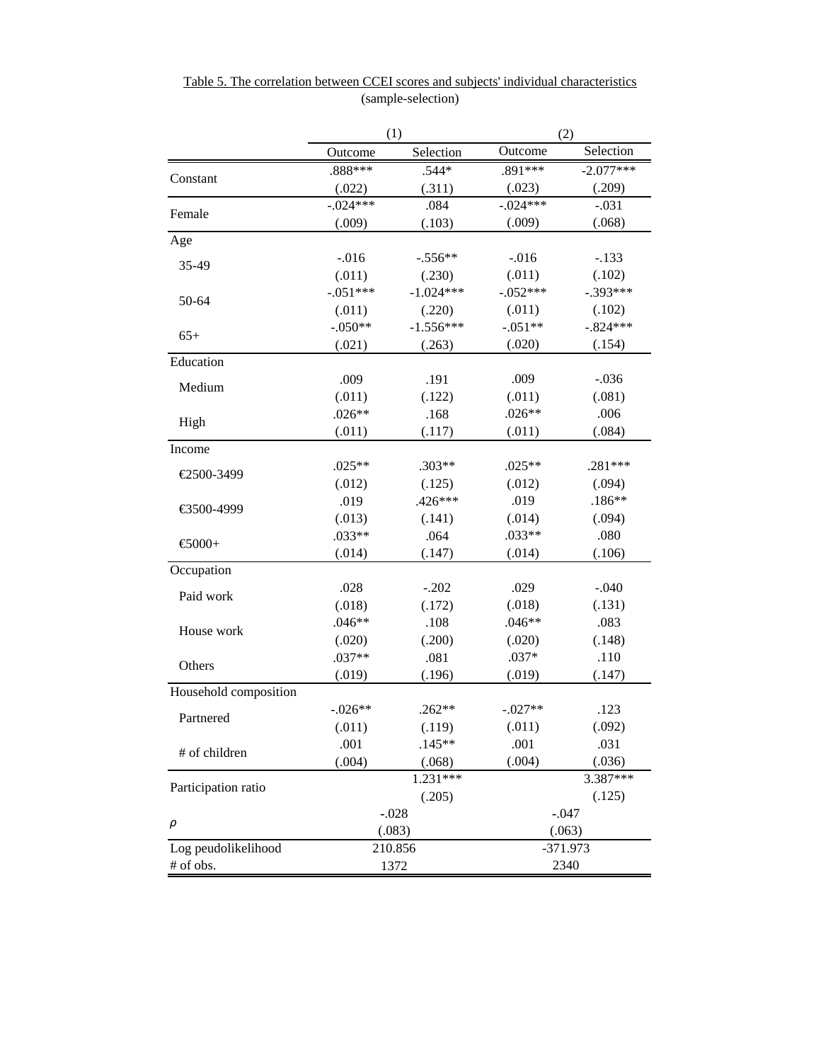Table 5. The correlation between CCEI scores and subjects' individual characteristics (sample-selection)

| | (1) | | (2) | |
|---|---|---|---|---|
| | Outcome | Selection | Outcome | Selection |
| Constant | .888*** | .544* | .891*** | -2.077*** |
| | (.022) | (.311) | (.023) | (.209) |
| Female | -.024*** | .084 | -.024*** | -.031 |
| | (.009) | (.103) | (.009) | (.068) |
| Age | | | | |
| 35-49 | -.016 | -.556** | -.016 | -.133 |
| | (.011) | (.230) | (.011) | (.102) |
| 50-64 | -.051*** | -1.024*** | -.052*** | -.393*** |
| | (.011) | (.220) | (.011) | (.102) |
| 65+ | -.050** | -1.556*** | -.051** | -.824*** |
| | (.021) | (.263) | (.020) | (.154) |
| Education | | | | |
| Medium | .009 | .191 | .009 | -.036 |
| | (.011) | (.122) | (.011) | (.081) |
| High | .026** | .168 | .026** | .006 |
| | (.011) | (.117) | (.011) | (.084) |
| Income | | | | |
| €2500-3499 | .025** | .303** | .025** | .281*** |
| | (.012) | (.125) | (.012) | (.094) |
| €3500-4999 | .019 | .426*** | .019 | .186** |
| | (.013) | (.141) | (.014) | (.094) |
| €5000+ | .033** | .064 | .033** | .080 |
| | (.014) | (.147) | (.014) | (.106) |
| Occupation | | | | |
| Paid work | .028 | -.202 | .029 | -.040 |
| | (.018) | (.172) | (.018) | (.131) |
| House work | .046** | .108 | .046** | .083 |
| | (.020) | (.200) | (.020) | (.148) |
| Others | .037** | .081 | .037* | .110 |
| | (.019) | (.196) | (.019) | (.147) |
| Household composition | | | | |
| Partnered | -.026** | .262** | -.027** | .123 |
| | (.011) | (.119) | (.011) | (.092) |
| # of children | .001 | .145** | .001 | .031 |
| | (.004) | (.068) | (.004) | (.036) |
| Participation ratio | | 1.231*** | | 3.387*** |
| | | (.205) | | (.125) |
| $\rho$ | -.028 | | -.047 | |
| | (.083) | | (.063) | |
| Log peudolikelihood | 210.856 | | -371.973 | |
| # of obs. | 1372 | | 2340 | |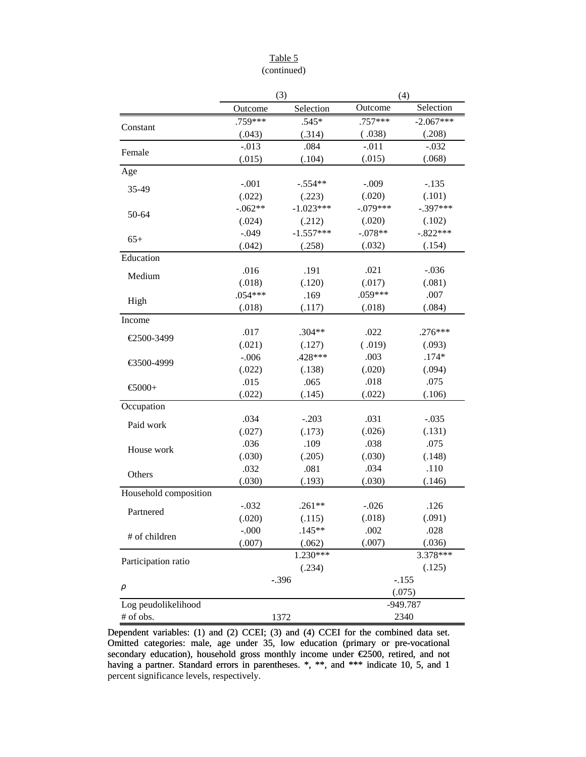Table 5
(continued)

| | (3) | | (4) | |
|---|---|---|---|---|
| | Outcome | Selection | Outcome | Selection |
| Constant | .759*** | .545* | .757*** | -2.067*** |
| | (.043) | (.314) | ( .038) | (.208) |
| Female | -.013 | .084 | -.011 | -.032 |
| | (.015) | (.104) | (.015) | (.068) |
| Age | | | | |
| 35-49 | -.001 | -.554** | -.009 | -.135 |
| | (.022) | (.223) | (.020) | (.101) |
| 50-64 | -.062** | -1.023*** | -.079*** | -.397*** |
| | (.024) | (.212) | (.020) | (.102) |
| 65+ | -.049 | -1.557*** | -.078** | -.822*** |
| | (.042) | (.258) | (.032) | (.154) |
| Education | | | | |
| Medium | .016 | .191 | .021 | -.036 |
| | (.018) | (.120) | (.017) | (.081) |
| High | .054*** | .169 | .059*** | .007 |
| | (.018) | (.117) | (.018) | (.084) |
| Income | | | | |
| €2500-3499 | .017 | .304** | .022 | .276*** |
| | (.021) | (.127) | ( .019) | (.093) |
| €3500-4999 | -.006 | .428*** | .003 | .174* |
| | (.022) | (.138) | (.020) | (.094) |
| €5000+ | .015 | .065 | .018 | .075 |
| | (.022) | (.145) | (.022) | (.106) |
| Occupation | | | | |
| Paid work | .034 | -.203 | .031 | -.035 |
| | (.027) | (.173) | (.026) | (.131) |
| House work | .036 | .109 | .038 | .075 |
| | (.030) | (.205) | (.030) | (.148) |
| Others | .032 | .081 | .034 | .110 |
| | (.030) | (.193) | (.030) | (.146) |
| Household composition | | | | |
| Partnered | -.032 | .261** | -.026 | .126 |
| | (.020) | (.115) | (.018) | (.091) |
| # of children | -.000 | .145** | .002 | .028 |
| | (.007) | (.062) | (.007) | (.036) |
| Participation ratio | | 1.230*** | | 3.378*** |
| | | (.234) | | (.125) |
| $\rho$ | -.396 | | -.155 | |
| | | | (.075) | |
| Log peudolikelihood | | | -949.787 | |
| # of obs. | 1372 | | 2340 | |

Dependent variables: (1) and (2) CCEI; (3) and (4) CCEI for the combined data set. Omitted categories: male, age under 35, low education (primary or pre-vocational secondary education), household gross monthly income under €2500, retired, and not having a partner. Standard errors in parentheses. *, **, and *** indicate 10, 5, and 1 percent significance levels, respectively.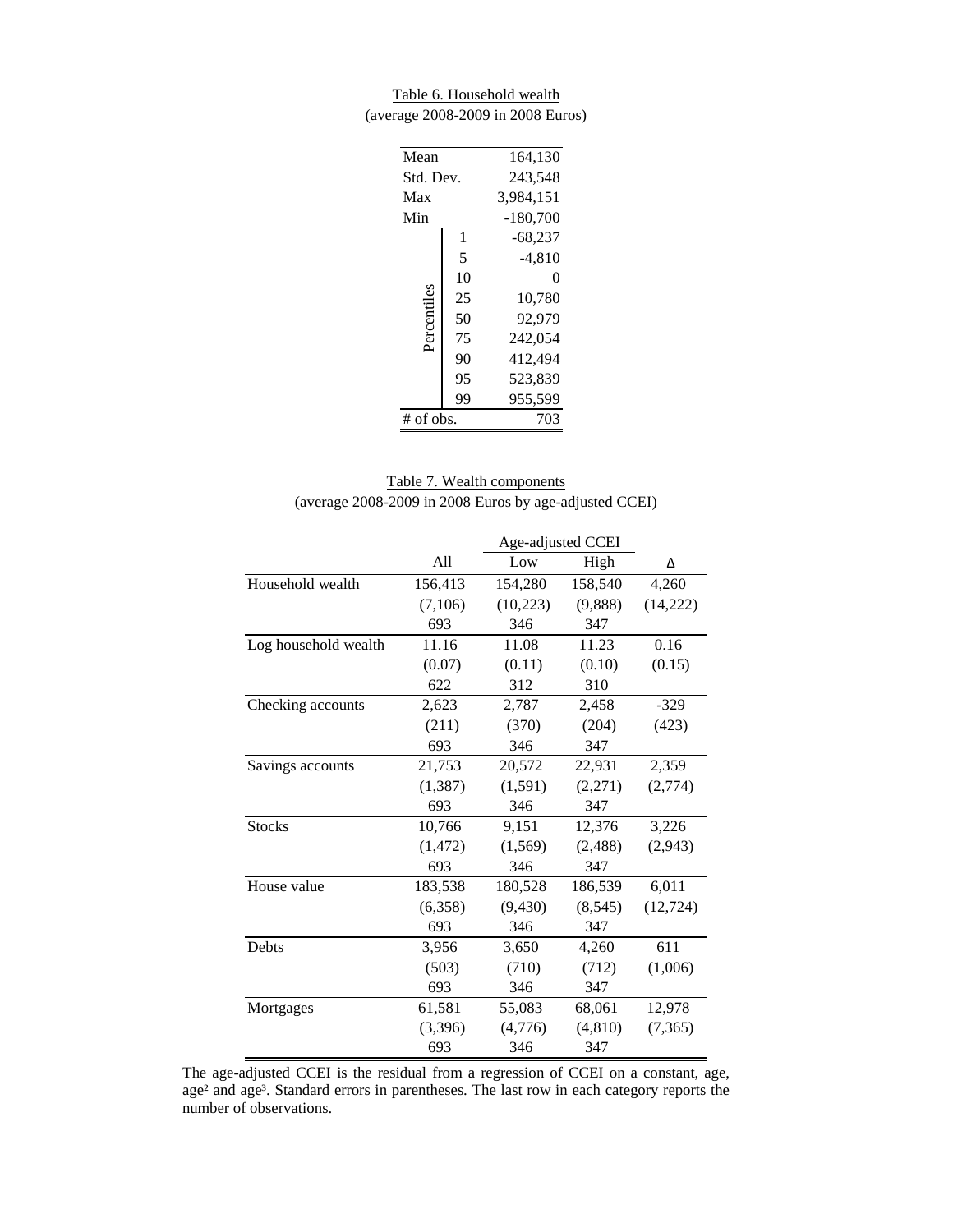Table 6. Household wealth
(average 2008-2009 in 2008 Euros)

| | | |
|---|---|---|
| Mean | | 164,130 |
| Std. Dev. | | 243,548 |
| Max | | 3,984,151 |
| Min | | -180,700 |
| Percentiles | 1 | -68,237 |
| | 5 | -4,810 |
| | 10 | 0 |
| | 25 | 10,780 |
| | 50 | 92,979 |
| | 75 | 242,054 |
| | 90 | 412,494 |
| | 95 | 523,839 |
| | 99 | 955,599 |
| # of obs. | | 703 |

Table 7. Wealth components
(average 2008-2009 in 2008 Euros by age-adjusted CCEI)

| | | Age-adjusted CCEI | | |
|---|---|---|---|---|
| | All | Low | High | Δ |
| Household wealth | 156,413 | 154,280 | 158,540 | 4,260 |
| | (7,106) | (10,223) | (9,888) | (14,222) |
| | 693 | 346 | 347 | |
| Log household wealth | 11.16 | 11.08 | 11.23 | 0.16 |
| | (0.07) | (0.11) | (0.10) | (0.15) |
| | 622 | 312 | 310 | |
| Checking accounts | 2,623 | 2,787 | 2,458 | -329 |
| | (211) | (370) | (204) | (423) |
| | 693 | 346 | 347 | |
| Savings accounts | 21,753 | 20,572 | 22,931 | 2,359 |
| | (1,387) | (1,591) | (2,271) | (2,774) |
| | 693 | 346 | 347 | |
| Stocks | 10,766 | 9,151 | 12,376 | 3,226 |
| | (1,472) | (1,569) | (2,488) | (2,943) |
| | 693 | 346 | 347 | |
| House value | 183,538 | 180,528 | 186,539 | 6,011 |
| | (6,358) | (9,430) | (8,545) | (12,724) |
| | 693 | 346 | 347 | |
| Debts | 3,956 | 3,650 | 4,260 | 611 |
| | (503) | (710) | (712) | (1,006) |
| | 693 | 346 | 347 | |
| Mortgages | 61,581 | 55,083 | 68,061 | 12,978 |
| | (3,396) | (4,776) | (4,810) | (7,365) |
| | 693 | 346 | 347 | |

The age-adjusted CCEI is the residual from a regression of CCEI on a constant, age, $age^2$ and $age^3$. Standard errors in parentheses. The last row in each category reports the number of observations.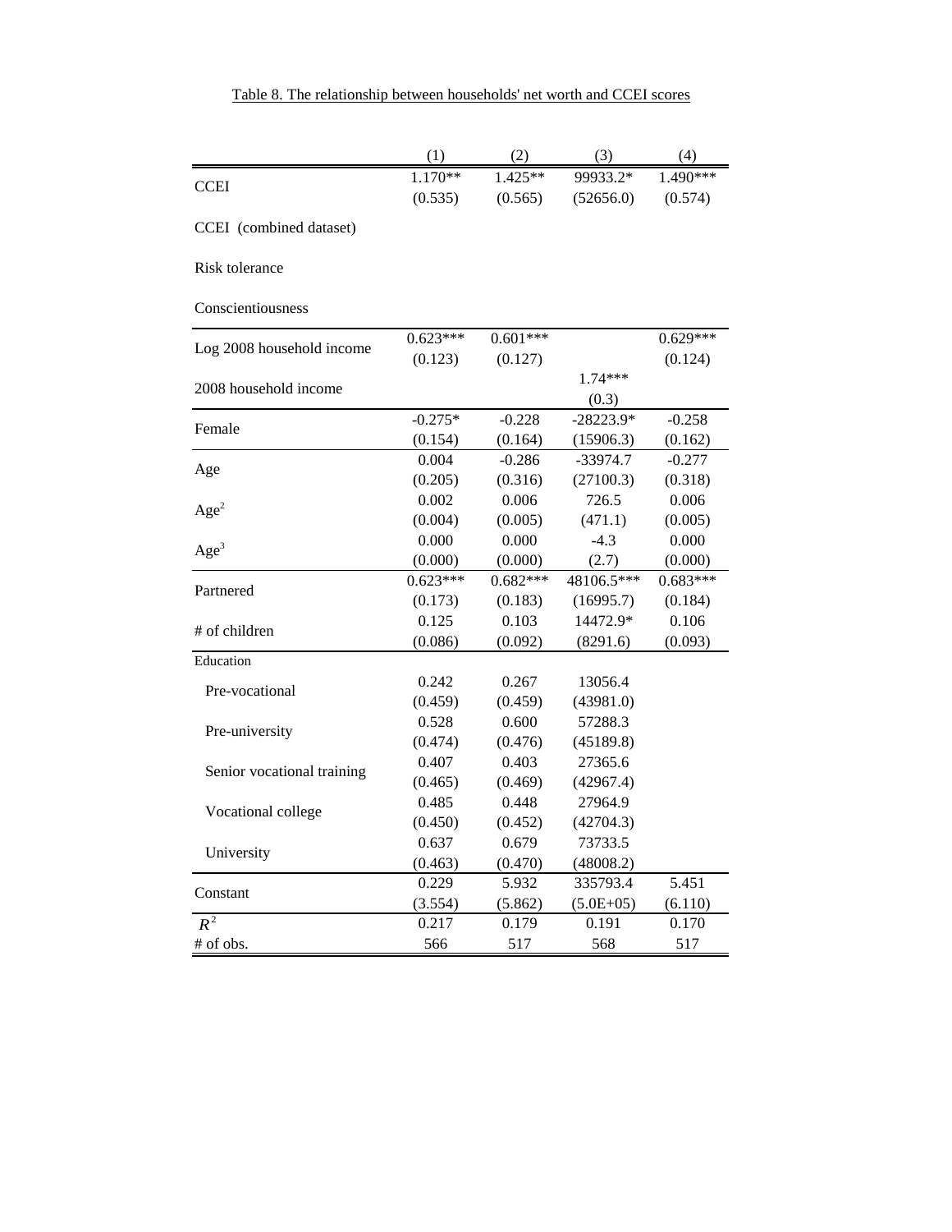Table 8. The relationship between households' net worth and CCEI scores

| | (1) | (2) | (3) | (4) |
|---|---|---|---|---|
| CCEI | 1.170** | 1.425** | 99933.2* | 1.490*** |
| | (0.535) | (0.565) | (52656.0) | (0.574) |
| CCEI (combined dataset) | | | | |
| Risk tolerance | | | | |
| Conscientiousness | | | | |
| Log 2008 household income | 0.623*** | 0.601*** | | 0.629*** |
| | (0.123) | (0.127) | | (0.124) |
| 2008 household income | | | 1.74*** | |
| | | | (0.3) | |
| Female | -0.275* | -0.228 | -28223.9* | -0.258 |
| | (0.154) | (0.164) | (15906.3) | (0.162) |
| Age | 0.004 | -0.286 | -33974.7 | -0.277 |
| | (0.205) | (0.316) | (27100.3) | (0.318) |
| $Age^2$ | 0.002 | 0.006 | 726.5 | 0.006 |
| | (0.004) | (0.005) | (471.1) | (0.005) |
| $Age^3$ | 0.000 | 0.000 | -4.3 | 0.000 |
| | (0.000) | (0.000) | (2.7) | (0.000) |
| Partnered | 0.623*** | 0.682*** | 48106.5*** | 0.683*** |
| | (0.173) | (0.183) | (16995.7) | (0.184) |
| # of children | 0.125 | 0.103 | 14472.9* | 0.106 |
| | (0.086) | (0.092) | (8291.6) | (0.093) |
| Education | | | | |
| Pre-vocational | 0.242 | 0.267 | 13056.4 | |
| | (0.459) | (0.459) | (43981.0) | |
| Pre-university | 0.528 | 0.600 | 57288.3 | |
| | (0.474) | (0.476) | (45189.8) | |
| Senior vocational training | 0.407 | 0.403 | 27365.6 | |
| | (0.465) | (0.469) | (42967.4) | |
| Vocational college | 0.485 | 0.448 | 27964.9 | |
| | (0.450) | (0.452) | (42704.3) | |
| University | 0.637 | 0.679 | 73733.5 | |
| | (0.463) | (0.470) | (48008.2) | |
| Constant | 0.229 | 5.932 | 335793.4 | 5.451 |
| | (3.554) | (5.862) | (5.0E+05) | (6.110) |
| $R^2$ | 0.217 | 0.179 | 0.191 | 0.170 |
| # of obs. | 566 | 517 | 568 | 517 |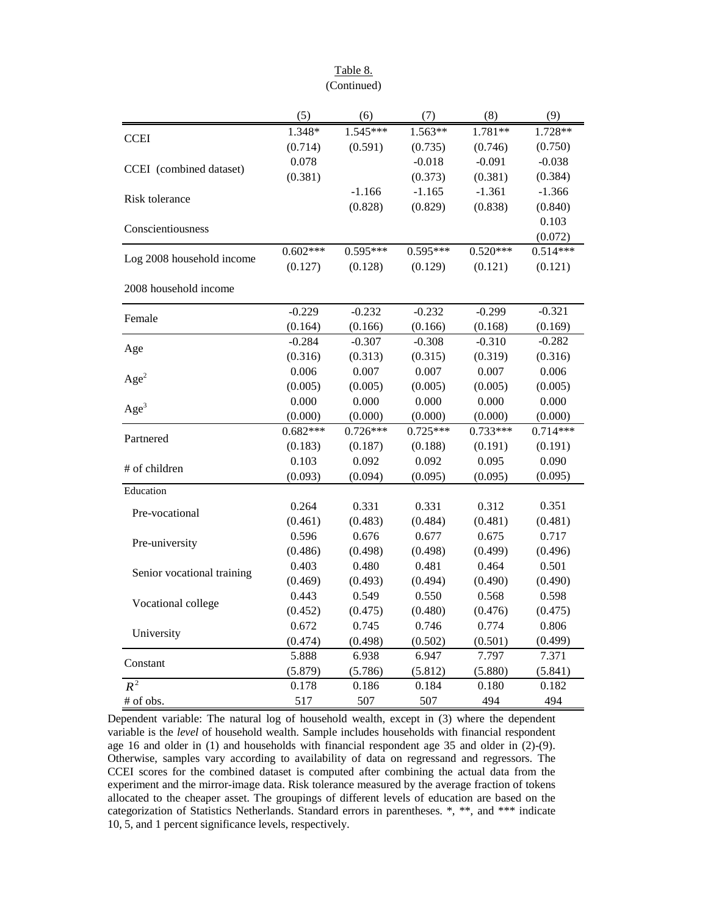Table 8.
(Continued)

| | (5) | (6) | (7) | (8) | (9) |
|---|---|---|---|---|---|
| CCEI | 1.348* | 1.545*** | 1.563** | 1.781** | 1.728** |
| | (0.714) | (0.591) | (0.735) | (0.746) | (0.750) |
| CCEI (combined dataset) | 0.078 | | -0.018 | -0.091 | -0.038 |
| | (0.381) | | (0.373) | (0.381) | (0.384) |
| Risk tolerance | | -1.166 | -1.165 | -1.361 | -1.366 |
| | | (0.828) | (0.829) | (0.838) | (0.840) |
| Conscientiousness | | | | | 0.103 |
| | | | | | (0.072) |
| Log 2008 household income | 0.602*** | 0.595*** | 0.595*** | 0.520*** | 0.514*** |
| | (0.127) | (0.128) | (0.129) | (0.121) | (0.121) |
| 2008 household income | | | | | |
| Female | -0.229 | -0.232 | -0.232 | -0.299 | -0.321 |
| | (0.164) | (0.166) | (0.166) | (0.168) | (0.169) |
| Age | -0.284 | -0.307 | -0.308 | -0.310 | -0.282 |
| | (0.316) | (0.313) | (0.315) | (0.319) | (0.316) |
| Age$^2$ | 0.006 | 0.007 | 0.007 | 0.007 | 0.006 |
| | (0.005) | (0.005) | (0.005) | (0.005) | (0.005) |
| Age$^3$ | 0.000 | 0.000 | 0.000 | 0.000 | 0.000 |
| | (0.000) | (0.000) | (0.000) | (0.000) | (0.000) |
| Partnered | 0.682*** | 0.726*** | 0.725*** | 0.733*** | 0.714*** |
| | (0.183) | (0.187) | (0.188) | (0.191) | (0.191) |
| # of children | 0.103 | 0.092 | 0.092 | 0.095 | 0.090 |
| | (0.093) | (0.094) | (0.095) | (0.095) | (0.095) |
| Education | | | | | |
| Pre-vocational | 0.264 | 0.331 | 0.331 | 0.312 | 0.351 |
| | (0.461) | (0.483) | (0.484) | (0.481) | (0.481) |
| Pre-university | 0.596 | 0.676 | 0.677 | 0.675 | 0.717 |
| | (0.486) | (0.498) | (0.498) | (0.499) | (0.496) |
| Senior vocational training | 0.403 | 0.480 | 0.481 | 0.464 | 0.501 |
| | (0.469) | (0.493) | (0.494) | (0.490) | (0.490) |
| Vocational college | 0.443 | 0.549 | 0.550 | 0.568 | 0.598 |
| | (0.452) | (0.475) | (0.480) | (0.476) | (0.475) |
| University | 0.672 | 0.745 | 0.746 | 0.774 | 0.806 |
| | (0.474) | (0.498) | (0.502) | (0.501) | (0.499) |
| Constant | 5.888 | 6.938 | 6.947 | 7.797 | 7.371 |
| | (5.879) | (5.786) | (5.812) | (5.880) | (5.841) |
| $R^2$ | 0.178 | 0.186 | 0.184 | 0.180 | 0.182 |
| # of obs. | 517 | 507 | 507 | 494 | 494 |

Dependent variable: The natural log of household wealth, except in (3) where the dependent variable is the *level* of household wealth. Sample includes households with financial respondent age 16 and older in (1) and households with financial respondent age 35 and older in (2)-(9). Otherwise, samples vary according to availability of data on regressand and regressors. The CCEI scores for the combined dataset is computed after combining the actual data from the experiment and the mirror-image data. Risk tolerance measured by the average fraction of tokens allocated to the cheaper asset. The groupings of different levels of education are based on the categorization of Statistics Netherlands. Standard errors in parentheses. *, **, and *** indicate 10, 5, and 1 percent significance levels, respectively.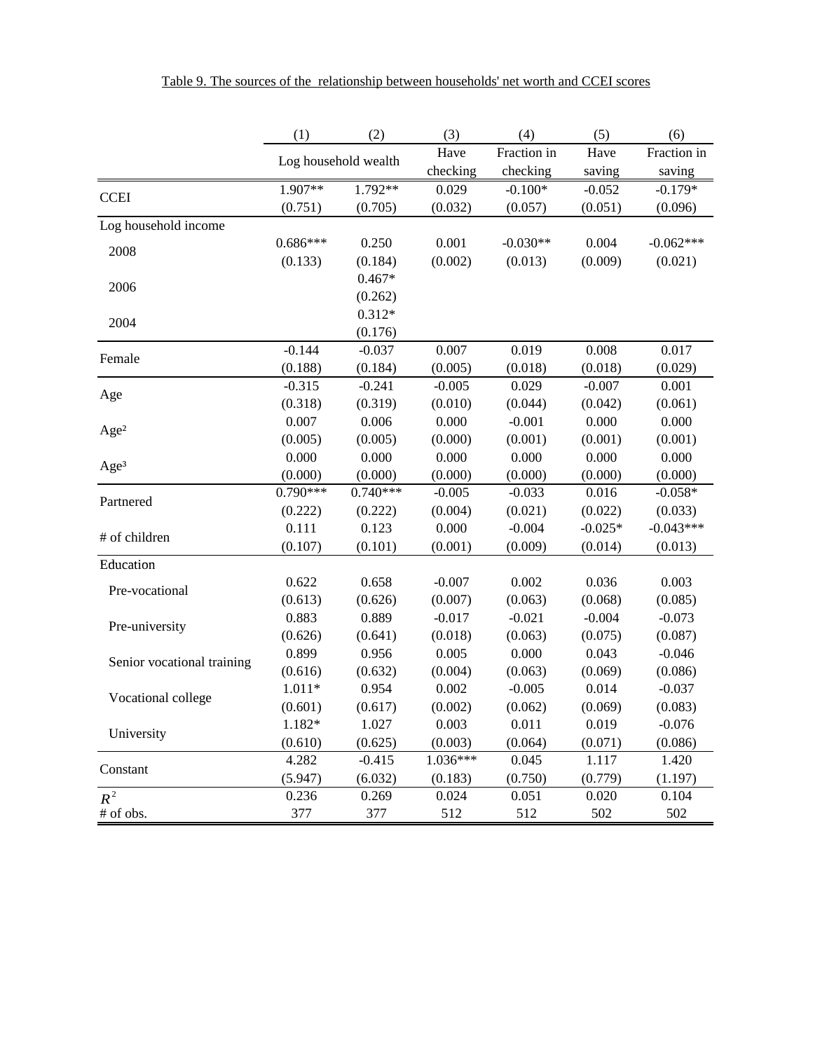Table 9. The sources of the relationship between households' net worth and CCEI scores

| | (1) | (2) | (3) | (4) | (5) | (6) |
|---|---|---|---|---|---|---|
| | Log household wealth | | Have checking | Fraction in checking | Have saving | Fraction in saving |
| CCEI | 1.907** | 1.792** | 0.029 | -0.100* | -0.052 | -0.179* |
| | (0.751) | (0.705) | (0.032) | (0.057) | (0.051) | (0.096) |
| Log household income | | | | | | |
| 2008 | 0.686*** | 0.250 | 0.001 | -0.030** | 0.004 | -0.062*** |
| | (0.133) | (0.184) | (0.002) | (0.013) | (0.009) | (0.021) |
| 2006 | | 0.467* | | | | |
| | | (0.262) | | | | |
| 2004 | | 0.312* | | | | |
| | | (0.176) | | | | |
| Female | -0.144 | -0.037 | 0.007 | 0.019 | 0.008 | 0.017 |
| | (0.188) | (0.184) | (0.005) | (0.018) | (0.018) | (0.029) |
| Age | -0.315 | -0.241 | -0.005 | 0.029 | -0.007 | 0.001 |
| | (0.318) | (0.319) | (0.010) | (0.044) | (0.042) | (0.061) |
| Age² | 0.007 | 0.006 | 0.000 | -0.001 | 0.000 | 0.000 |
| | (0.005) | (0.005) | (0.000) | (0.001) | (0.001) | (0.001) |
| Age³ | 0.000 | 0.000 | 0.000 | 0.000 | 0.000 | 0.000 |
| | (0.000) | (0.000) | (0.000) | (0.000) | (0.000) | (0.000) |
| Partnered | 0.790*** | 0.740*** | -0.005 | -0.033 | 0.016 | -0.058* |
| | (0.222) | (0.222) | (0.004) | (0.021) | (0.022) | (0.033) |
| # of children | 0.111 | 0.123 | 0.000 | -0.004 | -0.025* | -0.043*** |
| | (0.107) | (0.101) | (0.001) | (0.009) | (0.014) | (0.013) |
| Education | | | | | | |
| Pre-vocational | 0.622 | 0.658 | -0.007 | 0.002 | 0.036 | 0.003 |
| | (0.613) | (0.626) | (0.007) | (0.063) | (0.068) | (0.085) |
| Pre-university | 0.883 | 0.889 | -0.017 | -0.021 | -0.004 | -0.073 |
| | (0.626) | (0.641) | (0.018) | (0.063) | (0.075) | (0.087) |
| Senior vocational training | 0.899 | 0.956 | 0.005 | 0.000 | 0.043 | -0.046 |
| | (0.616) | (0.632) | (0.004) | (0.063) | (0.069) | (0.086) |
| Vocational college | 1.011* | 0.954 | 0.002 | -0.005 | 0.014 | -0.037 |
| | (0.601) | (0.617) | (0.002) | (0.062) | (0.069) | (0.083) |
| University | 1.182* | 1.027 | 0.003 | 0.011 | 0.019 | -0.076 |
| | (0.610) | (0.625) | (0.003) | (0.064) | (0.071) | (0.086) |
| Constant | 4.282 | -0.415 | 1.036*** | 0.045 | 1.117 | 1.420 |
| | (5.947) | (6.032) | (0.183) | (0.750) | (0.779) | (1.197) |
| $R^2$ | 0.236 | 0.269 | 0.024 | 0.051 | 0.020 | 0.104 |
| # of obs. | 377 | 377 | 512 | 512 | 502 | 502 |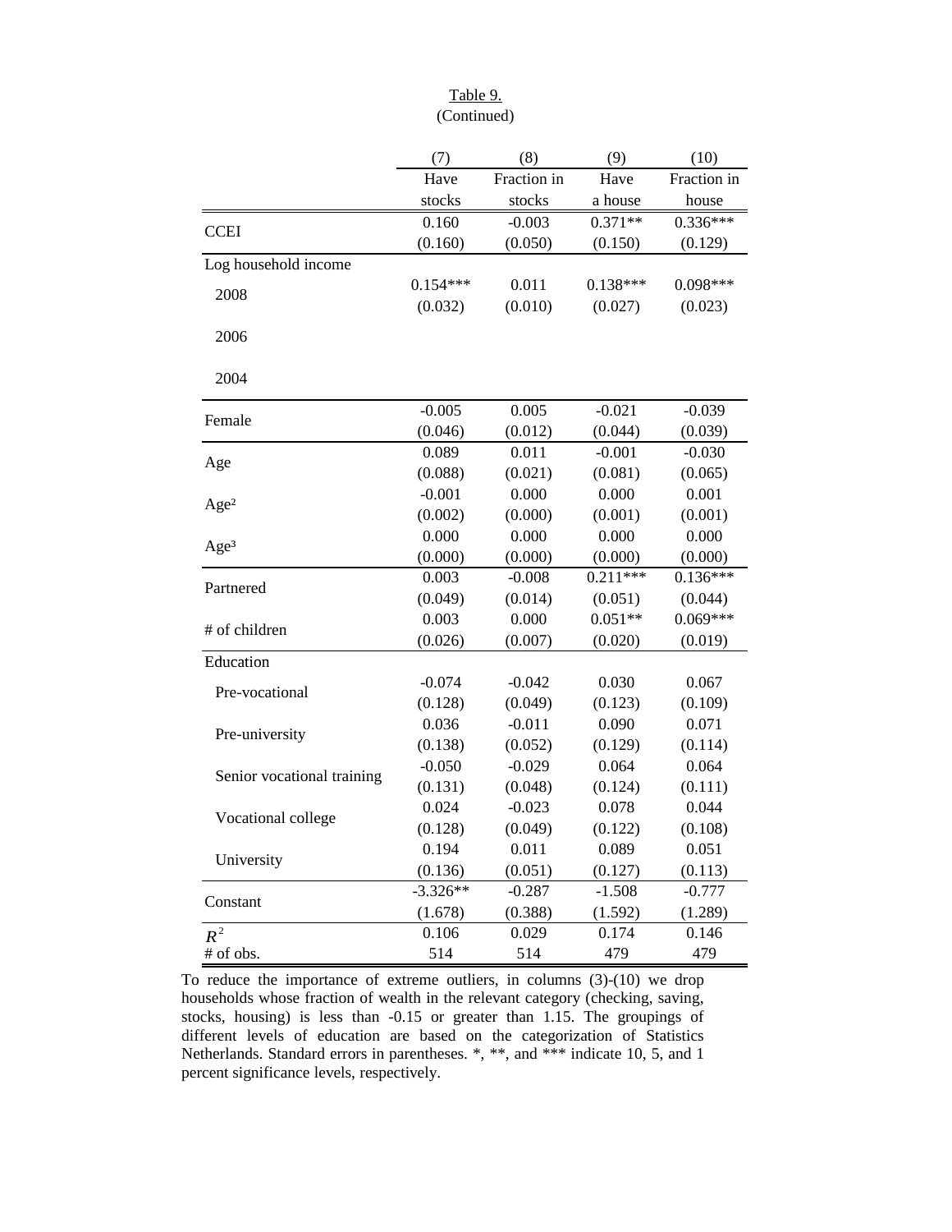Table 9.
(Continued)

| | (7) | (8) | (9) | (10) |
|---|---|---|---|---|
| | Have stocks | Fraction in stocks | Have a house | Fraction in house |
| CCEI | 0.160 | -0.003 | 0.371** | 0.336*** |
| | (0.160) | (0.050) | (0.150) | (0.129) |
| Log household income | | | | |
| 2008 | 0.154*** | 0.011 | 0.138*** | 0.098*** |
| | (0.032) | (0.010) | (0.027) | (0.023) |
| 2006 | | | | |
| 2004 | | | | |
| Female | -0.005 | 0.005 | -0.021 | -0.039 |
| | (0.046) | (0.012) | (0.044) | (0.039) |
| Age | 0.089 | 0.011 | -0.001 | -0.030 |
| | (0.088) | (0.021) | (0.081) | (0.065) |
| Age² | -0.001 | 0.000 | 0.000 | 0.001 |
| | (0.002) | (0.000) | (0.001) | (0.001) |
| Age³ | 0.000 | 0.000 | 0.000 | 0.000 |
| | (0.000) | (0.000) | (0.000) | (0.000) |
| Partnered | 0.003 | -0.008 | 0.211*** | 0.136*** |
| | (0.049) | (0.014) | (0.051) | (0.044) |
| # of children | 0.003 | 0.000 | 0.051** | 0.069*** |
| | (0.026) | (0.007) | (0.020) | (0.019) |
| Education | | | | |
| Pre-vocational | -0.074 | -0.042 | 0.030 | 0.067 |
| | (0.128) | (0.049) | (0.123) | (0.109) |
| Pre-university | 0.036 | -0.011 | 0.090 | 0.071 |
| | (0.138) | (0.052) | (0.129) | (0.114) |
| Senior vocational training | -0.050 | -0.029 | 0.064 | 0.064 |
| | (0.131) | (0.048) | (0.124) | (0.111) |
| Vocational college | 0.024 | -0.023 | 0.078 | 0.044 |
| | (0.128) | (0.049) | (0.122) | (0.108) |
| University | 0.194 | 0.011 | 0.089 | 0.051 |
| | (0.136) | (0.051) | (0.127) | (0.113) |
| Constant | -3.326** | -0.287 | -1.508 | -0.777 |
| | (1.678) | (0.388) | (1.592) | (1.289) |
| $R^2$ | 0.106 | 0.029 | 0.174 | 0.146 |
| # of obs. | 514 | 514 | 479 | 479 |

To reduce the importance of extreme outliers, in columns (3)-(10) we drop households whose fraction of wealth in the relevant category (checking, saving, stocks, housing) is less than -0.15 or greater than 1.15. The groupings of different levels of education are based on the categorization of Statistics Netherlands. Standard errors in parentheses. *, **, and *** indicate 10, 5, and 1 percent significance levels, respectively.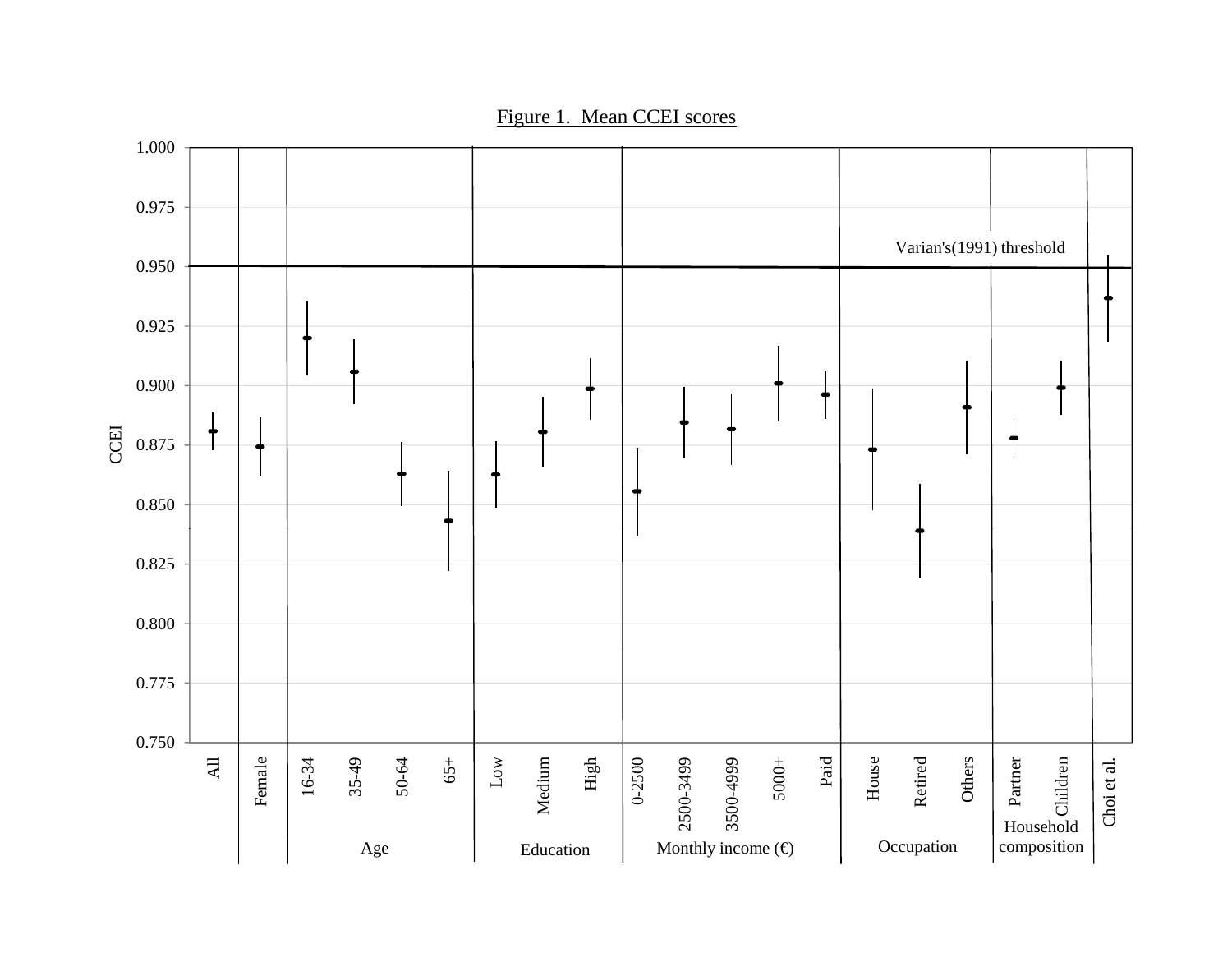Figure 1. Mean CCEI scores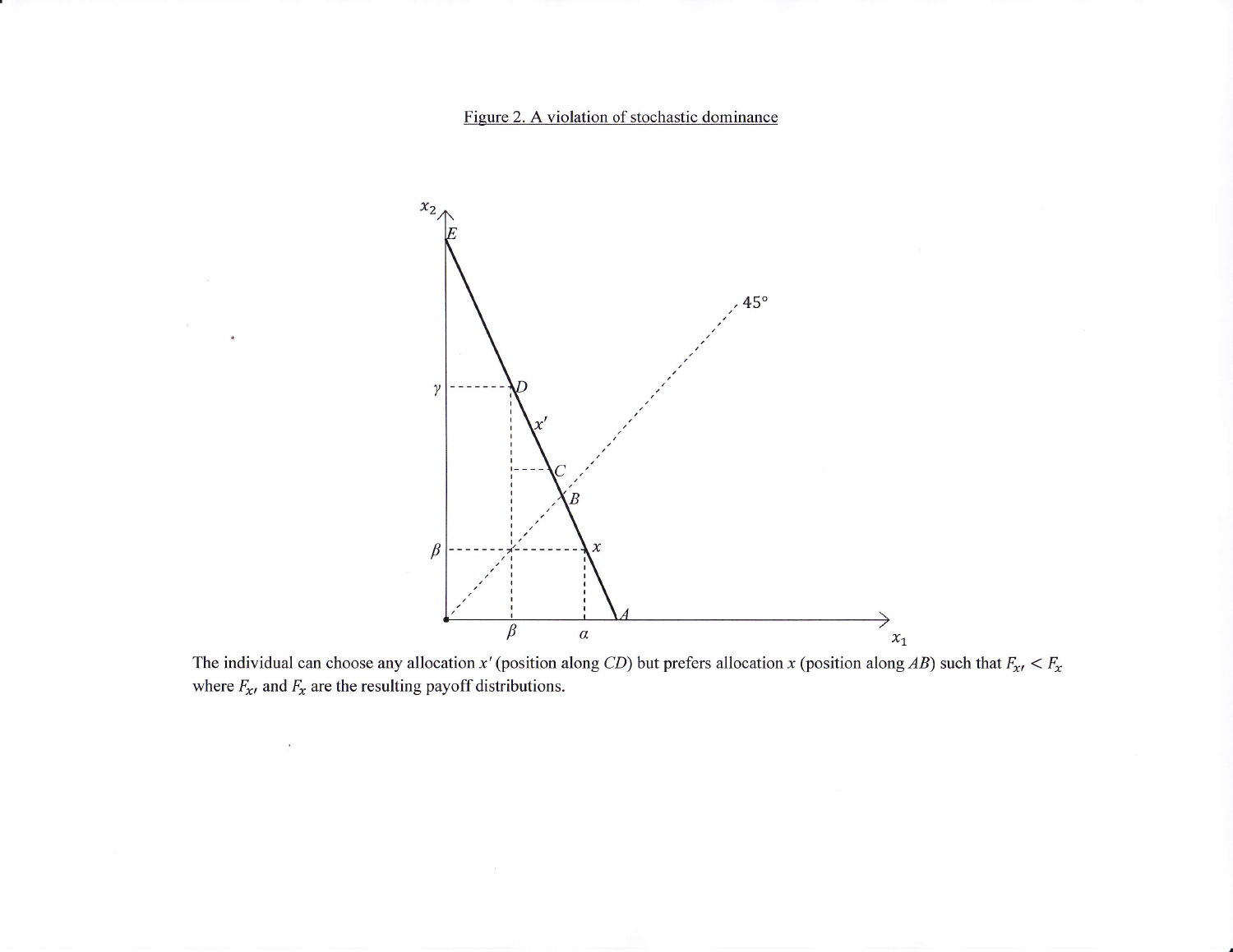Figure 2. A violation of stochastic dominance

The individual can choose any allocation $x'$ (position along $CD$) but prefers allocation $x$ (position along $AB$) such that $F_{x'} < F_x$ where $F_{x'}$ and $F_x$ are the resulting payoff distributions.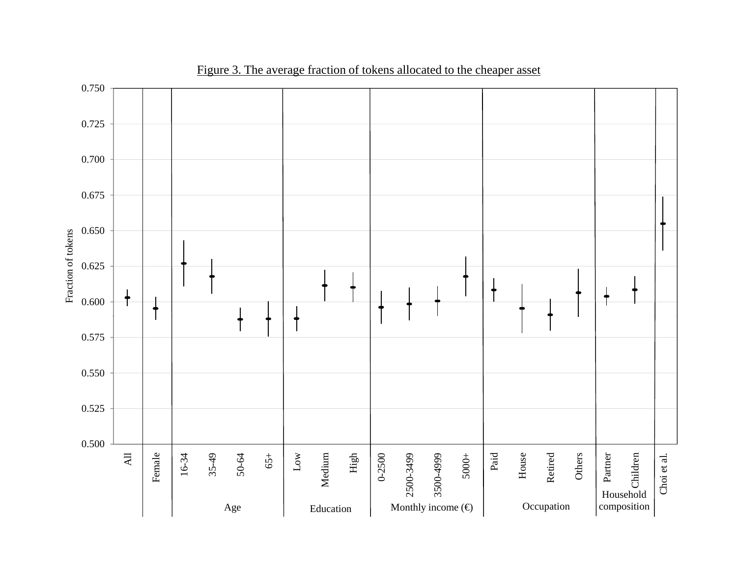Figure 3. The average fraction of tokens allocated to the cheaper asset

Fraction of tokens

0.750
0.725
0.700
0.675
0.650
0.625
0.600
0.575
0.550
0.525
0.500

All
Female
16-34
35-49
50-64
65+
Low
Medium
High
0-2500
2500-3499
3500-4999
5000+
Paid
House
Retired
Others
Partner
Children
Choi et al.

Age
Education
Monthly income (€)
Occupation
Household composition